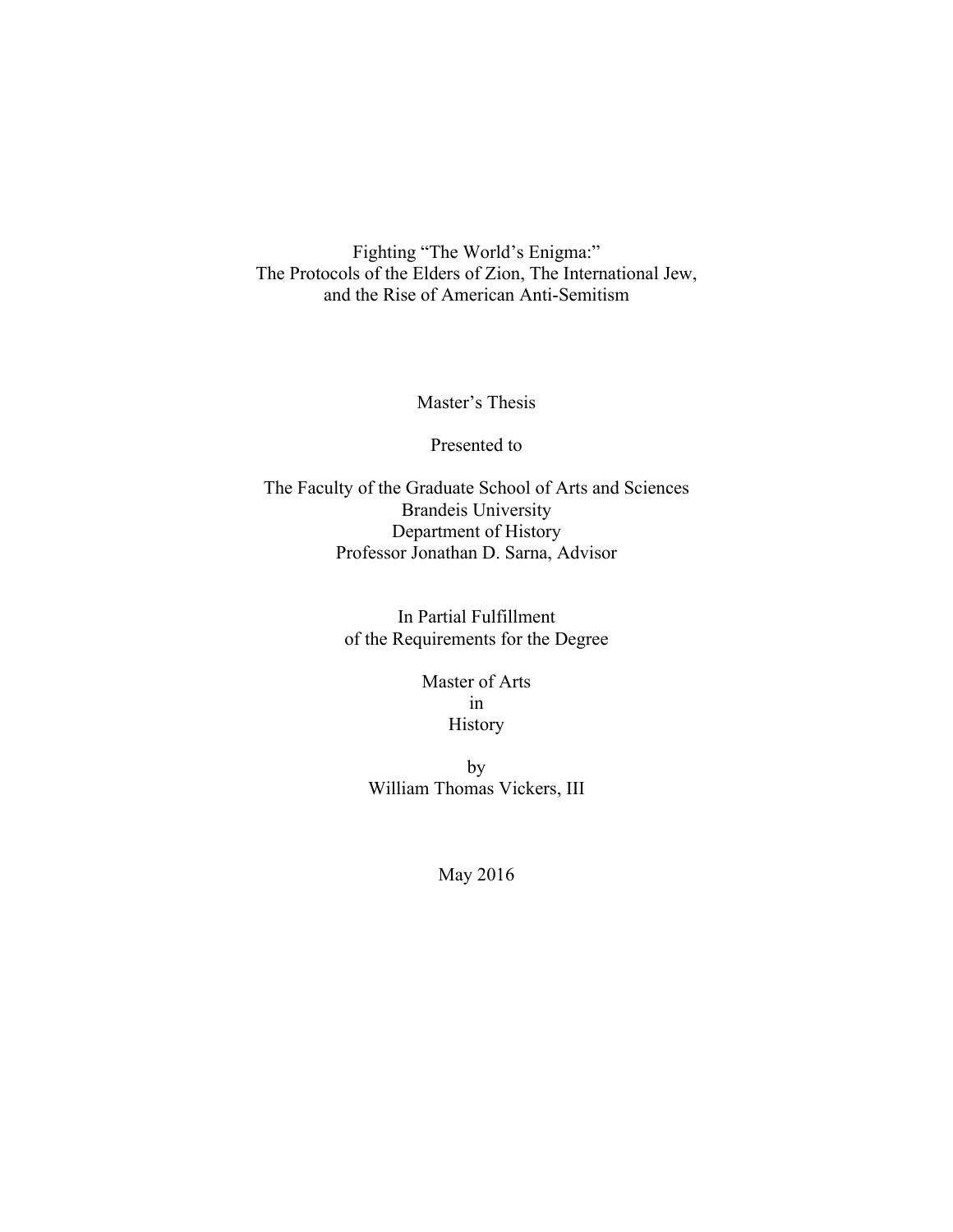# Fighting "The World's Enigma:" The Protocols of the Elders of Zion, The International Jew, and the Rise of American Anti-Semitism

Master's Thesis

Presented to

The Faculty of the Graduate School of Arts and Sciences
Brandeis University
Department of History
Professor Jonathan D. Sarna, Advisor

In Partial Fulfillment
of the Requirements for the Degree

Master of Arts
in
History

by
William Thomas Vickers, III

May 2016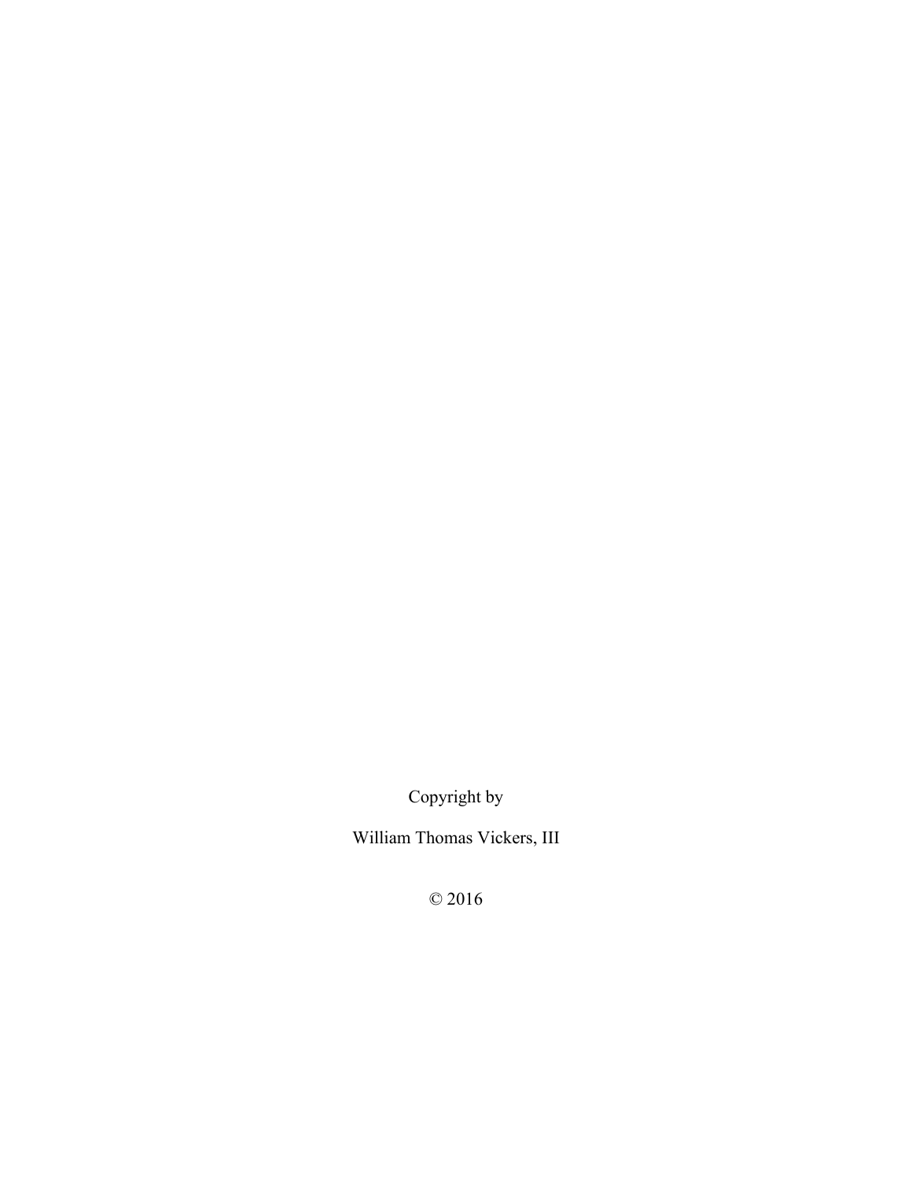Copyright by

William Thomas Vickers, III

© 2016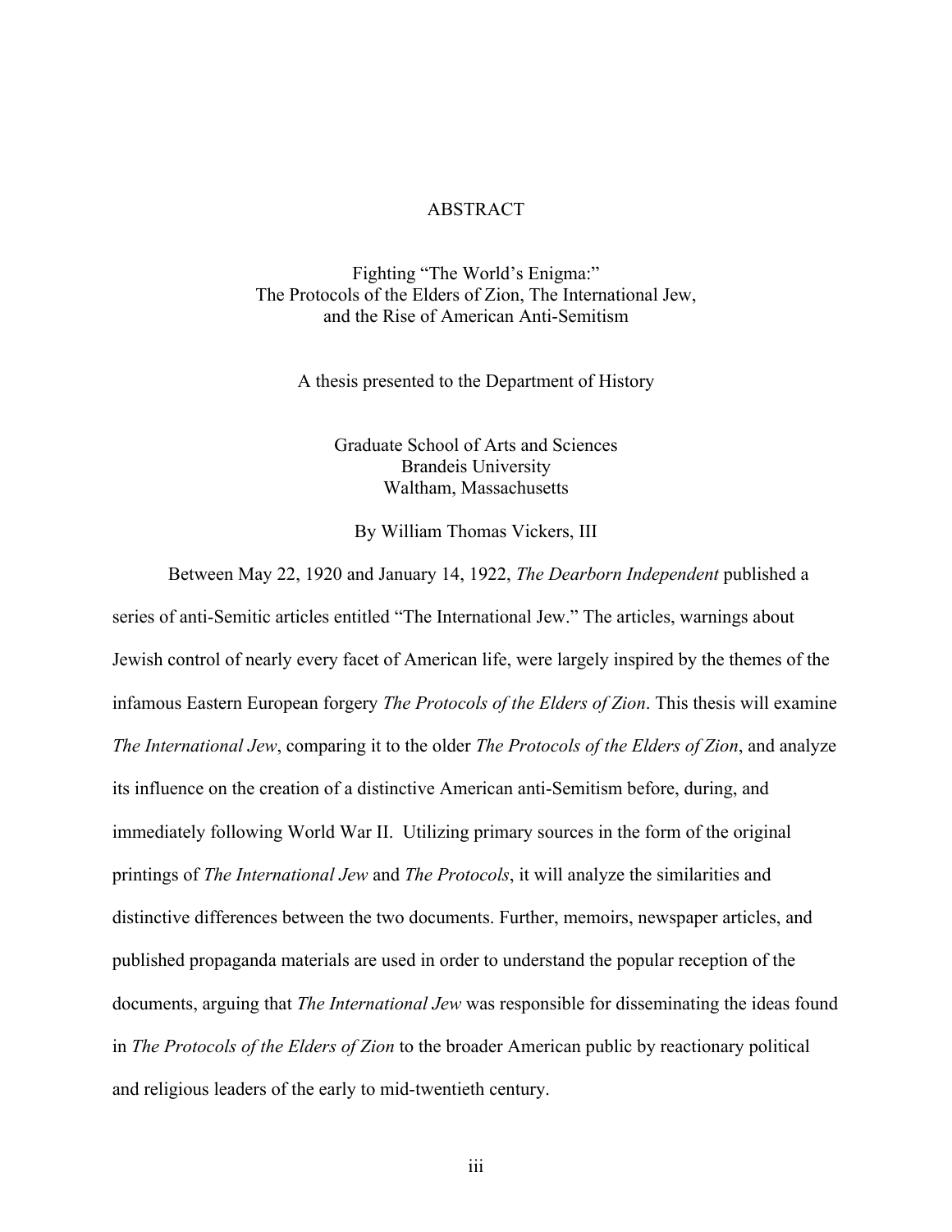# ABSTRACT

Fighting "The World's Enigma:"
The Protocols of the Elders of Zion, The International Jew,
and the Rise of American Anti-Semitism

A thesis presented to the Department of History

Graduate School of Arts and Sciences
Brandeis University
Waltham, Massachusetts

By William Thomas Vickers, III

Between May 22, 1920 and January 14, 1922, *The Dearborn Independent* published a series of anti-Semitic articles entitled "The International Jew." The articles, warnings about Jewish control of nearly every facet of American life, were largely inspired by the themes of the infamous Eastern European forgery *The Protocols of the Elders of Zion*. This thesis will examine *The International Jew*, comparing it to the older *The Protocols of the Elders of Zion*, and analyze its influence on the creation of a distinctive American anti-Semitism before, during, and immediately following World War II. Utilizing primary sources in the form of the original printings of *The International Jew* and *The Protocols*, it will analyze the similarities and distinctive differences between the two documents. Further, memoirs, newspaper articles, and published propaganda materials are used in order to understand the popular reception of the documents, arguing that *The International Jew* was responsible for disseminating the ideas found in *The Protocols of the Elders of Zion* to the broader American public by reactionary political and religious leaders of the early to mid-twentieth century.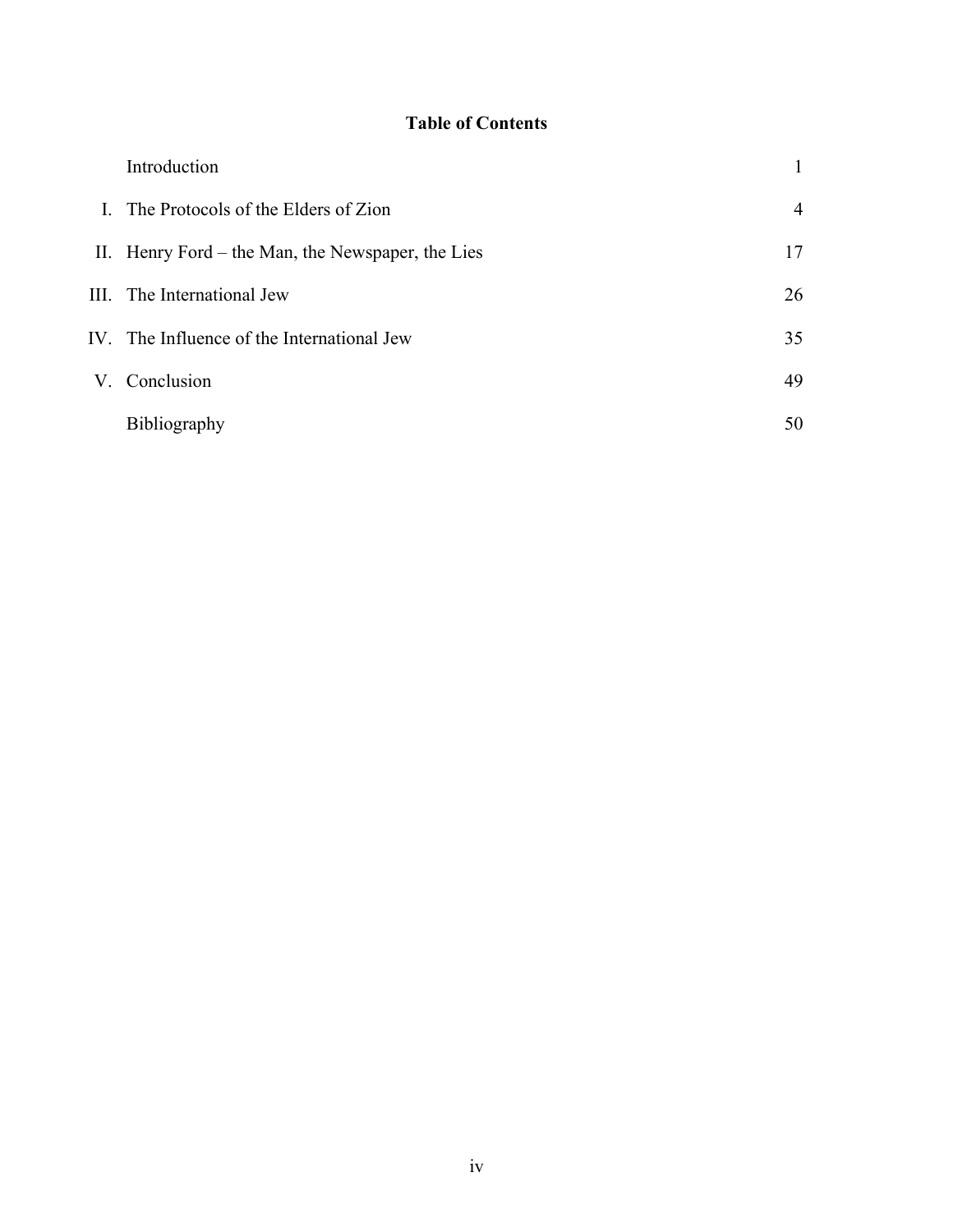## Table of Contents

| | | |
|---|---|---|
| | Introduction | 1 |
| I. | The Protocols of the Elders of Zion | 4 |
| II. | Henry Ford – the Man, the Newspaper, the Lies | 17 |
| III. | The International Jew | 26 |
| IV. | The Influence of the International Jew | 35 |
| V. | Conclusion | 49 |
| | Bibliography | 50 |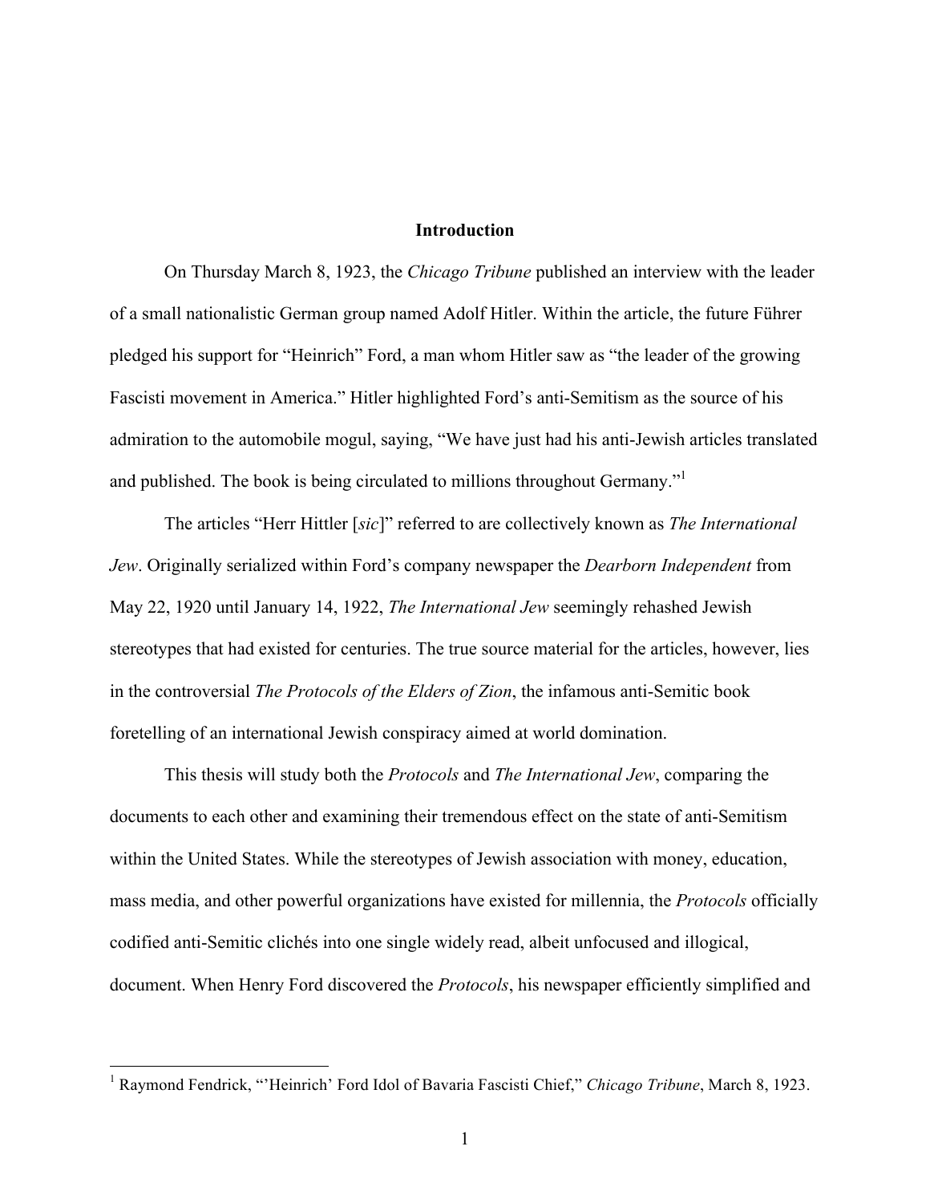# Introduction

On Thursday March 8, 1923, the *Chicago Tribune* published an interview with the leader of a small nationalistic German group named Adolf Hitler. Within the article, the future Führer pledged his support for "Heinrich" Ford, a man whom Hitler saw as "the leader of the growing Fascisti movement in America." Hitler highlighted Ford's anti-Semitism as the source of his admiration to the automobile mogul, saying, "We have just had his anti-Jewish articles translated and published. The book is being circulated to millions throughout Germany."[1]

The articles "Herr Hittler [*sic*]" referred to are collectively known as *The International Jew*. Originally serialized within Ford's company newspaper the *Dearborn Independent* from May 22, 1920 until January 14, 1922, *The International Jew* seemingly rehashed Jewish stereotypes that had existed for centuries. The true source material for the articles, however, lies in the controversial *The Protocols of the Elders of Zion*, the infamous anti-Semitic book foretelling of an international Jewish conspiracy aimed at world domination.

This thesis will study both the *Protocols* and *The International Jew*, comparing the documents to each other and examining their tremendous effect on the state of anti-Semitism within the United States. While the stereotypes of Jewish association with money, education, mass media, and other powerful organizations have existed for millennia, the *Protocols* officially codified anti-Semitic clichés into one single widely read, albeit unfocused and illogical, document. When Henry Ford discovered the *Protocols*, his newspaper efficiently simplified and

---

[1] Raymond Fendrick, "'Heinrich' Ford Idol of Bavaria Fascisti Chief," *Chicago Tribune*, March 8, 1923.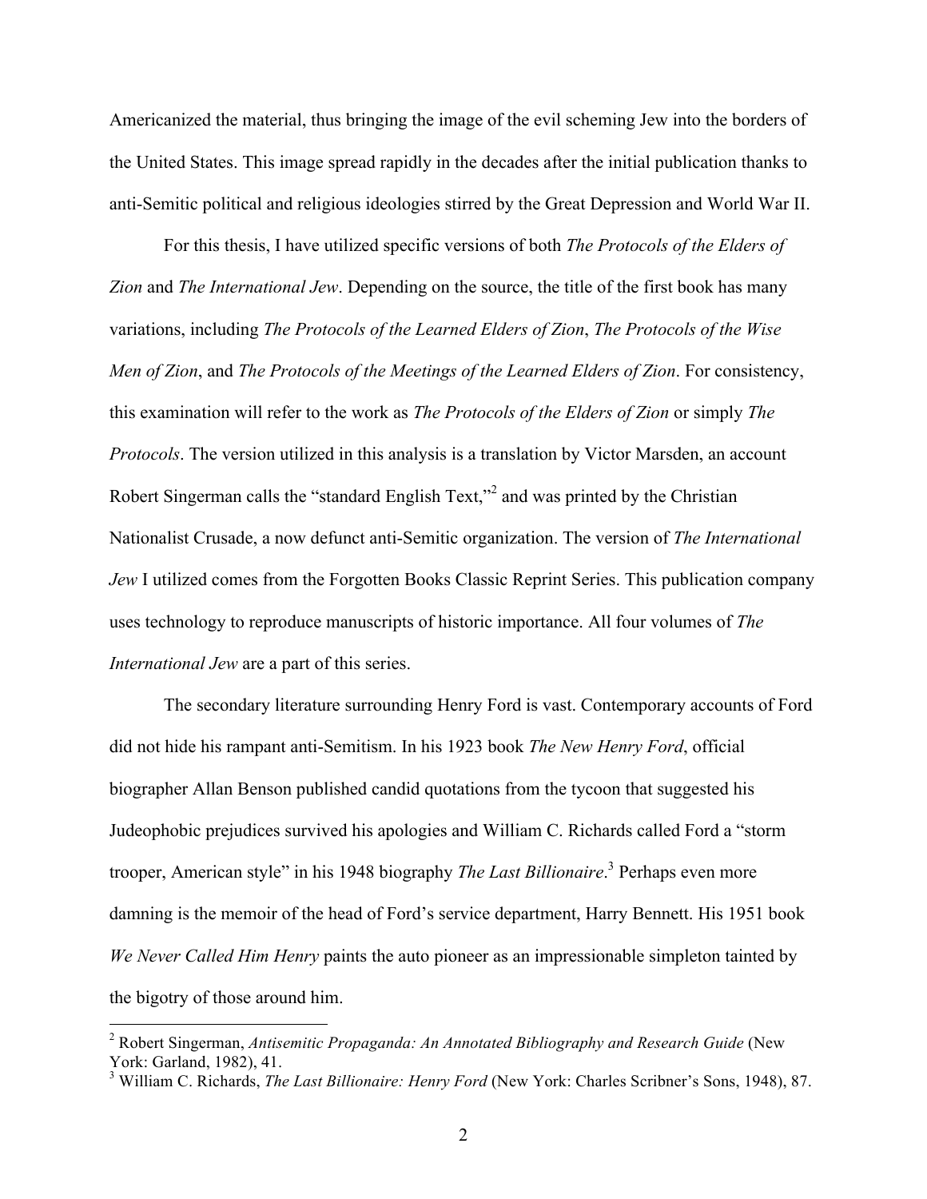Americanized the material, thus bringing the image of the evil scheming Jew into the borders of the United States. This image spread rapidly in the decades after the initial publication thanks to anti-Semitic political and religious ideologies stirred by the Great Depression and World War II.

For this thesis, I have utilized specific versions of both *The Protocols of the Elders of Zion* and *The International Jew*. Depending on the source, the title of the first book has many variations, including *The Protocols of the Learned Elders of Zion*, *The Protocols of the Wise Men of Zion*, and *The Protocols of the Meetings of the Learned Elders of Zion*. For consistency, this examination will refer to the work as *The Protocols of the Elders of Zion* or simply *The Protocols*. The version utilized in this analysis is a translation by Victor Marsden, an account Robert Singerman calls the "standard English Text,"[2] and was printed by the Christian Nationalist Crusade, a now defunct anti-Semitic organization. The version of *The International Jew* I utilized comes from the Forgotten Books Classic Reprint Series. This publication company uses technology to reproduce manuscripts of historic importance. All four volumes of *The International Jew* are a part of this series.

The secondary literature surrounding Henry Ford is vast. Contemporary accounts of Ford did not hide his rampant anti-Semitism. In his 1923 book *The New Henry Ford*, official biographer Allan Benson published candid quotations from the tycoon that suggested his Judeophobic prejudices survived his apologies and William C. Richards called Ford a "storm trooper, American style" in his 1948 biography *The Last Billionaire*.[3] Perhaps even more damning is the memoir of the head of Ford's service department, Harry Bennett. His 1951 book *We Never Called Him Henry* paints the auto pioneer as an impressionable simpleton tainted by the bigotry of those around him.

---

[2] Robert Singerman, *Antisemitic Propaganda: An Annotated Bibliography and Research Guide* (New York: Garland, 1982), 41.

[3] William C. Richards, *The Last Billionaire: Henry Ford* (New York: Charles Scribner's Sons, 1948), 87.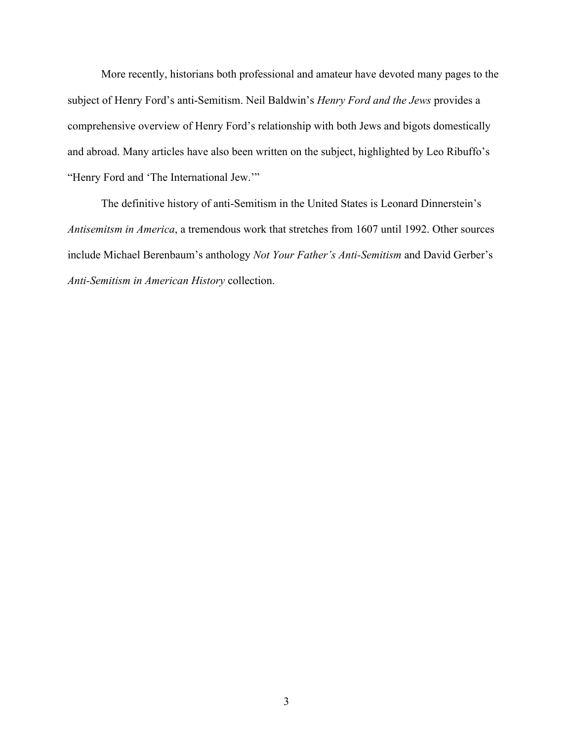More recently, historians both professional and amateur have devoted many pages to the subject of Henry Ford's anti-Semitism. Neil Baldwin's *Henry Ford and the Jews* provides a comprehensive overview of Henry Ford's relationship with both Jews and bigots domestically and abroad. Many articles have also been written on the subject, highlighted by Leo Ribuffo's "Henry Ford and 'The International Jew.'"

The definitive history of anti-Semitism in the United States is Leonard Dinnerstein's *Antisemitsm in America*, a tremendous work that stretches from 1607 until 1992. Other sources include Michael Berenbaum's anthology *Not Your Father's Anti-Semitism* and David Gerber's *Anti-Semitism in American History* collection.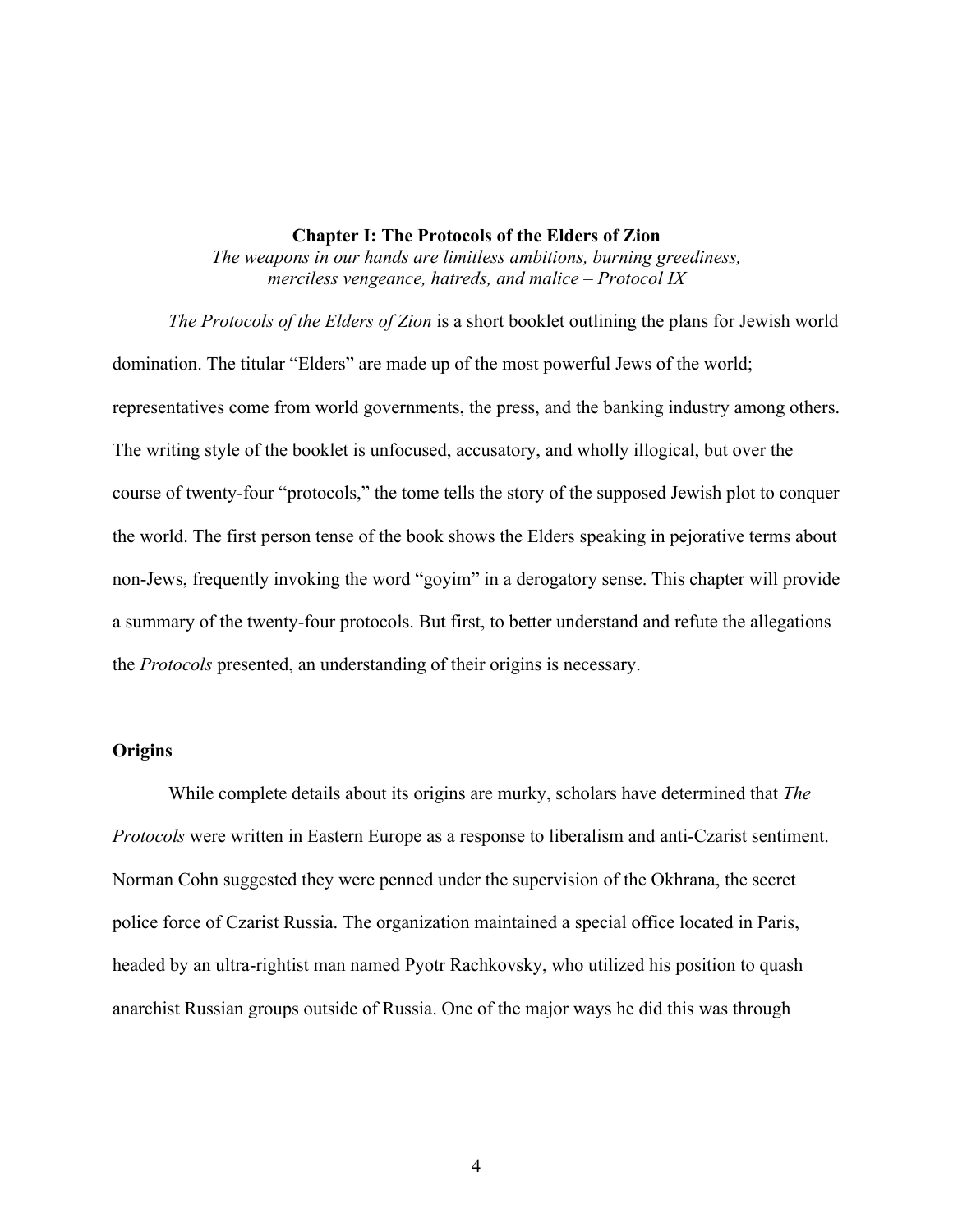## Chapter I: The Protocols of the Elders of Zion

*The weapons in our hands are limitless ambitions, burning greediness, merciless vengeance, hatreds, and malice – Protocol IX*

*The Protocols of the Elders of Zion* is a short booklet outlining the plans for Jewish world domination. The titular "Elders" are made up of the most powerful Jews of the world; representatives come from world governments, the press, and the banking industry among others. The writing style of the booklet is unfocused, accusatory, and wholly illogical, but over the course of twenty-four "protocols," the tome tells the story of the supposed Jewish plot to conquer the world. The first person tense of the book shows the Elders speaking in pejorative terms about non-Jews, frequently invoking the word "goyim" in a derogatory sense. This chapter will provide a summary of the twenty-four protocols. But first, to better understand and refute the allegations the *Protocols* presented, an understanding of their origins is necessary.

### Origins

While complete details about its origins are murky, scholars have determined that *The Protocols* were written in Eastern Europe as a response to liberalism and anti-Czarist sentiment. Norman Cohn suggested they were penned under the supervision of the Okhrana, the secret police force of Czarist Russia. The organization maintained a special office located in Paris, headed by an ultra-rightist man named Pyotr Rachkovsky, who utilized his position to quash anarchist Russian groups outside of Russia. One of the major ways he did this was through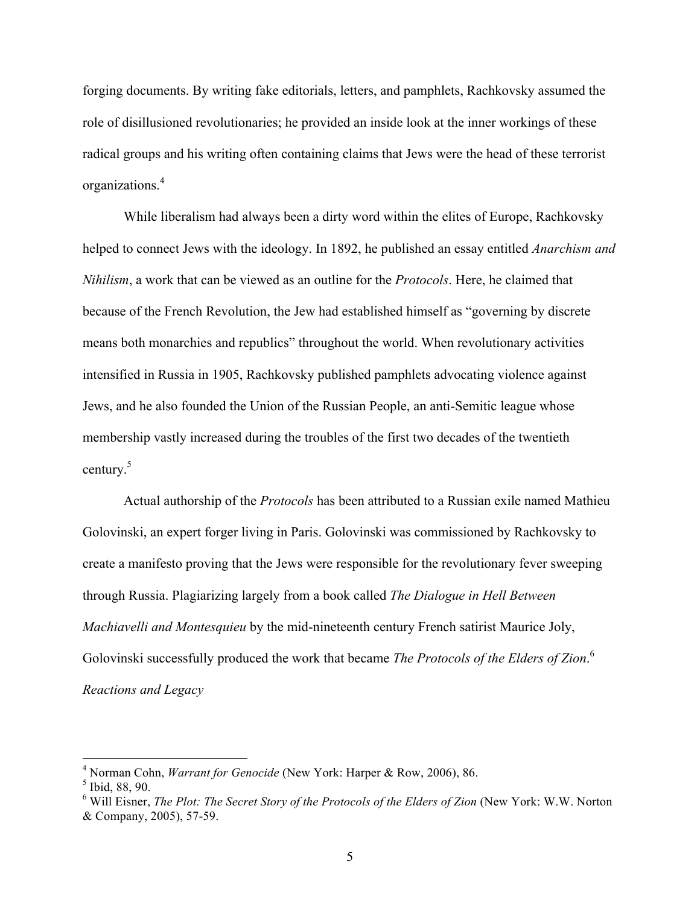forging documents. By writing fake editorials, letters, and pamphlets, Rachkovsky assumed the role of disillusioned revolutionaries; he provided an inside look at the inner workings of these radical groups and his writing often containing claims that Jews were the head of these terrorist organizations.[4]

While liberalism had always been a dirty word within the elites of Europe, Rachkovsky helped to connect Jews with the ideology. In 1892, he published an essay entitled *Anarchism and Nihilism*, a work that can be viewed as an outline for the *Protocols*. Here, he claimed that because of the French Revolution, the Jew had established himself as "governing by discrete means both monarchies and republics" throughout the world. When revolutionary activities intensified in Russia in 1905, Rachkovsky published pamphlets advocating violence against Jews, and he also founded the Union of the Russian People, an anti-Semitic league whose membership vastly increased during the troubles of the first two decades of the twentieth century.[5]

Actual authorship of the *Protocols* has been attributed to a Russian exile named Mathieu Golovinski, an expert forger living in Paris. Golovinski was commissioned by Rachkovsky to create a manifesto proving that the Jews were responsible for the revolutionary fever sweeping through Russia. Plagiarizing largely from a book called *The Dialogue in Hell Between Machiavelli and Montesquieu* by the mid-nineteenth century French satirist Maurice Joly, Golovinski successfully produced the work that became *The Protocols of the Elders of Zion*.[6]

*Reactions and Legacy*

---

[4] Norman Cohn, *Warrant for Genocide* (New York: Harper & Row, 2006), 86.

[5] Ibid, 88, 90.

[6] Will Eisner, *The Plot: The Secret Story of the Protocols of the Elders of Zion* (New York: W.W. Norton & Company, 2005), 57-59.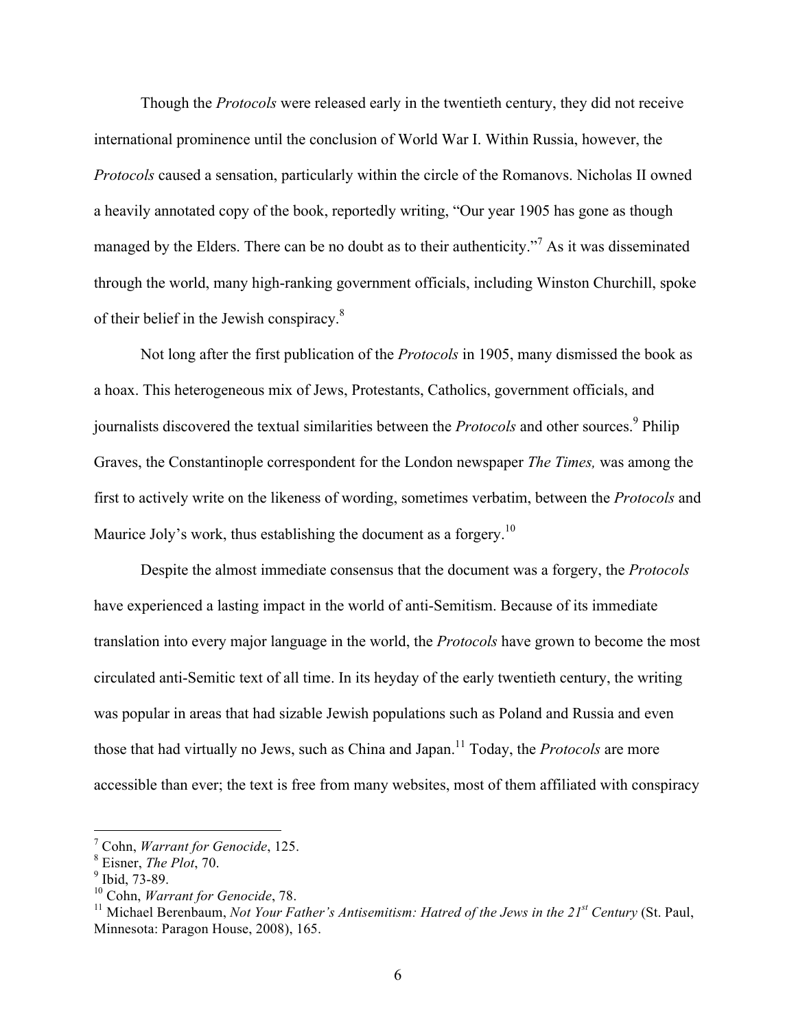Though the *Protocols* were released early in the twentieth century, they did not receive international prominence until the conclusion of World War I. Within Russia, however, the *Protocols* caused a sensation, particularly within the circle of the Romanovs. Nicholas II owned a heavily annotated copy of the book, reportedly writing, "Our year 1905 has gone as though managed by the Elders. There can be no doubt as to their authenticity."[7] As it was disseminated through the world, many high-ranking government officials, including Winston Churchill, spoke of their belief in the Jewish conspiracy.[8]

Not long after the first publication of the *Protocols* in 1905, many dismissed the book as a hoax. This heterogeneous mix of Jews, Protestants, Catholics, government officials, and journalists discovered the textual similarities between the *Protocols* and other sources.[9] Philip Graves, the Constantinople correspondent for the London newspaper *The Times,* was among the first to actively write on the likeness of wording, sometimes verbatim, between the *Protocols* and Maurice Joly's work, thus establishing the document as a forgery.[10]

Despite the almost immediate consensus that the document was a forgery, the *Protocols* have experienced a lasting impact in the world of anti-Semitism. Because of its immediate translation into every major language in the world, the *Protocols* have grown to become the most circulated anti-Semitic text of all time. In its heyday of the early twentieth century, the writing was popular in areas that had sizable Jewish populations such as Poland and Russia and even those that had virtually no Jews, such as China and Japan.[11] Today, the *Protocols* are more accessible than ever; the text is free from many websites, most of them affiliated with conspiracy

---

[7] Cohn, *Warrant for Genocide*, 125.

[8] Eisner, *The Plot*, 70.

[9] Ibid, 73-89.

[10] Cohn, *Warrant for Genocide*, 78.

[11] Michael Berenbaum, *Not Your Father's Antisemitism: Hatred of the Jews in the 21st Century* (St. Paul, Minnesota: Paragon House, 2008), 165.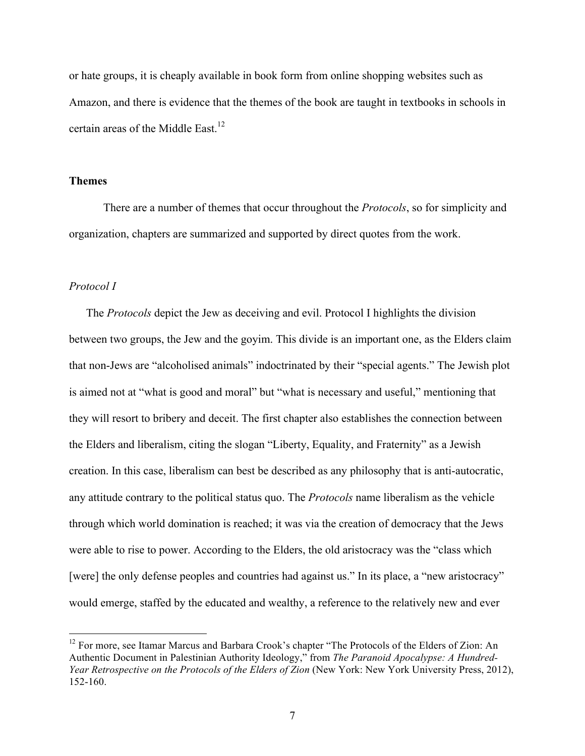or hate groups, it is cheaply available in book form from online shopping websites such as Amazon, and there is evidence that the themes of the book are taught in textbooks in schools in certain areas of the Middle East.[12]

## Themes

There are a number of themes that occur throughout the *Protocols*, so for simplicity and organization, chapters are summarized and supported by direct quotes from the work.

### *Protocol I*

The *Protocols* depict the Jew as deceiving and evil. Protocol I highlights the division between two groups, the Jew and the goyim. This divide is an important one, as the Elders claim that non-Jews are "alcoholised animals" indoctrinated by their "special agents." The Jewish plot is aimed not at "what is good and moral" but "what is necessary and useful," mentioning that they will resort to bribery and deceit. The first chapter also establishes the connection between the Elders and liberalism, citing the slogan "Liberty, Equality, and Fraternity" as a Jewish creation. In this case, liberalism can best be described as any philosophy that is anti-autocratic, any attitude contrary to the political status quo. The *Protocols* name liberalism as the vehicle through which world domination is reached; it was via the creation of democracy that the Jews were able to rise to power. According to the Elders, the old aristocracy was the "class which [were] the only defense peoples and countries had against us." In its place, a "new aristocracy" would emerge, staffed by the educated and wealthy, a reference to the relatively new and ever

---

[12] For more, see Itamar Marcus and Barbara Crook's chapter "The Protocols of the Elders of Zion: An Authentic Document in Palestinian Authority Ideology," from *The Paranoid Apocalypse: A Hundred-Year Retrospective on the Protocols of the Elders of Zion* (New York: New York University Press, 2012), 152-160.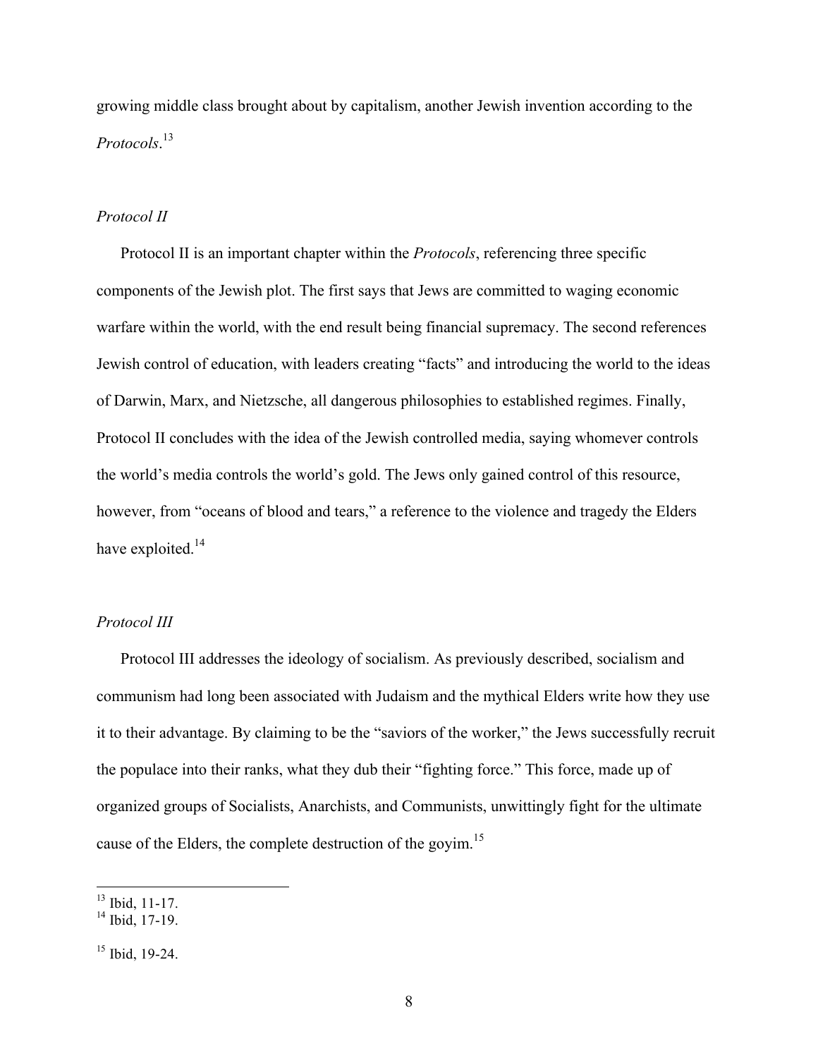growing middle class brought about by capitalism, another Jewish invention according to the *Protocols*.[13]

### *Protocol II*

Protocol II is an important chapter within the *Protocols*, referencing three specific components of the Jewish plot. The first says that Jews are committed to waging economic warfare within the world, with the end result being financial supremacy. The second references Jewish control of education, with leaders creating "facts" and introducing the world to the ideas of Darwin, Marx, and Nietzsche, all dangerous philosophies to established regimes. Finally, Protocol II concludes with the idea of the Jewish controlled media, saying whomever controls the world's media controls the world's gold. The Jews only gained control of this resource, however, from "oceans of blood and tears," a reference to the violence and tragedy the Elders have exploited.[14]

### *Protocol III*

Protocol III addresses the ideology of socialism. As previously described, socialism and communism had long been associated with Judaism and the mythical Elders write how they use it to their advantage. By claiming to be the "saviors of the worker," the Jews successfully recruit the populace into their ranks, what they dub their "fighting force." This force, made up of organized groups of Socialists, Anarchists, and Communists, unwittingly fight for the ultimate cause of the Elders, the complete destruction of the goyim.[15]

---

[13] Ibid, 11-17.
[14] Ibid, 17-19.

[15] Ibid, 19-24.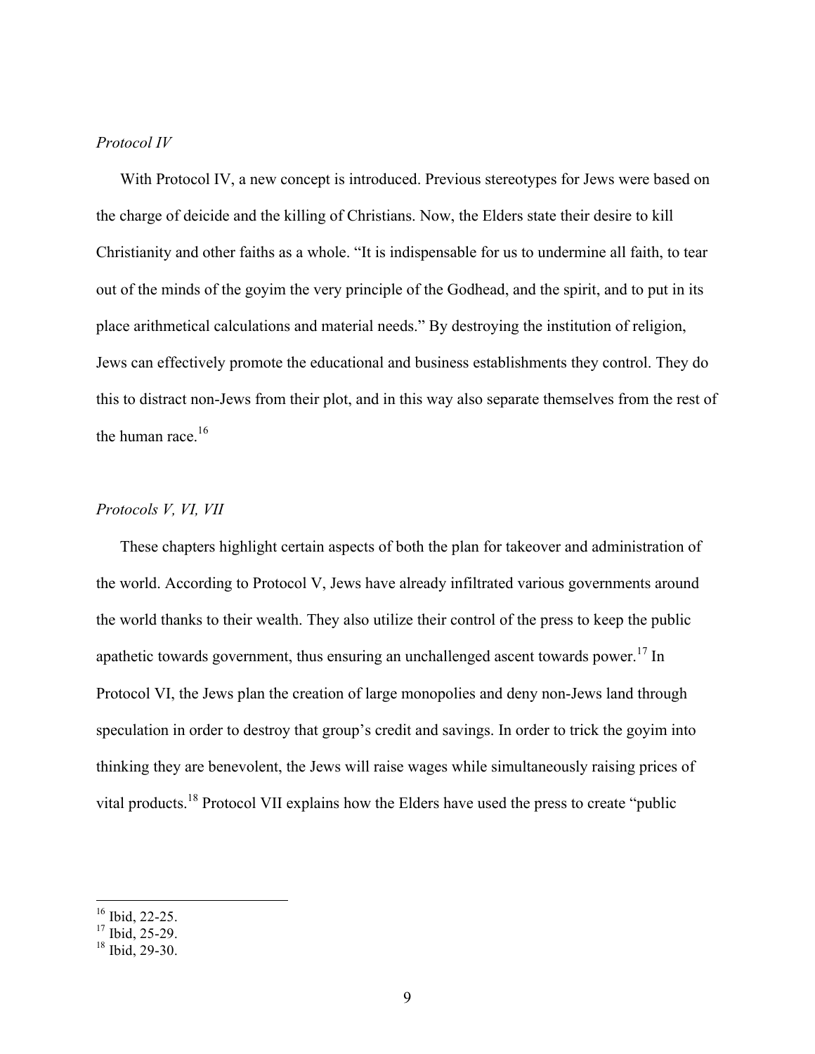*Protocol IV*

With Protocol IV, a new concept is introduced. Previous stereotypes for Jews were based on the charge of deicide and the killing of Christians. Now, the Elders state their desire to kill Christianity and other faiths as a whole. "It is indispensable for us to undermine all faith, to tear out of the minds of the goyim the very principle of the Godhead, and the spirit, and to put in its place arithmetical calculations and material needs." By destroying the institution of religion, Jews can effectively promote the educational and business establishments they control. They do this to distract non-Jews from their plot, and in this way also separate themselves from the rest of the human race.[16]

*Protocols V, VI, VII*

These chapters highlight certain aspects of both the plan for takeover and administration of the world. According to Protocol V, Jews have already infiltrated various governments around the world thanks to their wealth. They also utilize their control of the press to keep the public apathetic towards government, thus ensuring an unchallenged ascent towards power.[17] In Protocol VI, the Jews plan the creation of large monopolies and deny non-Jews land through speculation in order to destroy that group's credit and savings. In order to trick the goyim into thinking they are benevolent, the Jews will raise wages while simultaneously raising prices of vital products.[18] Protocol VII explains how the Elders have used the press to create "public

---

[16] Ibid, 22-25.

[17] Ibid, 25-29.

[18] Ibid, 29-30.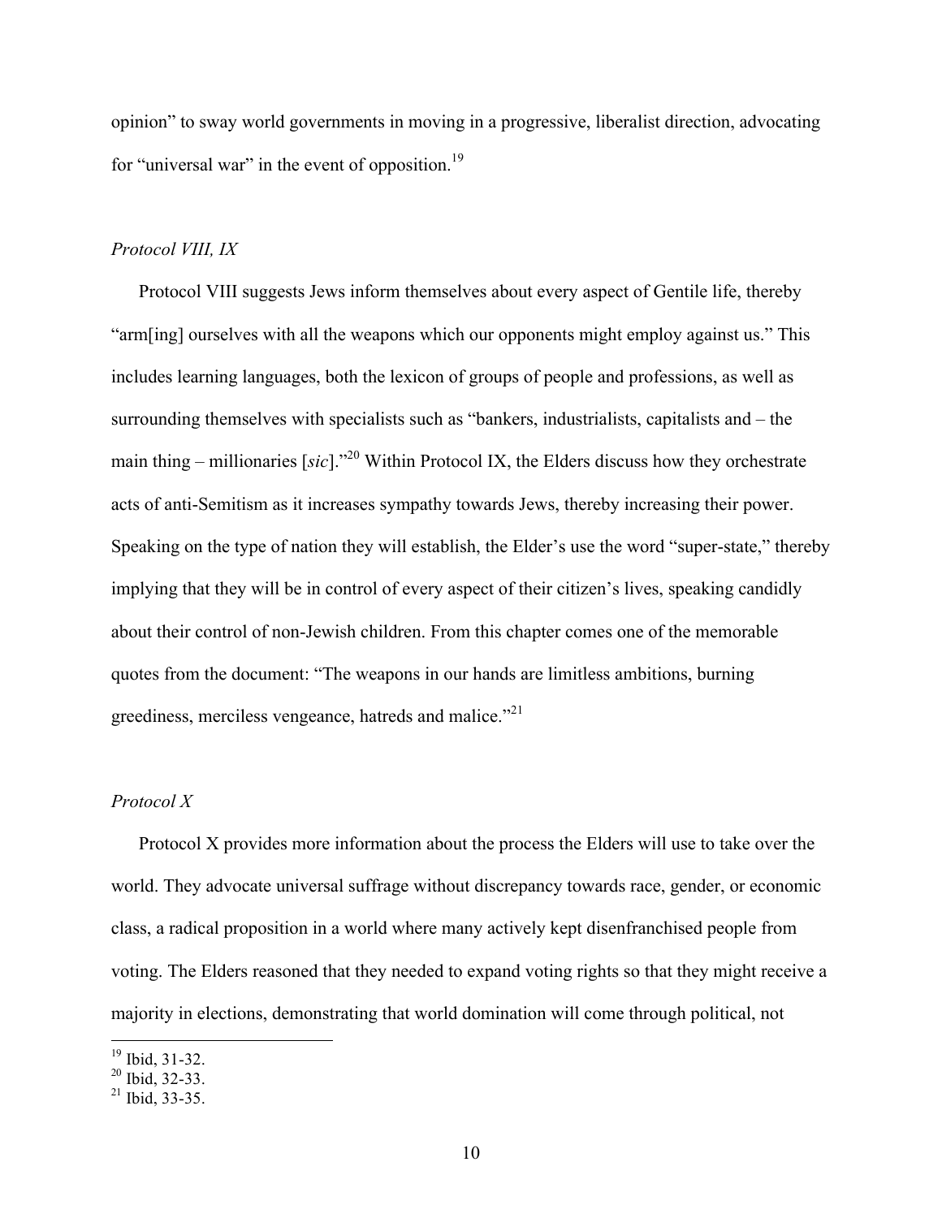opinion" to sway world governments in moving in a progressive, liberalist direction, advocating for "universal war" in the event of opposition.[19]

### *Protocol VIII, IX*

Protocol VIII suggests Jews inform themselves about every aspect of Gentile life, thereby "arm[ing] ourselves with all the weapons which our opponents might employ against us." This includes learning languages, both the lexicon of groups of people and professions, as well as surrounding themselves with specialists such as "bankers, industrialists, capitalists and – the main thing – millionaries [*sic*]."[20] Within Protocol IX, the Elders discuss how they orchestrate acts of anti-Semitism as it increases sympathy towards Jews, thereby increasing their power. Speaking on the type of nation they will establish, the Elder's use the word "super-state," thereby implying that they will be in control of every aspect of their citizen's lives, speaking candidly about their control of non-Jewish children. From this chapter comes one of the memorable quotes from the document: "The weapons in our hands are limitless ambitions, burning greediness, merciless vengeance, hatreds and malice."[21]

### *Protocol X*

Protocol X provides more information about the process the Elders will use to take over the world. They advocate universal suffrage without discrepancy towards race, gender, or economic class, a radical proposition in a world where many actively kept disenfranchised people from voting. The Elders reasoned that they needed to expand voting rights so that they might receive a majority in elections, demonstrating that world domination will come through political, not

---

[19] Ibid, 31-32.
[20] Ibid, 32-33.
[21] Ibid, 33-35.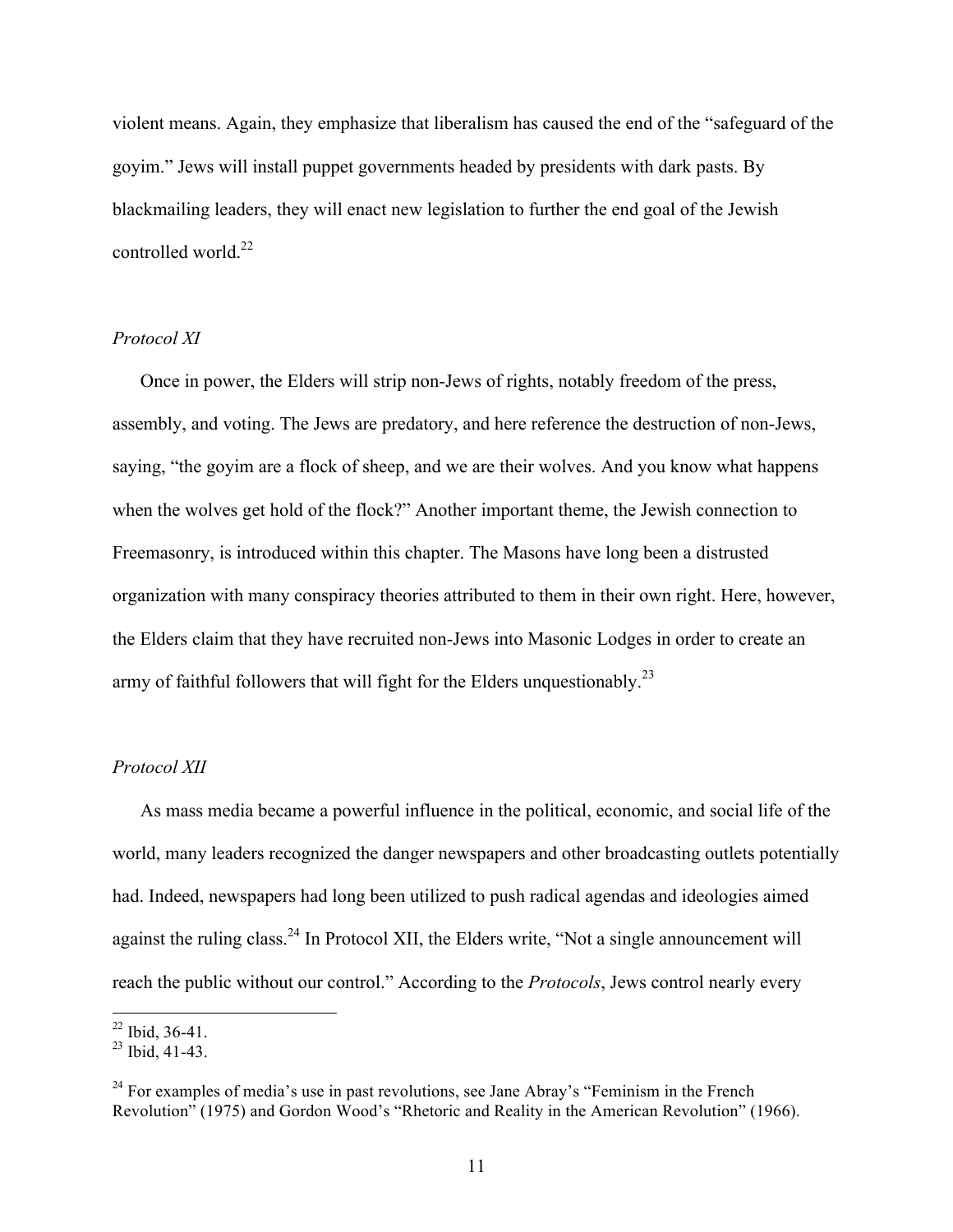violent means. Again, they emphasize that liberalism has caused the end of the "safeguard of the goyim." Jews will install puppet governments headed by presidents with dark pasts. By blackmailing leaders, they will enact new legislation to further the end goal of the Jewish controlled world.[22]

*Protocol XI*

Once in power, the Elders will strip non-Jews of rights, notably freedom of the press, assembly, and voting. The Jews are predatory, and here reference the destruction of non-Jews, saying, "the goyim are a flock of sheep, and we are their wolves. And you know what happens when the wolves get hold of the flock?" Another important theme, the Jewish connection to Freemasonry, is introduced within this chapter. The Masons have long been a distrusted organization with many conspiracy theories attributed to them in their own right. Here, however, the Elders claim that they have recruited non-Jews into Masonic Lodges in order to create an army of faithful followers that will fight for the Elders unquestionably.[23]

*Protocol XII*

As mass media became a powerful influence in the political, economic, and social life of the world, many leaders recognized the danger newspapers and other broadcasting outlets potentially had. Indeed, newspapers had long been utilized to push radical agendas and ideologies aimed against the ruling class.[24] In Protocol XII, the Elders write, "Not a single announcement will reach the public without our control." According to the *Protocols*, Jews control nearly every

---

[22] Ibid, 36-41.

[23] Ibid, 41-43.

[24] For examples of media's use in past revolutions, see Jane Abray's "Feminism in the French Revolution" (1975) and Gordon Wood's "Rhetoric and Reality in the American Revolution" (1966).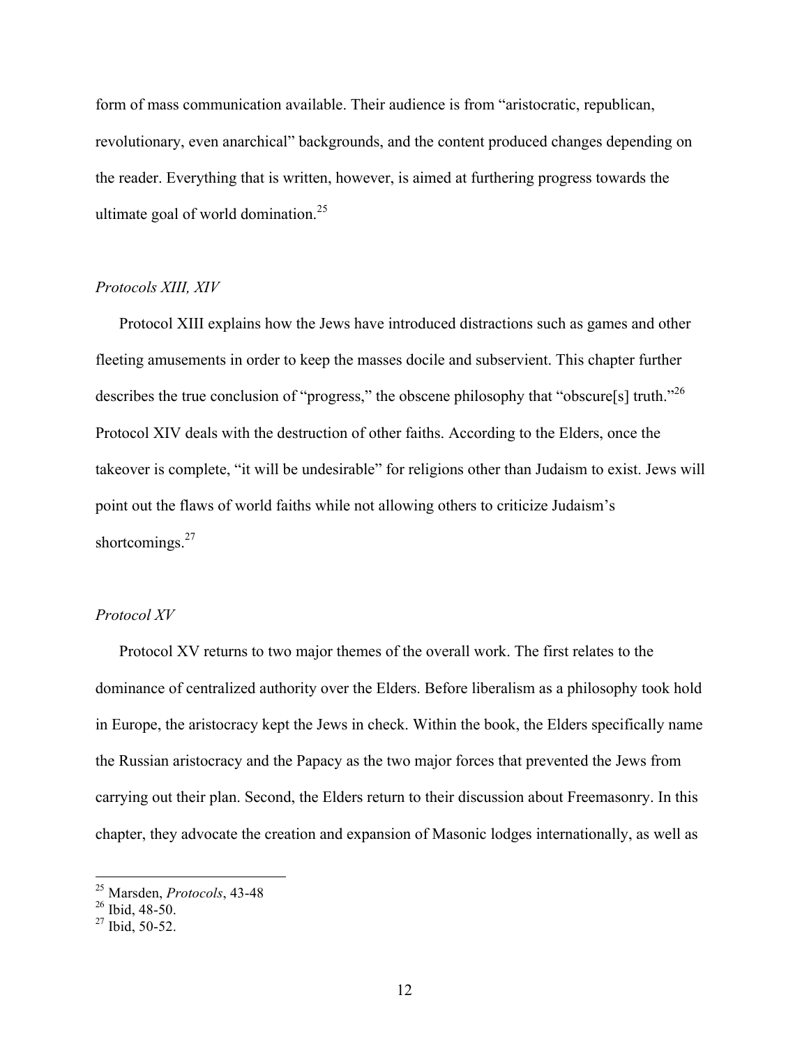form of mass communication available. Their audience is from "aristocratic, republican, revolutionary, even anarchical" backgrounds, and the content produced changes depending on the reader. Everything that is written, however, is aimed at furthering progress towards the ultimate goal of world domination.[25]

### *Protocols XIII, XIV*

Protocol XIII explains how the Jews have introduced distractions such as games and other fleeting amusements in order to keep the masses docile and subservient. This chapter further describes the true conclusion of "progress," the obscene philosophy that "obscure[s] truth."[26] Protocol XIV deals with the destruction of other faiths. According to the Elders, once the takeover is complete, "it will be undesirable" for religions other than Judaism to exist. Jews will point out the flaws of world faiths while not allowing others to criticize Judaism's shortcomings.[27]

### *Protocol XV*

Protocol XV returns to two major themes of the overall work. The first relates to the dominance of centralized authority over the Elders. Before liberalism as a philosophy took hold in Europe, the aristocracy kept the Jews in check. Within the book, the Elders specifically name the Russian aristocracy and the Papacy as the two major forces that prevented the Jews from carrying out their plan. Second, the Elders return to their discussion about Freemasonry. In this chapter, they advocate the creation and expansion of Masonic lodges internationally, as well as

---

[25] Marsden, *Protocols*, 43-48
[26] Ibid, 48-50.
[27] Ibid, 50-52.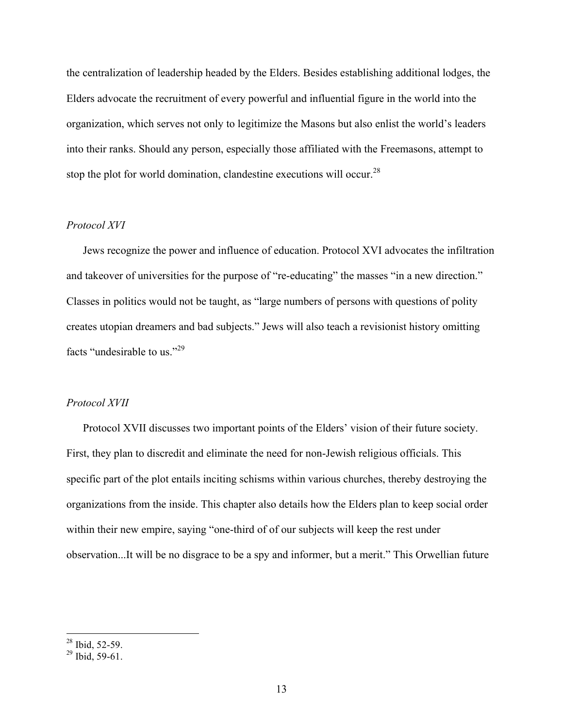the centralization of leadership headed by the Elders. Besides establishing additional lodges, the Elders advocate the recruitment of every powerful and influential figure in the world into the organization, which serves not only to legitimize the Masons but also enlist the world's leaders into their ranks. Should any person, especially those affiliated with the Freemasons, attempt to stop the plot for world domination, clandestine executions will occur.[28]

*Protocol XVI*

Jews recognize the power and influence of education. Protocol XVI advocates the infiltration and takeover of universities for the purpose of "re-educating" the masses "in a new direction." Classes in politics would not be taught, as "large numbers of persons with questions of polity creates utopian dreamers and bad subjects." Jews will also teach a revisionist history omitting facts "undesirable to us."[29]

*Protocol XVII*

Protocol XVII discusses two important points of the Elders' vision of their future society. First, they plan to discredit and eliminate the need for non-Jewish religious officials. This specific part of the plot entails inciting schisms within various churches, thereby destroying the organizations from the inside. This chapter also details how the Elders plan to keep social order within their new empire, saying "one-third of of our subjects will keep the rest under observation...It will be no disgrace to be a spy and informer, but a merit." This Orwellian future

---

[28] Ibid, 52-59.

[29] Ibid, 59-61.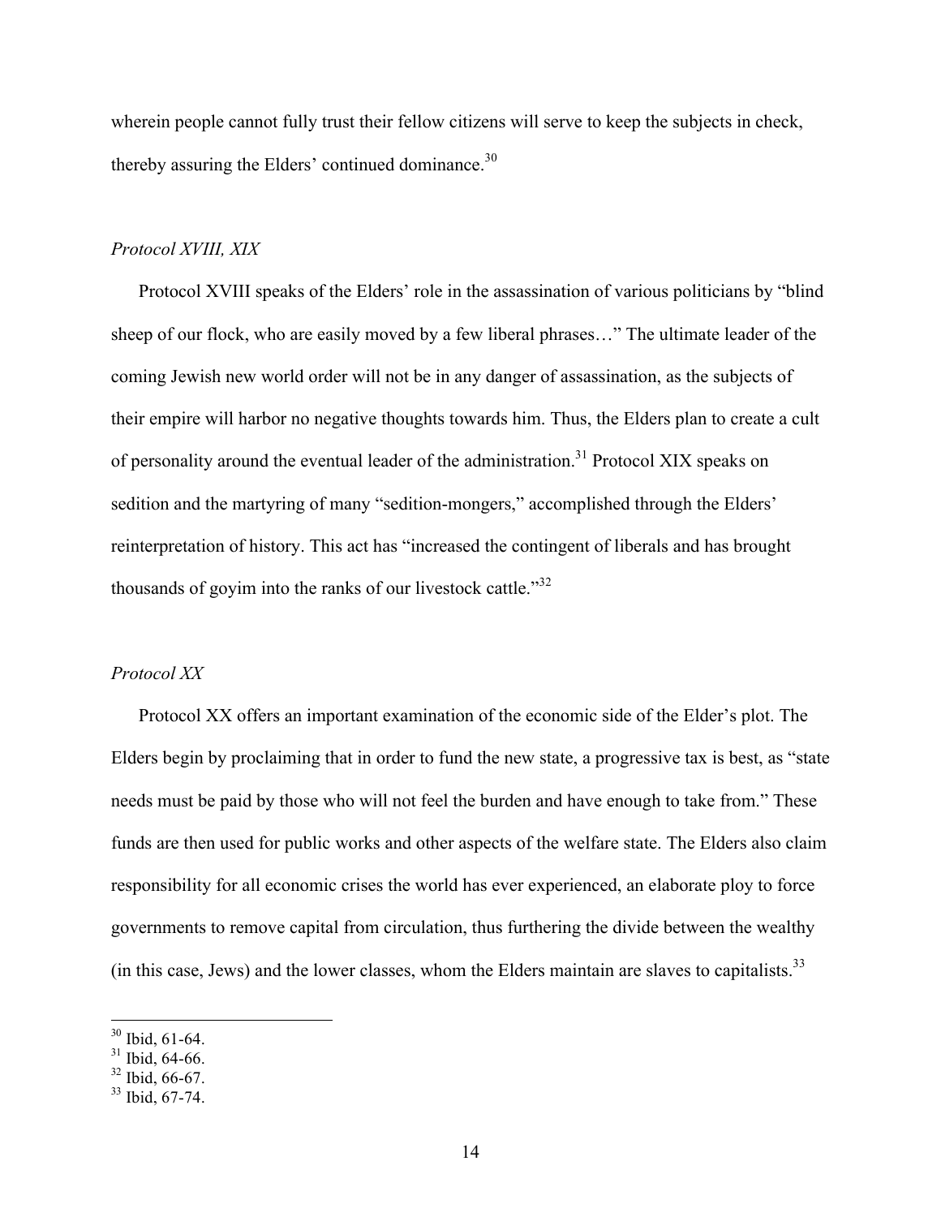wherein people cannot fully trust their fellow citizens will serve to keep the subjects in check, thereby assuring the Elders' continued dominance.[30]

*Protocol XVIII, XIX*

Protocol XVIII speaks of the Elders' role in the assassination of various politicians by "blind sheep of our flock, who are easily moved by a few liberal phrases…" The ultimate leader of the coming Jewish new world order will not be in any danger of assassination, as the subjects of their empire will harbor no negative thoughts towards him. Thus, the Elders plan to create a cult of personality around the eventual leader of the administration.[31] Protocol XIX speaks on sedition and the martyring of many "sedition-mongers," accomplished through the Elders' reinterpretation of history. This act has "increased the contingent of liberals and has brought thousands of goyim into the ranks of our livestock cattle."[32]

*Protocol XX*

Protocol XX offers an important examination of the economic side of the Elder's plot. The Elders begin by proclaiming that in order to fund the new state, a progressive tax is best, as "state needs must be paid by those who will not feel the burden and have enough to take from." These funds are then used for public works and other aspects of the welfare state. The Elders also claim responsibility for all economic crises the world has ever experienced, an elaborate ploy to force governments to remove capital from circulation, thus furthering the divide between the wealthy (in this case, Jews) and the lower classes, whom the Elders maintain are slaves to capitalists.[33]

---

[30] Ibid, 61-64.
[31] Ibid, 64-66.
[32] Ibid, 66-67.
[33] Ibid, 67-74.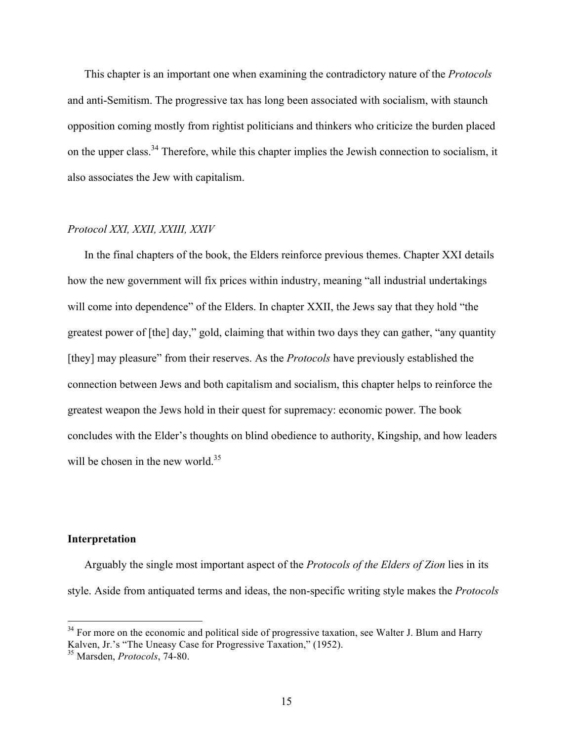This chapter is an important one when examining the contradictory nature of the *Protocols* and anti-Semitism. The progressive tax has long been associated with socialism, with staunch opposition coming mostly from rightist politicians and thinkers who criticize the burden placed on the upper class.[34] Therefore, while this chapter implies the Jewish connection to socialism, it also associates the Jew with capitalism.

*Protocol XXI, XXII, XXIII, XXIV*

In the final chapters of the book, the Elders reinforce previous themes. Chapter XXI details how the new government will fix prices within industry, meaning "all industrial undertakings will come into dependence" of the Elders. In chapter XXII, the Jews say that they hold "the greatest power of [the] day," gold, claiming that within two days they can gather, "any quantity [they] may pleasure" from their reserves. As the *Protocols* have previously established the connection between Jews and both capitalism and socialism, this chapter helps to reinforce the greatest weapon the Jews hold in their quest for supremacy: economic power. The book concludes with the Elder's thoughts on blind obedience to authority, Kingship, and how leaders will be chosen in the new world.[35]

**Interpretation**

Arguably the single most important aspect of the *Protocols of the Elders of Zion* lies in its style. Aside from antiquated terms and ideas, the non-specific writing style makes the *Protocols*

---

[34] For more on the economic and political side of progressive taxation, see Walter J. Blum and Harry Kalven, Jr.'s "The Uneasy Case for Progressive Taxation," (1952).

[35] Marsden, *Protocols*, 74-80.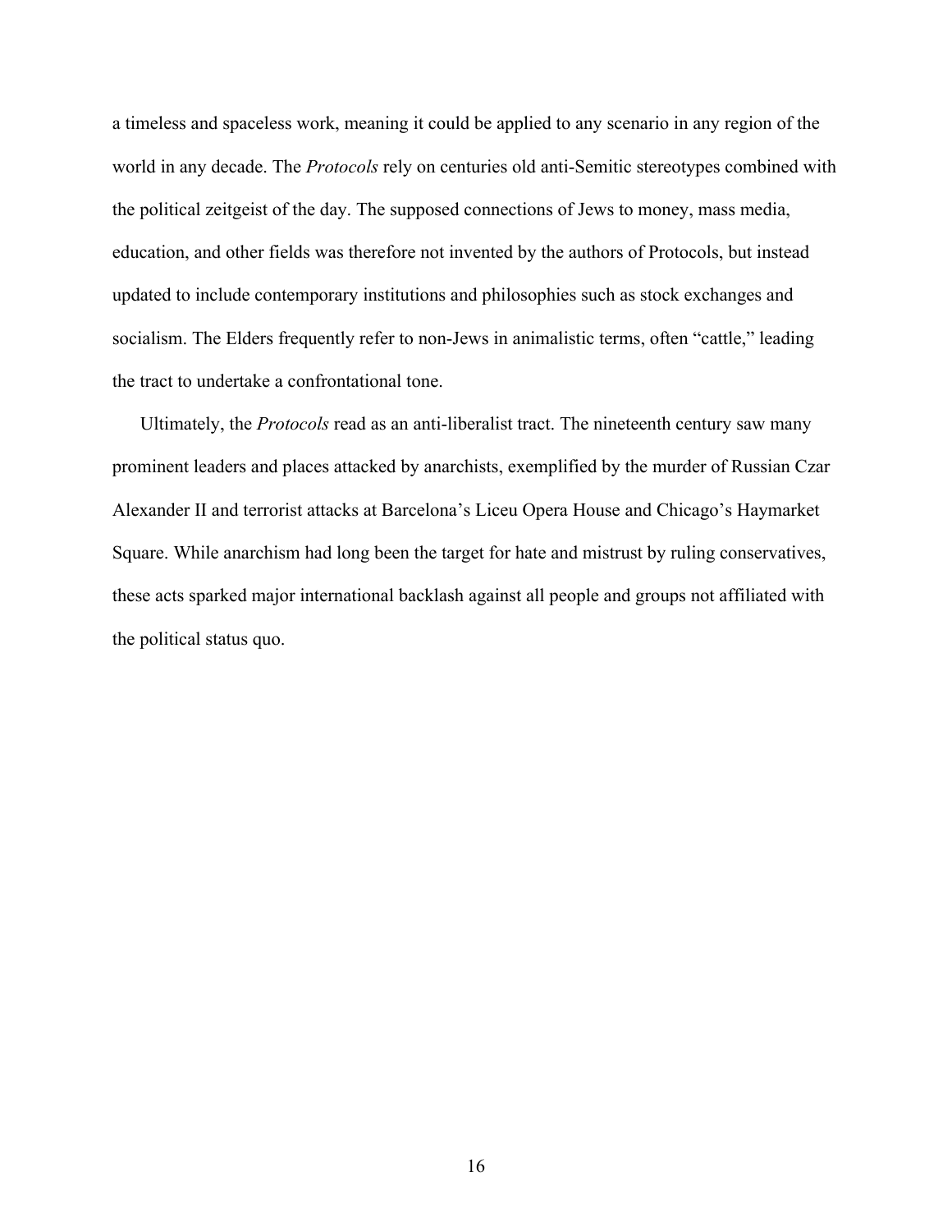a timeless and spaceless work, meaning it could be applied to any scenario in any region of the world in any decade. The *Protocols* rely on centuries old anti-Semitic stereotypes combined with the political zeitgeist of the day. The supposed connections of Jews to money, mass media, education, and other fields was therefore not invented by the authors of Protocols, but instead updated to include contemporary institutions and philosophies such as stock exchanges and socialism. The Elders frequently refer to non-Jews in animalistic terms, often "cattle," leading the tract to undertake a confrontational tone.

Ultimately, the *Protocols* read as an anti-liberalist tract. The nineteenth century saw many prominent leaders and places attacked by anarchists, exemplified by the murder of Russian Czar Alexander II and terrorist attacks at Barcelona's Liceu Opera House and Chicago's Haymarket Square. While anarchism had long been the target for hate and mistrust by ruling conservatives, these acts sparked major international backlash against all people and groups not affiliated with the political status quo.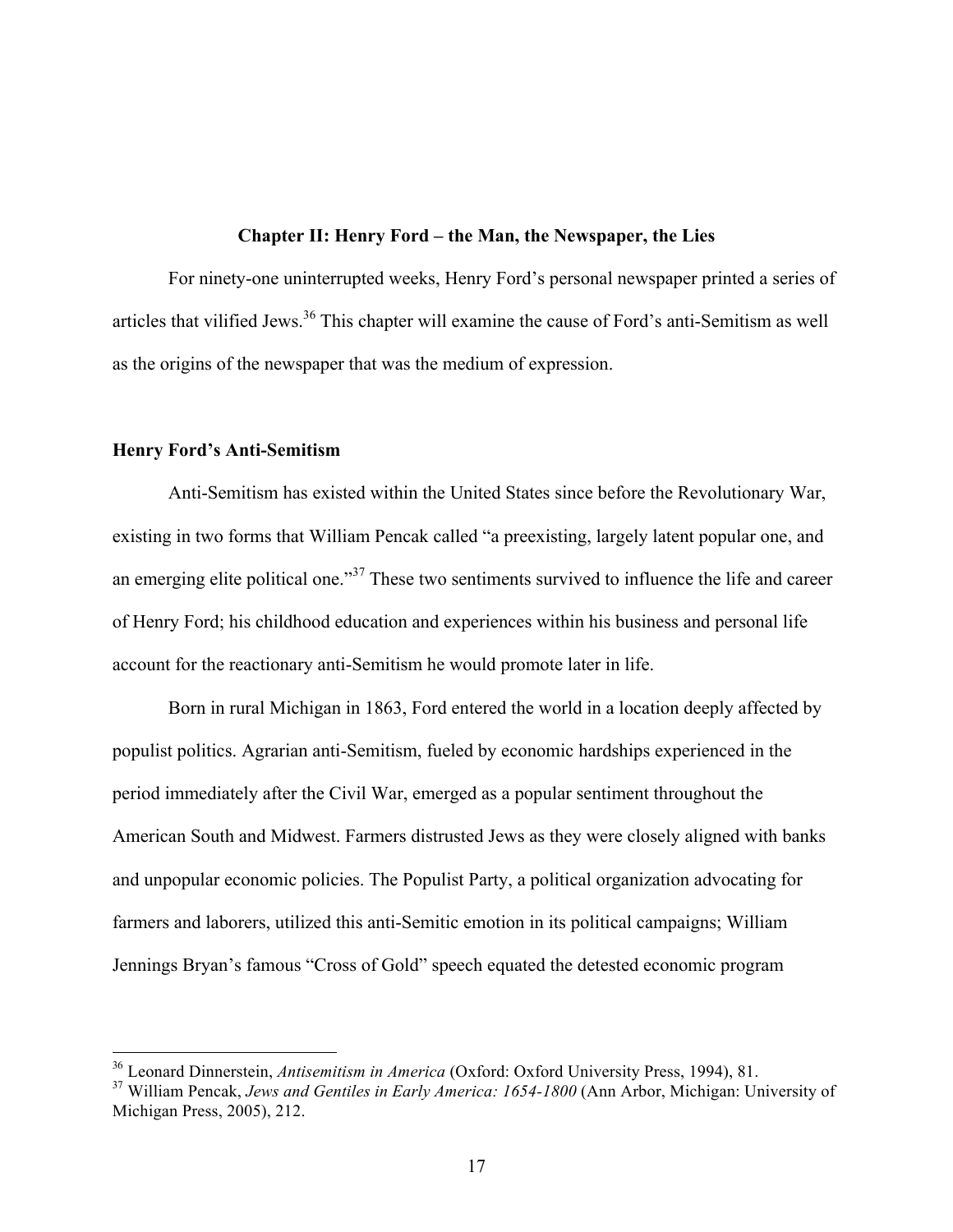## Chapter II: Henry Ford – the Man, the Newspaper, the Lies

For ninety-one uninterrupted weeks, Henry Ford's personal newspaper printed a series of articles that vilified Jews.[36] This chapter will examine the cause of Ford's anti-Semitism as well as the origins of the newspaper that was the medium of expression.

### Henry Ford's Anti-Semitism

Anti-Semitism has existed within the United States since before the Revolutionary War, existing in two forms that William Pencak called "a preexisting, largely latent popular one, and an emerging elite political one."[37] These two sentiments survived to influence the life and career of Henry Ford; his childhood education and experiences within his business and personal life account for the reactionary anti-Semitism he would promote later in life.

Born in rural Michigan in 1863, Ford entered the world in a location deeply affected by populist politics. Agrarian anti-Semitism, fueled by economic hardships experienced in the period immediately after the Civil War, emerged as a popular sentiment throughout the American South and Midwest. Farmers distrusted Jews as they were closely aligned with banks and unpopular economic policies. The Populist Party, a political organization advocating for farmers and laborers, utilized this anti-Semitic emotion in its political campaigns; William Jennings Bryan's famous "Cross of Gold" speech equated the detested economic program

[36] Leonard Dinnerstein, *Antisemitism in America* (Oxford: Oxford University Press, 1994), 81.

[37] William Pencak, *Jews and Gentiles in Early America: 1654-1800* (Ann Arbor, Michigan: University of Michigan Press, 2005), 212.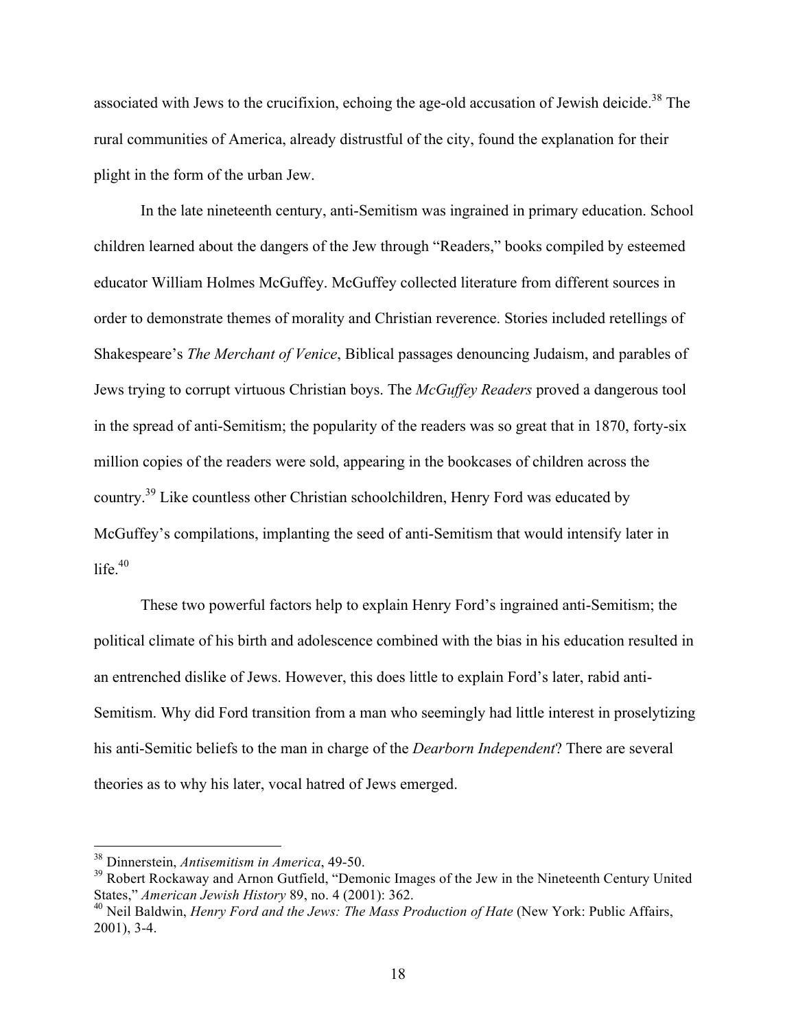associated with Jews to the crucifixion, echoing the age-old accusation of Jewish deicide.[38] The rural communities of America, already distrustful of the city, found the explanation for their plight in the form of the urban Jew.

In the late nineteenth century, anti-Semitism was ingrained in primary education. School children learned about the dangers of the Jew through "Readers," books compiled by esteemed educator William Holmes McGuffey. McGuffey collected literature from different sources in order to demonstrate themes of morality and Christian reverence. Stories included retellings of Shakespeare's *The Merchant of Venice*, Biblical passages denouncing Judaism, and parables of Jews trying to corrupt virtuous Christian boys. The *McGuffey Readers* proved a dangerous tool in the spread of anti-Semitism; the popularity of the readers was so great that in 1870, forty-six million copies of the readers were sold, appearing in the bookcases of children across the country.[39] Like countless other Christian schoolchildren, Henry Ford was educated by McGuffey's compilations, implanting the seed of anti-Semitism that would intensify later in life.[40]

These two powerful factors help to explain Henry Ford's ingrained anti-Semitism; the political climate of his birth and adolescence combined with the bias in his education resulted in an entrenched dislike of Jews. However, this does little to explain Ford's later, rabid anti-Semitism. Why did Ford transition from a man who seemingly had little interest in proselytizing his anti-Semitic beliefs to the man in charge of the *Dearborn Independent*? There are several theories as to why his later, vocal hatred of Jews emerged.

---

[38] Dinnerstein, *Antisemitism in America*, 49-50.

[39] Robert Rockaway and Arnon Gutfield, "Demonic Images of the Jew in the Nineteenth Century United States," *American Jewish History* 89, no. 4 (2001): 362.

[40] Neil Baldwin, *Henry Ford and the Jews: The Mass Production of Hate* (New York: Public Affairs, 2001), 3-4.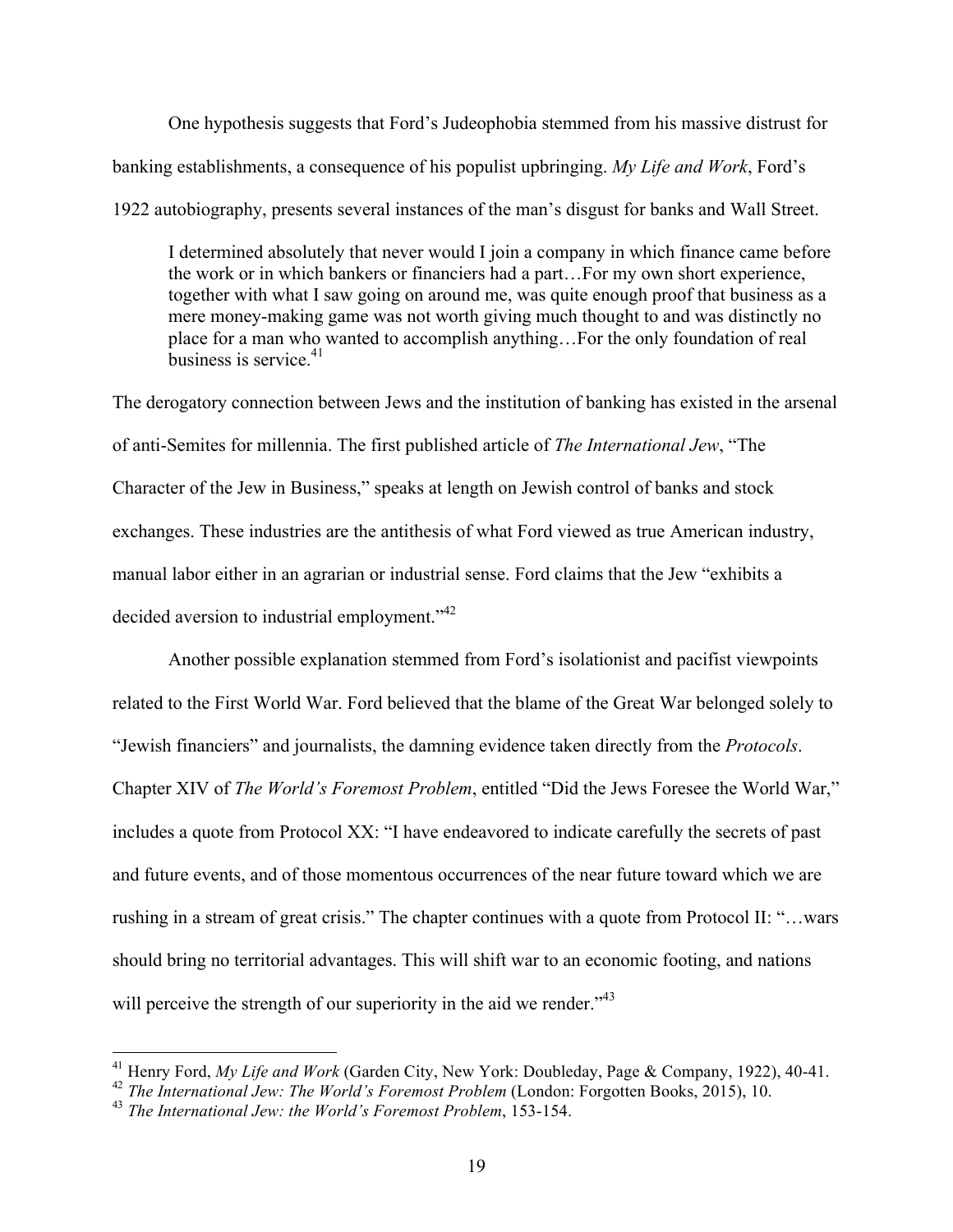One hypothesis suggests that Ford's Judeophobia stemmed from his massive distrust for banking establishments, a consequence of his populist upbringing. *My Life and Work*, Ford's 1922 autobiography, presents several instances of the man's disgust for banks and Wall Street.

> I determined absolutely that never would I join a company in which finance came before the work or in which bankers or financiers had a part…For my own short experience, together with what I saw going on around me, was quite enough proof that business as a mere money-making game was not worth giving much thought to and was distinctly no place for a man who wanted to accomplish anything…For the only foundation of real business is service.[41]

The derogatory connection between Jews and the institution of banking has existed in the arsenal of anti-Semites for millennia. The first published article of *The International Jew*, "The Character of the Jew in Business," speaks at length on Jewish control of banks and stock exchanges. These industries are the antithesis of what Ford viewed as true American industry, manual labor either in an agrarian or industrial sense. Ford claims that the Jew "exhibits a decided aversion to industrial employment."[42]

Another possible explanation stemmed from Ford's isolationist and pacifist viewpoints related to the First World War. Ford believed that the blame of the Great War belonged solely to "Jewish financiers" and journalists, the damning evidence taken directly from the *Protocols*. Chapter XIV of *The World's Foremost Problem*, entitled "Did the Jews Foresee the World War," includes a quote from Protocol XX: "I have endeavored to indicate carefully the secrets of past and future events, and of those momentous occurrences of the near future toward which we are rushing in a stream of great crisis." The chapter continues with a quote from Protocol II: "…wars should bring no territorial advantages. This will shift war to an economic footing, and nations will perceive the strength of our superiority in the aid we render."[43]

---

[41] Henry Ford, *My Life and Work* (Garden City, New York: Doubleday, Page & Company, 1922), 40-41.

[42] *The International Jew: The World's Foremost Problem* (London: Forgotten Books, 2015), 10.

[43] *The International Jew: the World's Foremost Problem*, 153-154.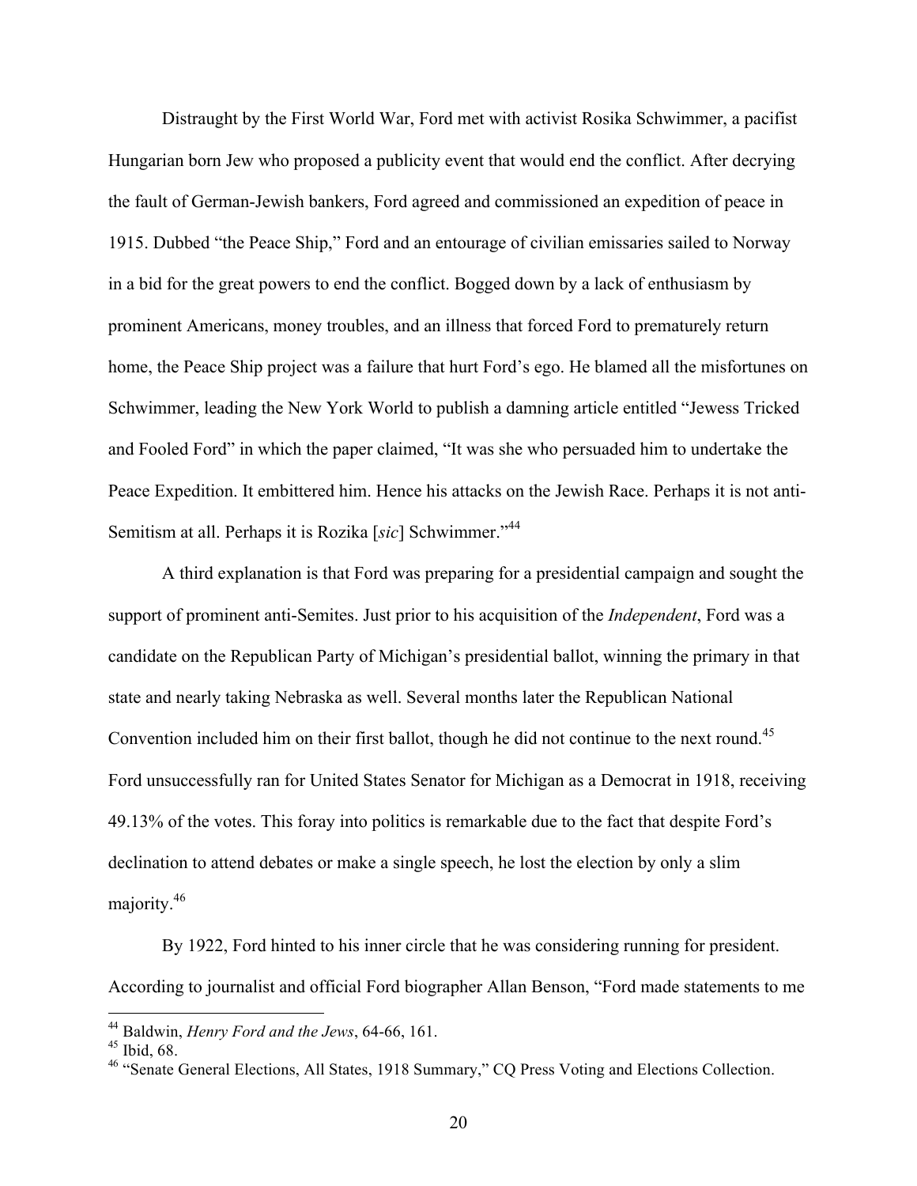Distraught by the First World War, Ford met with activist Rosika Schwimmer, a pacifist Hungarian born Jew who proposed a publicity event that would end the conflict. After decrying the fault of German-Jewish bankers, Ford agreed and commissioned an expedition of peace in 1915. Dubbed "the Peace Ship," Ford and an entourage of civilian emissaries sailed to Norway in a bid for the great powers to end the conflict. Bogged down by a lack of enthusiasm by prominent Americans, money troubles, and an illness that forced Ford to prematurely return home, the Peace Ship project was a failure that hurt Ford's ego. He blamed all the misfortunes on Schwimmer, leading the New York World to publish a damning article entitled "Jewess Tricked and Fooled Ford" in which the paper claimed, "It was she who persuaded him to undertake the Peace Expedition. It embittered him. Hence his attacks on the Jewish Race. Perhaps it is not anti-Semitism at all. Perhaps it is Rozika [*sic*] Schwimmer."[44]

A third explanation is that Ford was preparing for a presidential campaign and sought the support of prominent anti-Semites. Just prior to his acquisition of the *Independent*, Ford was a candidate on the Republican Party of Michigan's presidential ballot, winning the primary in that state and nearly taking Nebraska as well. Several months later the Republican National Convention included him on their first ballot, though he did not continue to the next round.[45] Ford unsuccessfully ran for United States Senator for Michigan as a Democrat in 1918, receiving 49.13% of the votes. This foray into politics is remarkable due to the fact that despite Ford's declination to attend debates or make a single speech, he lost the election by only a slim majority.[46]

By 1922, Ford hinted to his inner circle that he was considering running for president. According to journalist and official Ford biographer Allan Benson, "Ford made statements to me

---

[44] Baldwin, *Henry Ford and the Jews*, 64-66, 161.

[45] Ibid, 68.

[46] "Senate General Elections, All States, 1918 Summary," CQ Press Voting and Elections Collection.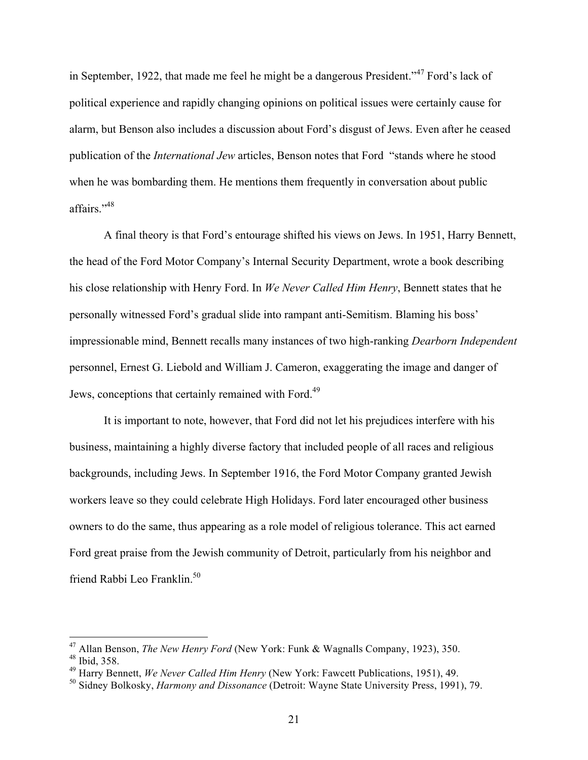in September, 1922, that made me feel he might be a dangerous President."[47] Ford's lack of political experience and rapidly changing opinions on political issues were certainly cause for alarm, but Benson also includes a discussion about Ford's disgust of Jews. Even after he ceased publication of the *International Jew* articles, Benson notes that Ford "stands where he stood when he was bombarding them. He mentions them frequently in conversation about public affairs."[48]

A final theory is that Ford's entourage shifted his views on Jews. In 1951, Harry Bennett, the head of the Ford Motor Company's Internal Security Department, wrote a book describing his close relationship with Henry Ford. In *We Never Called Him Henry*, Bennett states that he personally witnessed Ford's gradual slide into rampant anti-Semitism. Blaming his boss' impressionable mind, Bennett recalls many instances of two high-ranking *Dearborn Independent* personnel, Ernest G. Liebold and William J. Cameron, exaggerating the image and danger of Jews, conceptions that certainly remained with Ford.[49]

It is important to note, however, that Ford did not let his prejudices interfere with his business, maintaining a highly diverse factory that included people of all races and religious backgrounds, including Jews. In September 1916, the Ford Motor Company granted Jewish workers leave so they could celebrate High Holidays. Ford later encouraged other business owners to do the same, thus appearing as a role model of religious tolerance. This act earned Ford great praise from the Jewish community of Detroit, particularly from his neighbor and friend Rabbi Leo Franklin.[50]

---

[47] Allan Benson, *The New Henry Ford* (New York: Funk & Wagnalls Company, 1923), 350.
[48] Ibid, 358.
[49] Harry Bennett, *We Never Called Him Henry* (New York: Fawcett Publications, 1951), 49.
[50] Sidney Bolkosky, *Harmony and Dissonance* (Detroit: Wayne State University Press, 1991), 79.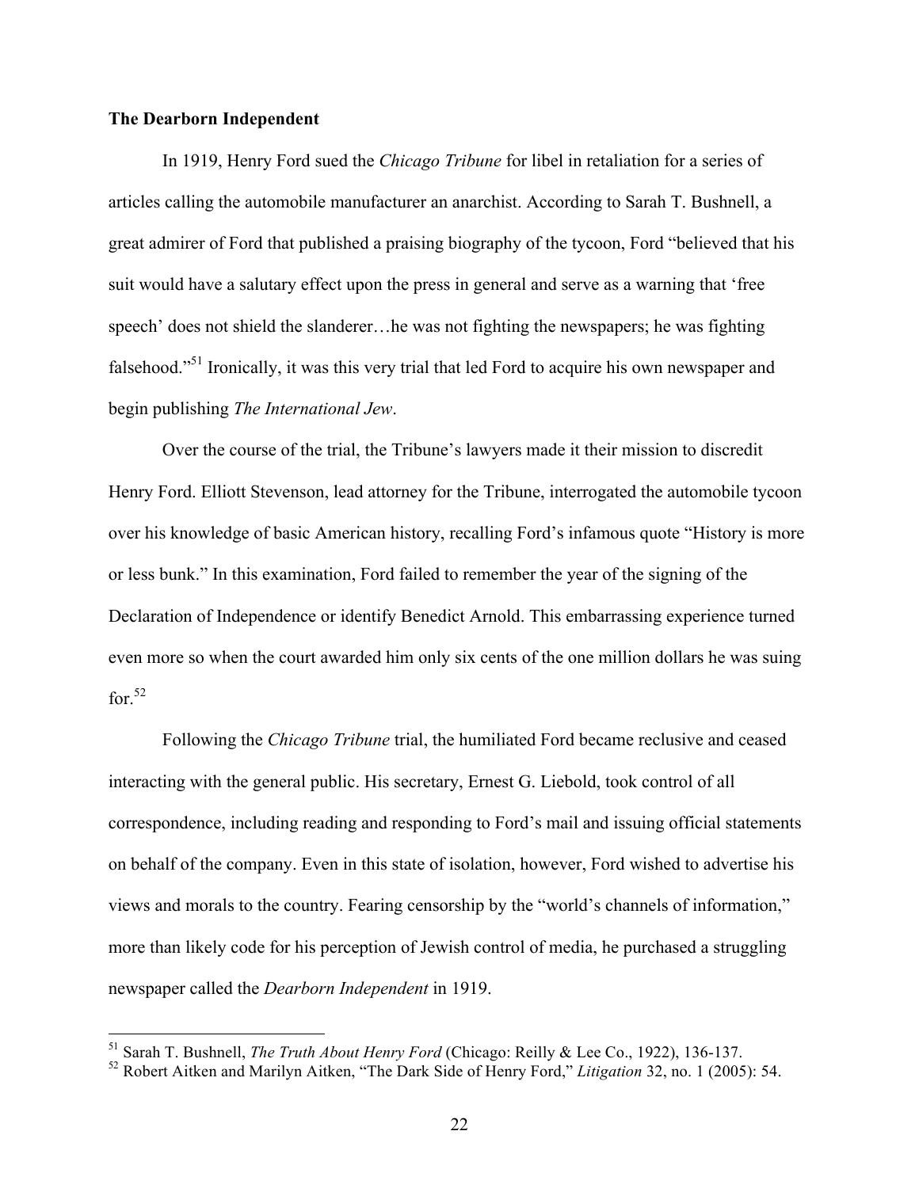**The Dearborn Independent**

In 1919, Henry Ford sued the *Chicago Tribune* for libel in retaliation for a series of articles calling the automobile manufacturer an anarchist. According to Sarah T. Bushnell, a great admirer of Ford that published a praising biography of the tycoon, Ford "believed that his suit would have a salutary effect upon the press in general and serve as a warning that 'free speech' does not shield the slanderer…he was not fighting the newspapers; he was fighting falsehood."[51] Ironically, it was this very trial that led Ford to acquire his own newspaper and begin publishing *The International Jew*.

Over the course of the trial, the Tribune's lawyers made it their mission to discredit Henry Ford. Elliott Stevenson, lead attorney for the Tribune, interrogated the automobile tycoon over his knowledge of basic American history, recalling Ford's infamous quote "History is more or less bunk." In this examination, Ford failed to remember the year of the signing of the Declaration of Independence or identify Benedict Arnold. This embarrassing experience turned even more so when the court awarded him only six cents of the one million dollars he was suing for.[52]

Following the *Chicago Tribune* trial, the humiliated Ford became reclusive and ceased interacting with the general public. His secretary, Ernest G. Liebold, took control of all correspondence, including reading and responding to Ford's mail and issuing official statements on behalf of the company. Even in this state of isolation, however, Ford wished to advertise his views and morals to the country. Fearing censorship by the "world's channels of information," more than likely code for his perception of Jewish control of media, he purchased a struggling newspaper called the *Dearborn Independent* in 1919.

---

[51] Sarah T. Bushnell, *The Truth About Henry Ford* (Chicago: Reilly & Lee Co., 1922), 136-137.

[52] Robert Aitken and Marilyn Aitken, "The Dark Side of Henry Ford," *Litigation* 32, no. 1 (2005): 54.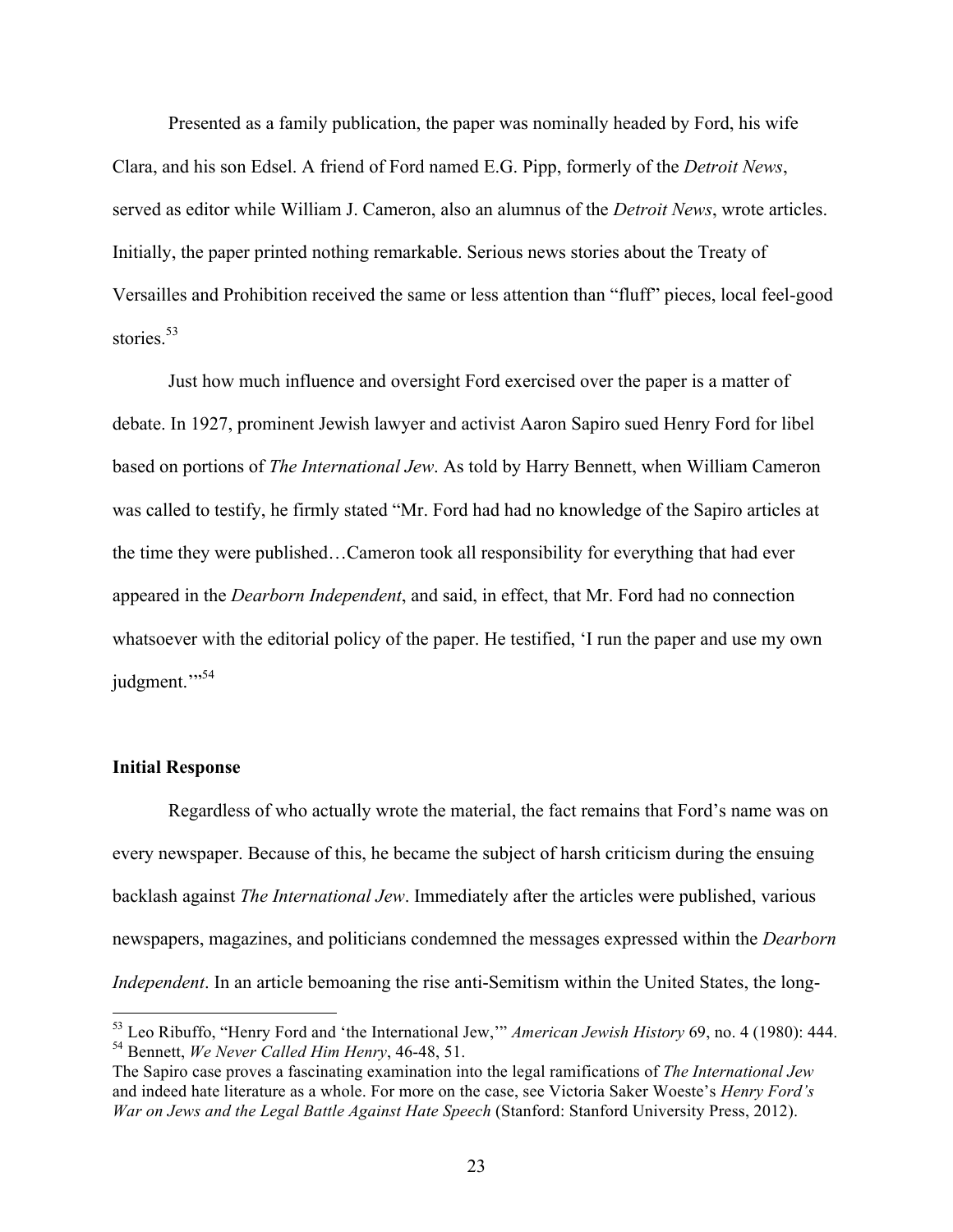Presented as a family publication, the paper was nominally headed by Ford, his wife Clara, and his son Edsel. A friend of Ford named E.G. Pipp, formerly of the *Detroit News*, served as editor while William J. Cameron, also an alumnus of the *Detroit News*, wrote articles. Initially, the paper printed nothing remarkable. Serious news stories about the Treaty of Versailles and Prohibition received the same or less attention than "fluff" pieces, local feel-good stories.[53]

Just how much influence and oversight Ford exercised over the paper is a matter of debate. In 1927, prominent Jewish lawyer and activist Aaron Sapiro sued Henry Ford for libel based on portions of *The International Jew*. As told by Harry Bennett, when William Cameron was called to testify, he firmly stated "Mr. Ford had had no knowledge of the Sapiro articles at the time they were published…Cameron took all responsibility for everything that had ever appeared in the *Dearborn Independent*, and said, in effect, that Mr. Ford had no connection whatsoever with the editorial policy of the paper. He testified, 'I run the paper and use my own judgment.'"[54]

### Initial Response

Regardless of who actually wrote the material, the fact remains that Ford's name was on every newspaper. Because of this, he became the subject of harsh criticism during the ensuing backlash against *The International Jew*. Immediately after the articles were published, various newspapers, magazines, and politicians condemned the messages expressed within the *Dearborn Independent*. In an article bemoaning the rise anti-Semitism within the United States, the long-

---

[53] Leo Ribuffo, "Henry Ford and 'the International Jew,'" *American Jewish History* 69, no. 4 (1980): 444.

[54] Bennett, *We Never Called Him Henry*, 46-48, 51.

The Sapiro case proves a fascinating examination into the legal ramifications of *The International Jew* and indeed hate literature as a whole. For more on the case, see Victoria Saker Woeste's *Henry Ford's War on Jews and the Legal Battle Against Hate Speech* (Stanford: Stanford University Press, 2012).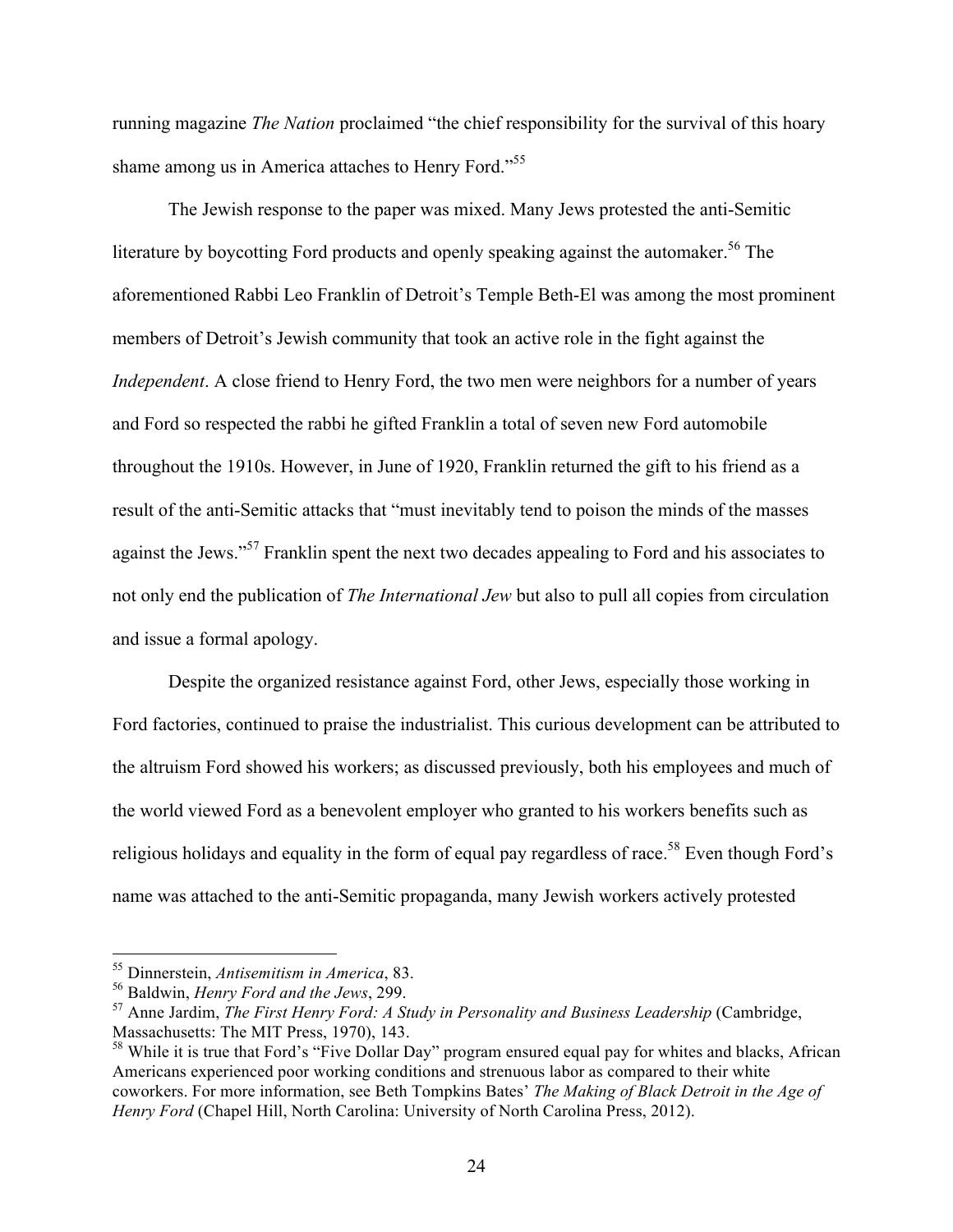running magazine *The Nation* proclaimed "the chief responsibility for the survival of this hoary shame among us in America attaches to Henry Ford."[55]

The Jewish response to the paper was mixed. Many Jews protested the anti-Semitic literature by boycotting Ford products and openly speaking against the automaker.[56] The aforementioned Rabbi Leo Franklin of Detroit's Temple Beth-El was among the most prominent members of Detroit's Jewish community that took an active role in the fight against the *Independent*. A close friend to Henry Ford, the two men were neighbors for a number of years and Ford so respected the rabbi he gifted Franklin a total of seven new Ford automobile throughout the 1910s. However, in June of 1920, Franklin returned the gift to his friend as a result of the anti-Semitic attacks that "must inevitably tend to poison the minds of the masses against the Jews."[57] Franklin spent the next two decades appealing to Ford and his associates to not only end the publication of *The International Jew* but also to pull all copies from circulation and issue a formal apology.

Despite the organized resistance against Ford, other Jews, especially those working in Ford factories, continued to praise the industrialist. This curious development can be attributed to the altruism Ford showed his workers; as discussed previously, both his employees and much of the world viewed Ford as a benevolent employer who granted to his workers benefits such as religious holidays and equality in the form of equal pay regardless of race.[58] Even though Ford's name was attached to the anti-Semitic propaganda, many Jewish workers actively protested

---

[55] Dinnerstein, *Antisemitism in America*, 83.

[56] Baldwin, *Henry Ford and the Jews*, 299.

[57] Anne Jardim, *The First Henry Ford: A Study in Personality and Business Leadership* (Cambridge, Massachusetts: The MIT Press, 1970), 143.

[58] While it is true that Ford's "Five Dollar Day" program ensured equal pay for whites and blacks, African Americans experienced poor working conditions and strenuous labor as compared to their white coworkers. For more information, see Beth Tompkins Bates' *The Making of Black Detroit in the Age of Henry Ford* (Chapel Hill, North Carolina: University of North Carolina Press, 2012).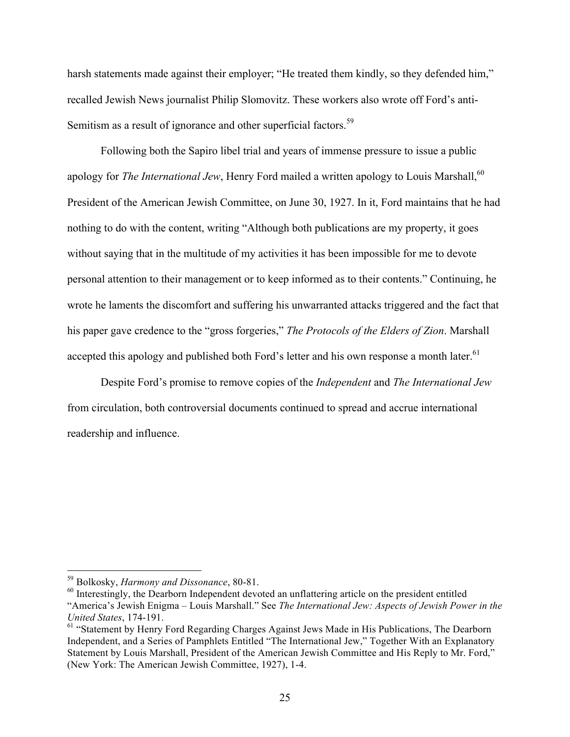harsh statements made against their employer; "He treated them kindly, so they defended him," recalled Jewish News journalist Philip Slomovitz. These workers also wrote off Ford's anti-Semitism as a result of ignorance and other superficial factors.[59]

Following both the Sapiro libel trial and years of immense pressure to issue a public apology for *The International Jew*, Henry Ford mailed a written apology to Louis Marshall,[60] President of the American Jewish Committee, on June 30, 1927. In it, Ford maintains that he had nothing to do with the content, writing "Although both publications are my property, it goes without saying that in the multitude of my activities it has been impossible for me to devote personal attention to their management or to keep informed as to their contents." Continuing, he wrote he laments the discomfort and suffering his unwarranted attacks triggered and the fact that his paper gave credence to the "gross forgeries," *The Protocols of the Elders of Zion*. Marshall accepted this apology and published both Ford's letter and his own response a month later.[61]

Despite Ford's promise to remove copies of the *Independent* and *The International Jew* from circulation, both controversial documents continued to spread and accrue international readership and influence.

---

[59] Bolkosky, *Harmony and Dissonance*, 80-81.

[60] Interestingly, the Dearborn Independent devoted an unflattering article on the president entitled "America's Jewish Enigma – Louis Marshall." See *The International Jew: Aspects of Jewish Power in the United States*, 174-191.

[61] "Statement by Henry Ford Regarding Charges Against Jews Made in His Publications, The Dearborn Independent, and a Series of Pamphlets Entitled "The International Jew," Together With an Explanatory Statement by Louis Marshall, President of the American Jewish Committee and His Reply to Mr. Ford," (New York: The American Jewish Committee, 1927), 1-4.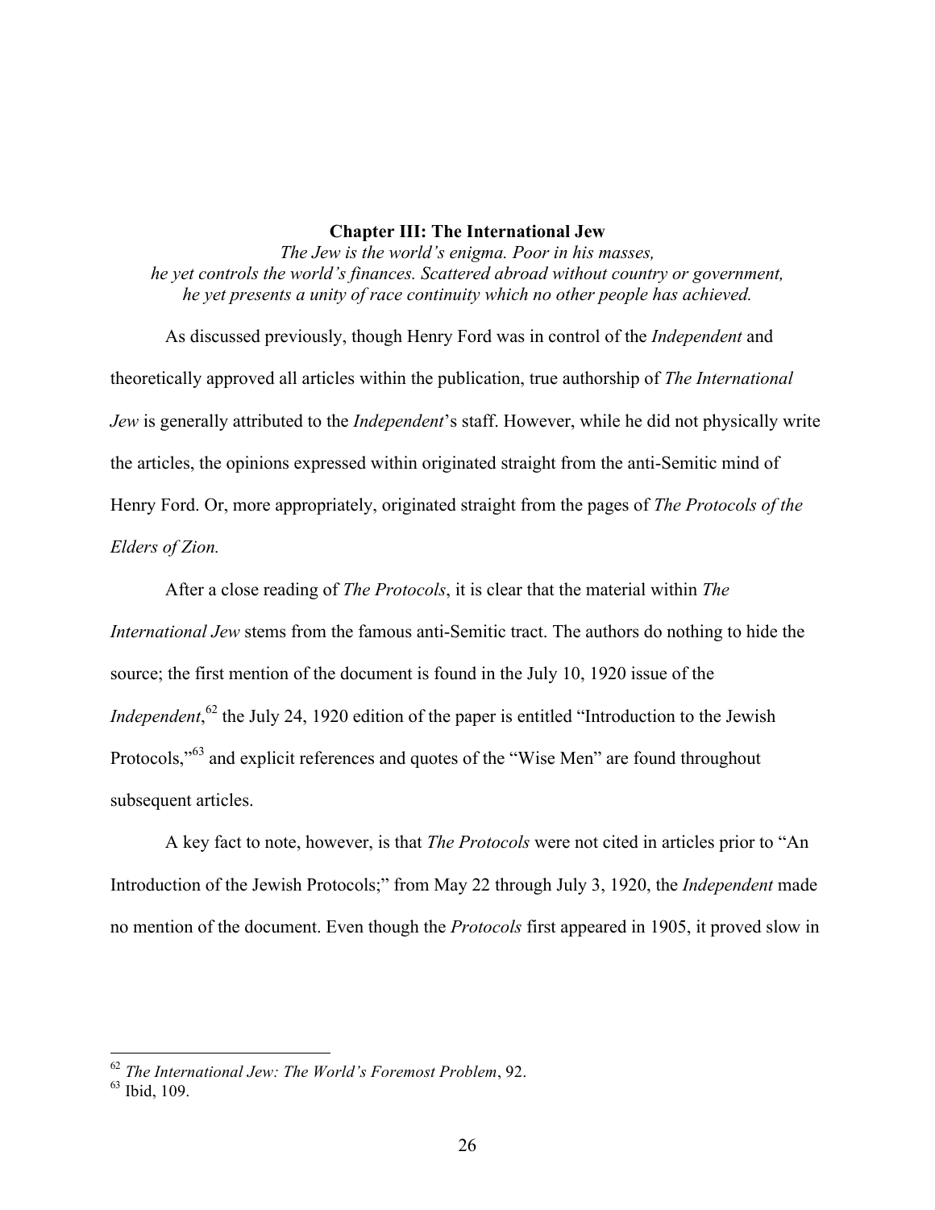## Chapter III: The International Jew

*The Jew is the world's enigma. Poor in his masses, he yet controls the world's finances. Scattered abroad without country or government, he yet presents a unity of race continuity which no other people has achieved.*

As discussed previously, though Henry Ford was in control of the *Independent* and theoretically approved all articles within the publication, true authorship of *The International Jew* is generally attributed to the *Independent*'s staff. However, while he did not physically write the articles, the opinions expressed within originated straight from the anti-Semitic mind of Henry Ford. Or, more appropriately, originated straight from the pages of *The Protocols of the Elders of Zion.*

After a close reading of *The Protocols*, it is clear that the material within *The International Jew* stems from the famous anti-Semitic tract. The authors do nothing to hide the source; the first mention of the document is found in the July 10, 1920 issue of the *Independent*,[62] the July 24, 1920 edition of the paper is entitled "Introduction to the Jewish Protocols,"[63] and explicit references and quotes of the "Wise Men" are found throughout subsequent articles.

A key fact to note, however, is that *The Protocols* were not cited in articles prior to "An Introduction of the Jewish Protocols;" from May 22 through July 3, 1920, the *Independent* made no mention of the document. Even though the *Protocols* first appeared in 1905, it proved slow in

---

[62] *The International Jew: The World's Foremost Problem*, 92.

[63] Ibid, 109.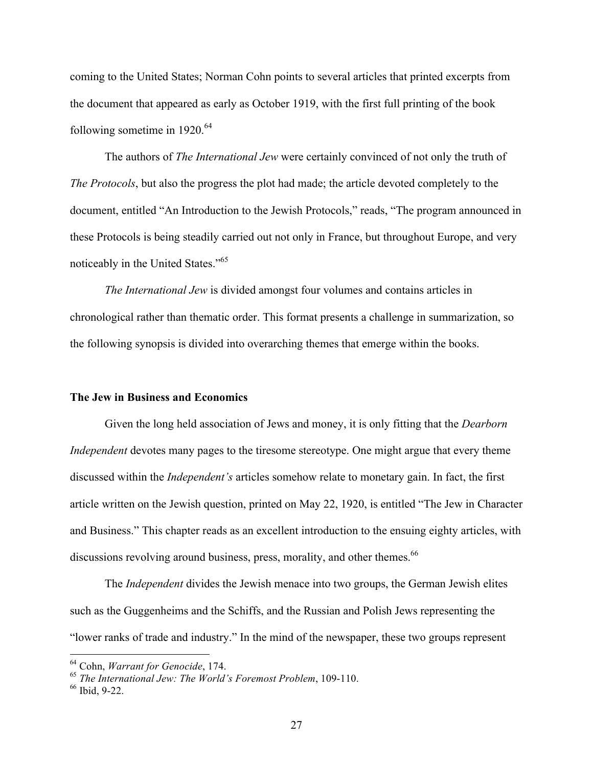coming to the United States; Norman Cohn points to several articles that printed excerpts from the document that appeared as early as October 1919, with the first full printing of the book following sometime in 1920.[64]

The authors of *The International Jew* were certainly convinced of not only the truth of *The Protocols*, but also the progress the plot had made; the article devoted completely to the document, entitled "An Introduction to the Jewish Protocols," reads, "The program announced in these Protocols is being steadily carried out not only in France, but throughout Europe, and very noticeably in the United States."[65]

*The International Jew* is divided amongst four volumes and contains articles in chronological rather than thematic order. This format presents a challenge in summarization, so the following synopsis is divided into overarching themes that emerge within the books.

### The Jew in Business and Economics

Given the long held association of Jews and money, it is only fitting that the *Dearborn Independent* devotes many pages to the tiresome stereotype. One might argue that every theme discussed within the *Independent's* articles somehow relate to monetary gain. In fact, the first article written on the Jewish question, printed on May 22, 1920, is entitled "The Jew in Character and Business." This chapter reads as an excellent introduction to the ensuing eighty articles, with discussions revolving around business, press, morality, and other themes.[66]

The *Independent* divides the Jewish menace into two groups, the German Jewish elites such as the Guggenheims and the Schiffs, and the Russian and Polish Jews representing the "lower ranks of trade and industry." In the mind of the newspaper, these two groups represent

---

[64] Cohn, *Warrant for Genocide*, 174.
[65] *The International Jew: The World's Foremost Problem*, 109-110.
[66] Ibid, 9-22.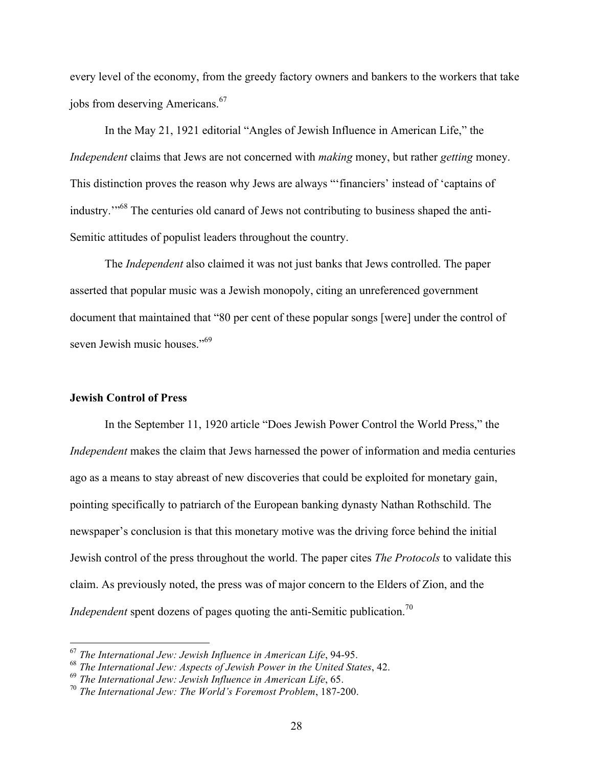every level of the economy, from the greedy factory owners and bankers to the workers that take jobs from deserving Americans.[67]

In the May 21, 1921 editorial "Angles of Jewish Influence in American Life," the *Independent* claims that Jews are not concerned with *making* money, but rather *getting* money. This distinction proves the reason why Jews are always "'financiers' instead of 'captains of industry.'"[68] The centuries old canard of Jews not contributing to business shaped the anti-Semitic attitudes of populist leaders throughout the country.

The *Independent* also claimed it was not just banks that Jews controlled. The paper asserted that popular music was a Jewish monopoly, citing an unreferenced government document that maintained that "80 per cent of these popular songs [were] under the control of seven Jewish music houses."[69]

### Jewish Control of Press

In the September 11, 1920 article "Does Jewish Power Control the World Press," the *Independent* makes the claim that Jews harnessed the power of information and media centuries ago as a means to stay abreast of new discoveries that could be exploited for monetary gain, pointing specifically to patriarch of the European banking dynasty Nathan Rothschild. The newspaper's conclusion is that this monetary motive was the driving force behind the initial Jewish control of the press throughout the world. The paper cites *The Protocols* to validate this claim. As previously noted, the press was of major concern to the Elders of Zion, and the *Independent* spent dozens of pages quoting the anti-Semitic publication.[70]

---

[67] *The International Jew: Jewish Influence in American Life*, 94-95.

[68] *The International Jew: Aspects of Jewish Power in the United States*, 42.

[69] *The International Jew: Jewish Influence in American Life*, 65.

[70] *The International Jew: The World's Foremost Problem*, 187-200.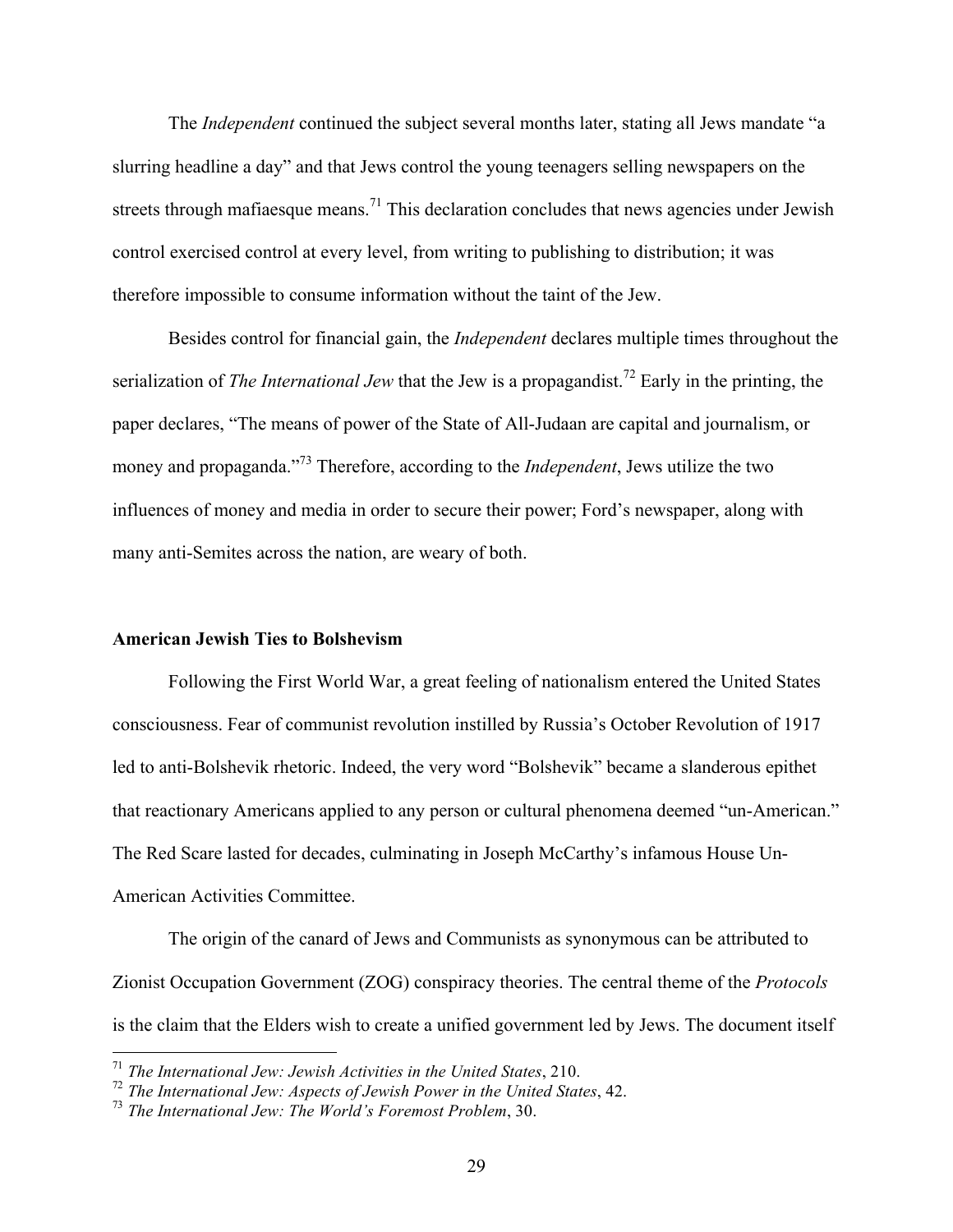The *Independent* continued the subject several months later, stating all Jews mandate "a slurring headline a day" and that Jews control the young teenagers selling newspapers on the streets through mafiaesque means.[71] This declaration concludes that news agencies under Jewish control exercised control at every level, from writing to publishing to distribution; it was therefore impossible to consume information without the taint of the Jew.

Besides control for financial gain, the *Independent* declares multiple times throughout the serialization of *The International Jew* that the Jew is a propagandist.[72] Early in the printing, the paper declares, "The means of power of the State of All-Judaan are capital and journalism, or money and propaganda."[73] Therefore, according to the *Independent*, Jews utilize the two influences of money and media in order to secure their power; Ford's newspaper, along with many anti-Semites across the nation, are weary of both.

## American Jewish Ties to Bolshevism

Following the First World War, a great feeling of nationalism entered the United States consciousness. Fear of communist revolution instilled by Russia's October Revolution of 1917 led to anti-Bolshevik rhetoric. Indeed, the very word "Bolshevik" became a slanderous epithet that reactionary Americans applied to any person or cultural phenomena deemed "un-American." The Red Scare lasted for decades, culminating in Joseph McCarthy's infamous House Un-American Activities Committee.

The origin of the canard of Jews and Communists as synonymous can be attributed to Zionist Occupation Government (ZOG) conspiracy theories. The central theme of the *Protocols* is the claim that the Elders wish to create a unified government led by Jews. The document itself

---

[71] *The International Jew: Jewish Activities in the United States*, 210.

[72] *The International Jew: Aspects of Jewish Power in the United States*, 42.

[73] *The International Jew: The World's Foremost Problem*, 30.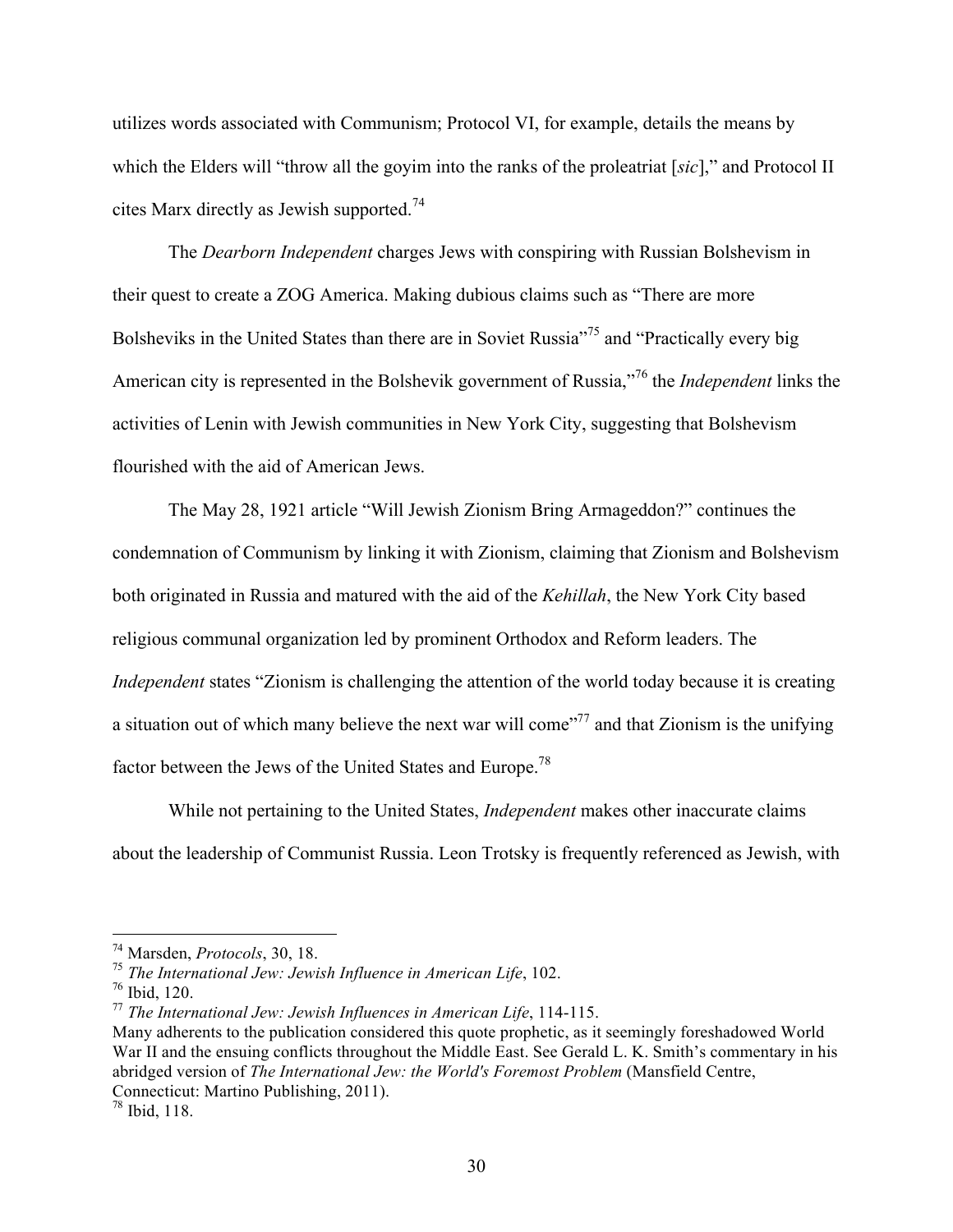utilizes words associated with Communism; Protocol VI, for example, details the means by which the Elders will "throw all the goyim into the ranks of the proleatriat [*sic*]," and Protocol II cites Marx directly as Jewish supported.[74]

The *Dearborn Independent* charges Jews with conspiring with Russian Bolshevism in their quest to create a ZOG America. Making dubious claims such as "There are more Bolsheviks in the United States than there are in Soviet Russia"[75] and "Practically every big American city is represented in the Bolshevik government of Russia,"[76] the *Independent* links the activities of Lenin with Jewish communities in New York City, suggesting that Bolshevism flourished with the aid of American Jews.

The May 28, 1921 article "Will Jewish Zionism Bring Armageddon?" continues the condemnation of Communism by linking it with Zionism, claiming that Zionism and Bolshevism both originated in Russia and matured with the aid of the *Kehillah*, the New York City based religious communal organization led by prominent Orthodox and Reform leaders. The *Independent* states "Zionism is challenging the attention of the world today because it is creating a situation out of which many believe the next war will come"[77] and that Zionism is the unifying factor between the Jews of the United States and Europe.[78]

While not pertaining to the United States, *Independent* makes other inaccurate claims about the leadership of Communist Russia. Leon Trotsky is frequently referenced as Jewish, with

---

[74] Marsden, *Protocols*, 30, 18.

[75] *The International Jew: Jewish Influence in American Life*, 102.

[76] Ibid, 120.

[77] *The International Jew: Jewish Influences in American Life*, 114-115.
Many adherents to the publication considered this quote prophetic, as it seemingly foreshadowed World War II and the ensuing conflicts throughout the Middle East. See Gerald L. K. Smith's commentary in his abridged version of *The International Jew: the World's Foremost Problem* (Mansfield Centre, Connecticut: Martino Publishing, 2011).

[78] Ibid, 118.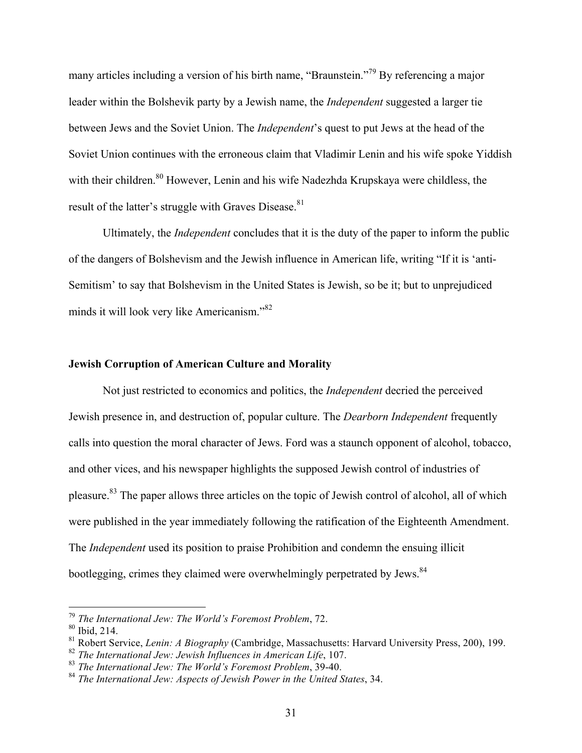many articles including a version of his birth name, "Braunstein."[79] By referencing a major leader within the Bolshevik party by a Jewish name, the *Independent* suggested a larger tie between Jews and the Soviet Union. The *Independent*'s quest to put Jews at the head of the Soviet Union continues with the erroneous claim that Vladimir Lenin and his wife spoke Yiddish with their children.[80] However, Lenin and his wife Nadezhda Krupskaya were childless, the result of the latter's struggle with Graves Disease.[81]

Ultimately, the *Independent* concludes that it is the duty of the paper to inform the public of the dangers of Bolshevism and the Jewish influence in American life, writing "If it is 'anti-Semitism' to say that Bolshevism in the United States is Jewish, so be it; but to unprejudiced minds it will look very like Americanism."[82]

### Jewish Corruption of American Culture and Morality

Not just restricted to economics and politics, the *Independent* decried the perceived Jewish presence in, and destruction of, popular culture. The *Dearborn Independent* frequently calls into question the moral character of Jews. Ford was a staunch opponent of alcohol, tobacco, and other vices, and his newspaper highlights the supposed Jewish control of industries of pleasure.[83] The paper allows three articles on the topic of Jewish control of alcohol, all of which were published in the year immediately following the ratification of the Eighteenth Amendment. The *Independent* used its position to praise Prohibition and condemn the ensuing illicit bootlegging, crimes they claimed were overwhelmingly perpetrated by Jews.[84]

---

[79] *The International Jew: The World's Foremost Problem*, 72.
[80] Ibid, 214.
[81] Robert Service, *Lenin: A Biography* (Cambridge, Massachusetts: Harvard University Press, 200), 199.
[82] *The International Jew: Jewish Influences in American Life*, 107.
[83] *The International Jew: The World's Foremost Problem*, 39-40.
[84] *The International Jew: Aspects of Jewish Power in the United States*, 34.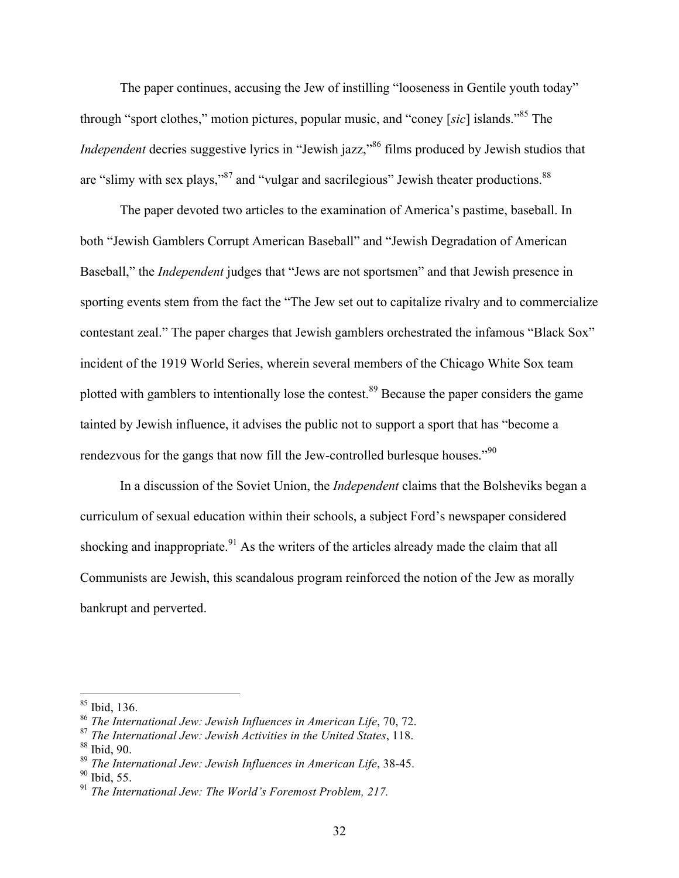The paper continues, accusing the Jew of instilling "looseness in Gentile youth today" through "sport clothes," motion pictures, popular music, and "coney [*sic*] islands."[85] The *Independent* decries suggestive lyrics in "Jewish jazz,"[86] films produced by Jewish studios that are "slimy with sex plays,"[87] and "vulgar and sacrilegious" Jewish theater productions.[88]

The paper devoted two articles to the examination of America's pastime, baseball. In both "Jewish Gamblers Corrupt American Baseball" and "Jewish Degradation of American Baseball," the *Independent* judges that "Jews are not sportsmen" and that Jewish presence in sporting events stem from the fact the "The Jew set out to capitalize rivalry and to commercialize contestant zeal." The paper charges that Jewish gamblers orchestrated the infamous "Black Sox" incident of the 1919 World Series, wherein several members of the Chicago White Sox team plotted with gamblers to intentionally lose the contest.[89] Because the paper considers the game tainted by Jewish influence, it advises the public not to support a sport that has "become a rendezvous for the gangs that now fill the Jew-controlled burlesque houses."[90]

In a discussion of the Soviet Union, the *Independent* claims that the Bolsheviks began a curriculum of sexual education within their schools, a subject Ford's newspaper considered shocking and inappropriate.[91] As the writers of the articles already made the claim that all Communists are Jewish, this scandalous program reinforced the notion of the Jew as morally bankrupt and perverted.

---

[85] Ibid, 136.

[86] *The International Jew: Jewish Influences in American Life*, 70, 72.

[87] *The International Jew: Jewish Activities in the United States*, 118.

[88] Ibid, 90.

[89] *The International Jew: Jewish Influences in American Life*, 38-45.

[90] Ibid, 55.

[91] *The International Jew: The World's Foremost Problem, 217.*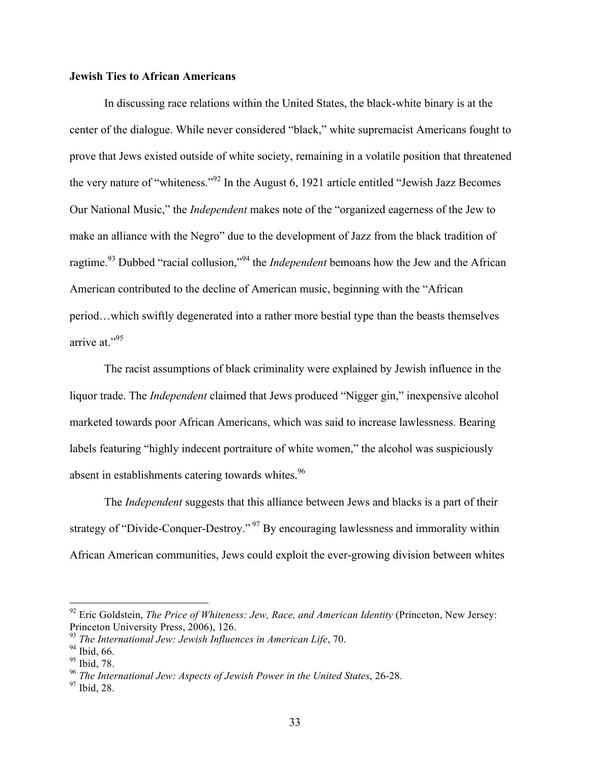**Jewish Ties to African Americans**

In discussing race relations within the United States, the black-white binary is at the center of the dialogue. While never considered "black," white supremacist Americans fought to prove that Jews existed outside of white society, remaining in a volatile position that threatened the very nature of "whiteness."[92] In the August 6, 1921 article entitled "Jewish Jazz Becomes Our National Music," the *Independent* makes note of the "organized eagerness of the Jew to make an alliance with the Negro" due to the development of Jazz from the black tradition of ragtime.[93] Dubbed "racial collusion,"[94] the *Independent* bemoans how the Jew and the African American contributed to the decline of American music, beginning with the "African period…which swiftly degenerated into a rather more bestial type than the beasts themselves arrive at."[95]

The racist assumptions of black criminality were explained by Jewish influence in the liquor trade. The *Independent* claimed that Jews produced "Nigger gin," inexpensive alcohol marketed towards poor African Americans, which was said to increase lawlessness. Bearing labels featuring "highly indecent portraiture of white women," the alcohol was suspiciously absent in establishments catering towards whites.[96]

The *Independent* suggests that this alliance between Jews and blacks is a part of their strategy of "Divide-Conquer-Destroy."[97] By encouraging lawlessness and immorality within African American communities, Jews could exploit the ever-growing division between whites

---

[92] Eric Goldstein, *The Price of Whiteness: Jew, Race, and American Identity* (Princeton, New Jersey: Princeton University Press, 2006), 126.
[93] *The International Jew: Jewish Influences in American Life*, 70.
[94] Ibid, 66.
[95] Ibid, 78.
[96] *The International Jew: Aspects of Jewish Power in the United States*, 26-28.
[97] Ibid, 28.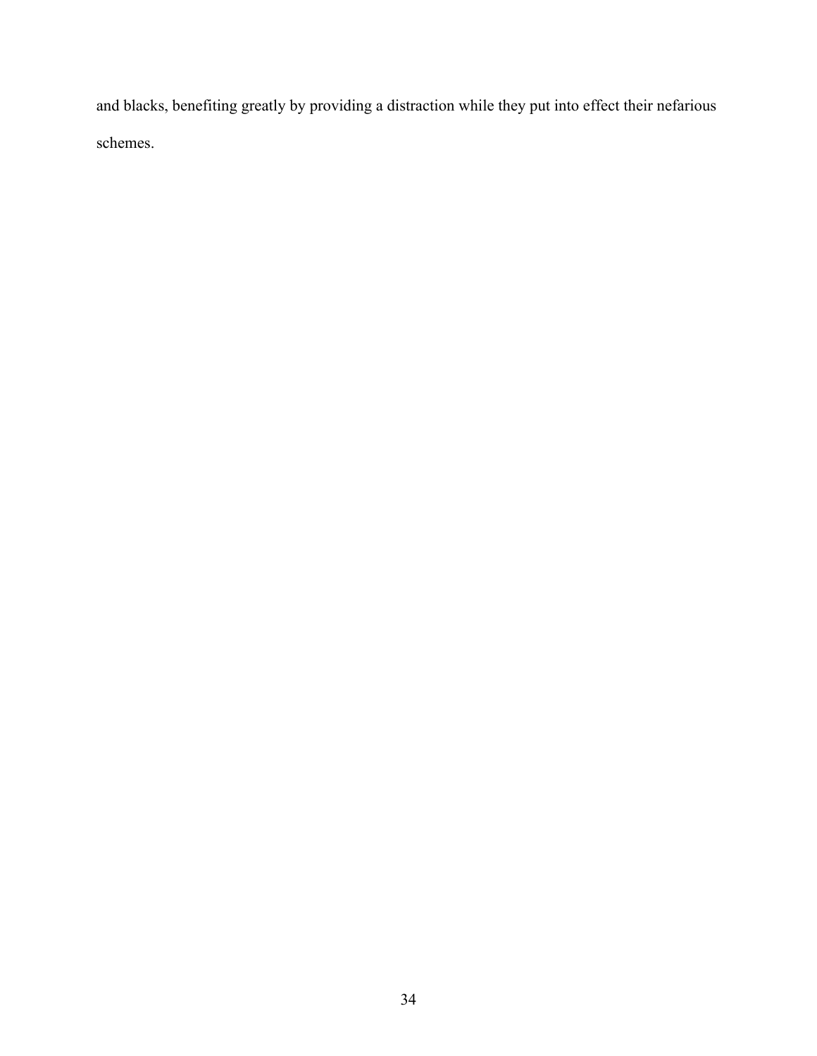and blacks, benefiting greatly by providing a distraction while they put into effect their nefarious schemes.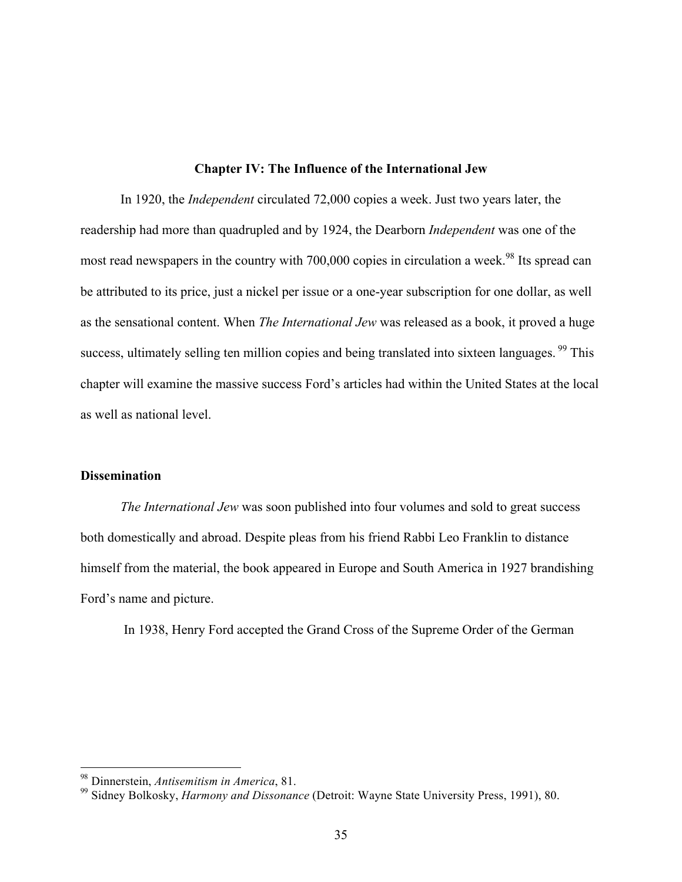## Chapter IV: The Influence of the International Jew

In 1920, the *Independent* circulated 72,000 copies a week. Just two years later, the readership had more than quadrupled and by 1924, the Dearborn *Independent* was one of the most read newspapers in the country with 700,000 copies in circulation a week.[98] Its spread can be attributed to its price, just a nickel per issue or a one-year subscription for one dollar, as well as the sensational content. When *The International Jew* was released as a book, it proved a huge success, ultimately selling ten million copies and being translated into sixteen languages.[99] This chapter will examine the massive success Ford's articles had within the United States at the local as well as national level.

### Dissemination

*The International Jew* was soon published into four volumes and sold to great success both domestically and abroad. Despite pleas from his friend Rabbi Leo Franklin to distance himself from the material, the book appeared in Europe and South America in 1927 brandishing Ford's name and picture.

In 1938, Henry Ford accepted the Grand Cross of the Supreme Order of the German

---

[98] Dinnerstein, *Antisemitism in America*, 81.

[99] Sidney Bolkosky, *Harmony and Dissonance* (Detroit: Wayne State University Press, 1991), 80.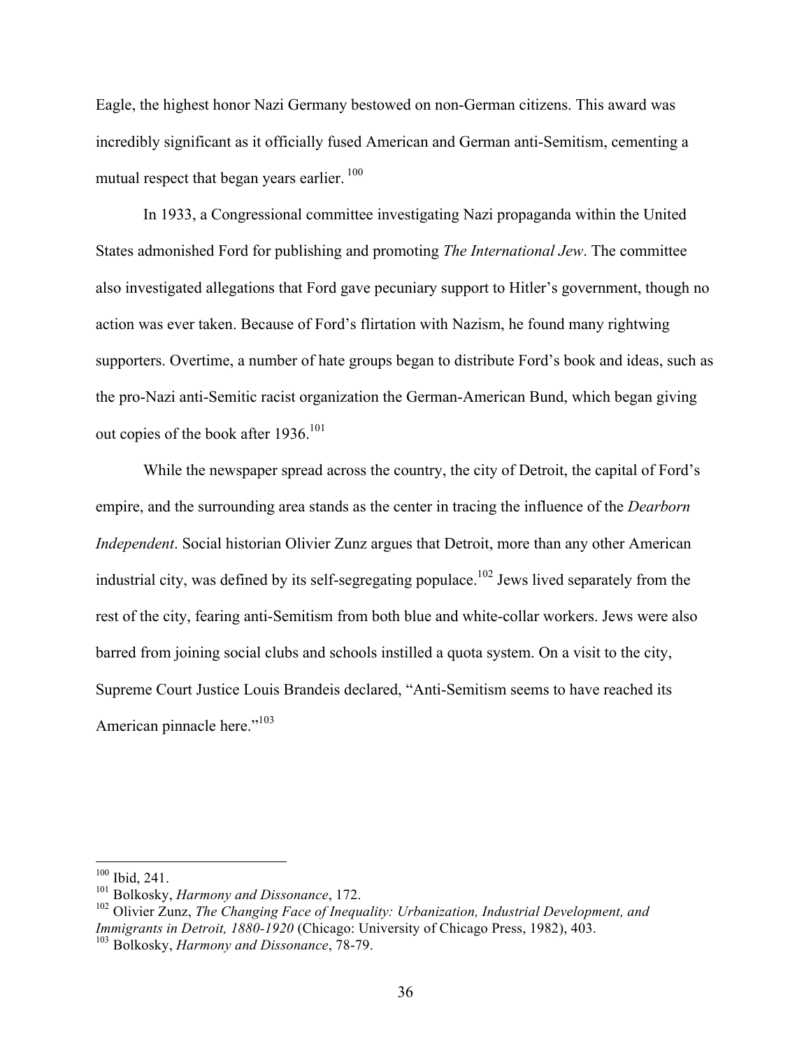Eagle, the highest honor Nazi Germany bestowed on non-German citizens. This award was incredibly significant as it officially fused American and German anti-Semitism, cementing a mutual respect that began years earlier.[100]

In 1933, a Congressional committee investigating Nazi propaganda within the United States admonished Ford for publishing and promoting *The International Jew*. The committee also investigated allegations that Ford gave pecuniary support to Hitler's government, though no action was ever taken. Because of Ford's flirtation with Nazism, he found many rightwing supporters. Overtime, a number of hate groups began to distribute Ford's book and ideas, such as the pro-Nazi anti-Semitic racist organization the German-American Bund, which began giving out copies of the book after 1936.[101]

While the newspaper spread across the country, the city of Detroit, the capital of Ford's empire, and the surrounding area stands as the center in tracing the influence of the *Dearborn Independent*. Social historian Olivier Zunz argues that Detroit, more than any other American industrial city, was defined by its self-segregating populace.[102] Jews lived separately from the rest of the city, fearing anti-Semitism from both blue and white-collar workers. Jews were also barred from joining social clubs and schools instilled a quota system. On a visit to the city, Supreme Court Justice Louis Brandeis declared, "Anti-Semitism seems to have reached its American pinnacle here."[103]

---

[100] Ibid, 241.

[101] Bolkosky, *Harmony and Dissonance*, 172.

[102] Olivier Zunz, *The Changing Face of Inequality: Urbanization, Industrial Development, and Immigrants in Detroit, 1880-1920* (Chicago: University of Chicago Press, 1982), 403.

[103] Bolkosky, *Harmony and Dissonance*, 78-79.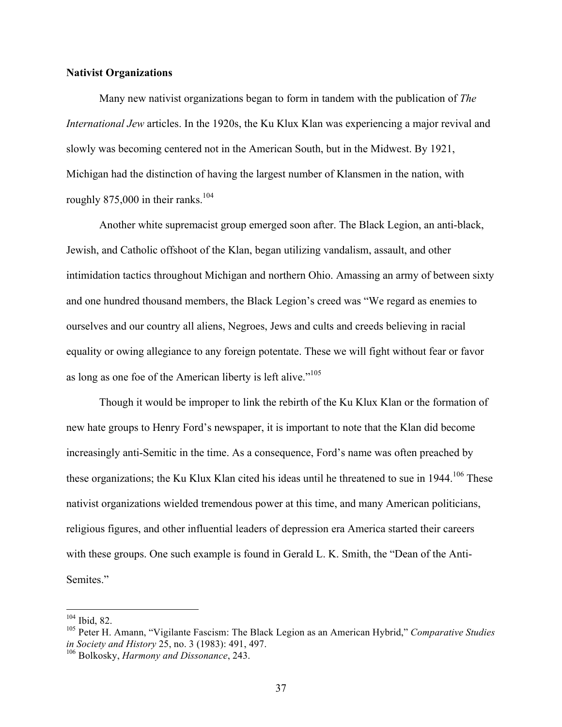### Nativist Organizations

Many new nativist organizations began to form in tandem with the publication of *The International Jew* articles. In the 1920s, the Ku Klux Klan was experiencing a major revival and slowly was becoming centered not in the American South, but in the Midwest. By 1921, Michigan had the distinction of having the largest number of Klansmen in the nation, with roughly 875,000 in their ranks.[104]

Another white supremacist group emerged soon after. The Black Legion, an anti-black, Jewish, and Catholic offshoot of the Klan, began utilizing vandalism, assault, and other intimidation tactics throughout Michigan and northern Ohio. Amassing an army of between sixty and one hundred thousand members, the Black Legion's creed was "We regard as enemies to ourselves and our country all aliens, Negroes, Jews and cults and creeds believing in racial equality or owing allegiance to any foreign potentate. These we will fight without fear or favor as long as one foe of the American liberty is left alive."[105]

Though it would be improper to link the rebirth of the Ku Klux Klan or the formation of new hate groups to Henry Ford's newspaper, it is important to note that the Klan did become increasingly anti-Semitic in the time. As a consequence, Ford's name was often preached by these organizations; the Ku Klux Klan cited his ideas until he threatened to sue in 1944.[106] These nativist organizations wielded tremendous power at this time, and many American politicians, religious figures, and other influential leaders of depression era America started their careers with these groups. One such example is found in Gerald L. K. Smith, the "Dean of the Anti-Semites."

---

[104] Ibid, 82.

[105] Peter H. Amann, "Vigilante Fascism: The Black Legion as an American Hybrid," *Comparative Studies in Society and History* 25, no. 3 (1983): 491, 497.

[106] Bolkosky, *Harmony and Dissonance*, 243.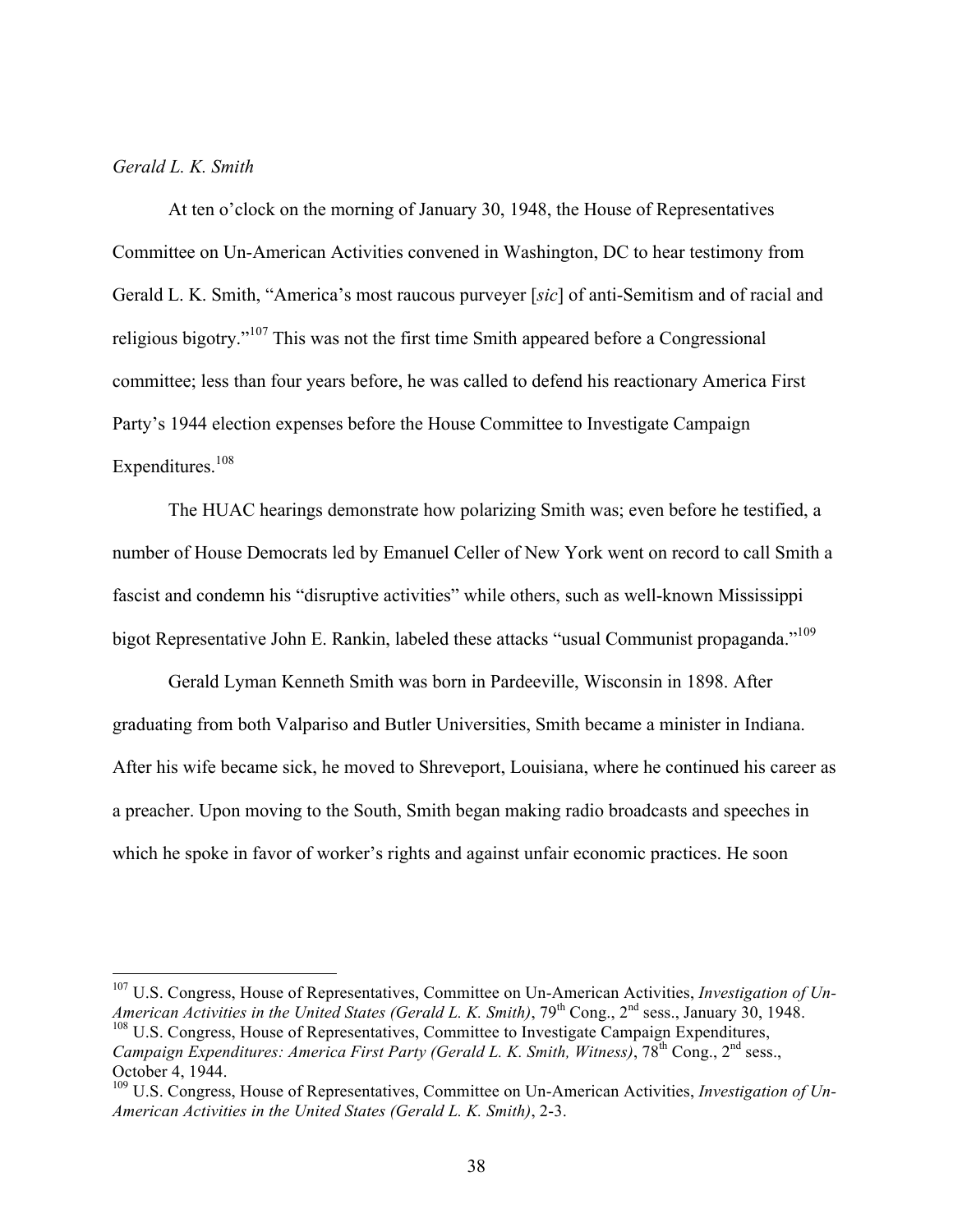*Gerald L. K. Smith*

At ten o'clock on the morning of January 30, 1948, the House of Representatives Committee on Un-American Activities convened in Washington, DC to hear testimony from Gerald L. K. Smith, "America's most raucous purveyer [*sic*] of anti-Semitism and of racial and religious bigotry."[107] This was not the first time Smith appeared before a Congressional committee; less than four years before, he was called to defend his reactionary America First Party's 1944 election expenses before the House Committee to Investigate Campaign Expenditures.[108]

The HUAC hearings demonstrate how polarizing Smith was; even before he testified, a number of House Democrats led by Emanuel Celler of New York went on record to call Smith a fascist and condemn his "disruptive activities" while others, such as well-known Mississippi bigot Representative John E. Rankin, labeled these attacks "usual Communist propaganda."[109]

Gerald Lyman Kenneth Smith was born in Pardeeville, Wisconsin in 1898. After graduating from both Valpariso and Butler Universities, Smith became a minister in Indiana. After his wife became sick, he moved to Shreveport, Louisiana, where he continued his career as a preacher. Upon moving to the South, Smith began making radio broadcasts and speeches in which he spoke in favor of worker's rights and against unfair economic practices. He soon

---

[107] U.S. Congress, House of Representatives, Committee on Un-American Activities, *Investigation of Un-American Activities in the United States (Gerald L. K. Smith)*, 79th Cong., 2nd sess., January 30, 1948.

[108] U.S. Congress, House of Representatives, Committee to Investigate Campaign Expenditures, *Campaign Expenditures: America First Party (Gerald L. K. Smith, Witness)*, 78th Cong., 2nd sess., October 4, 1944.

[109] U.S. Congress, House of Representatives, Committee on Un-American Activities, *Investigation of Un-American Activities in the United States (Gerald L. K. Smith)*, 2-3.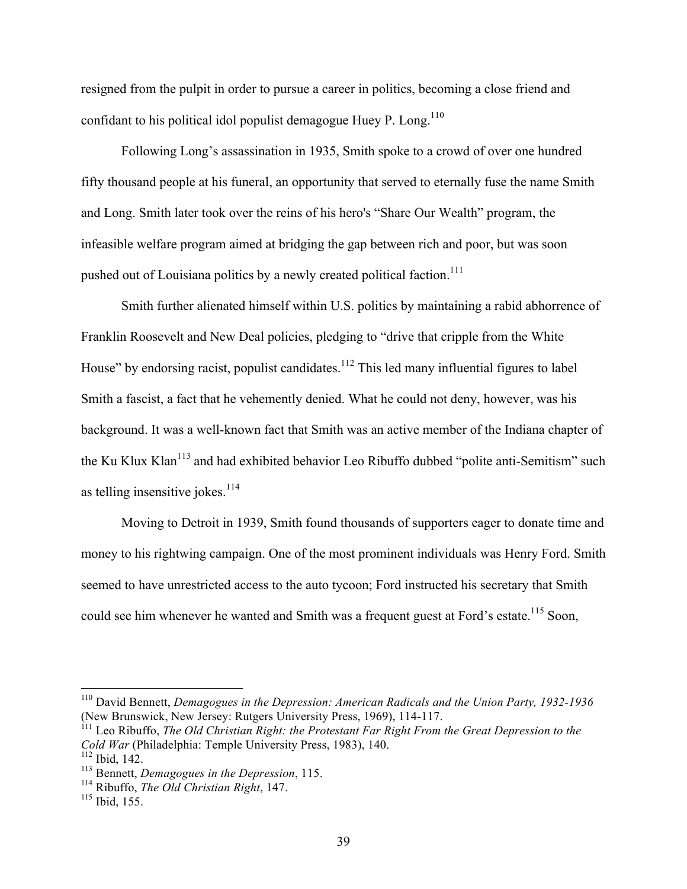resigned from the pulpit in order to pursue a career in politics, becoming a close friend and confidant to his political idol populist demagogue Huey P. Long.[110]

Following Long's assassination in 1935, Smith spoke to a crowd of over one hundred fifty thousand people at his funeral, an opportunity that served to eternally fuse the name Smith and Long. Smith later took over the reins of his hero's "Share Our Wealth" program, the infeasible welfare program aimed at bridging the gap between rich and poor, but was soon pushed out of Louisiana politics by a newly created political faction.[111]

Smith further alienated himself within U.S. politics by maintaining a rabid abhorrence of Franklin Roosevelt and New Deal policies, pledging to "drive that cripple from the White House" by endorsing racist, populist candidates.[112] This led many influential figures to label Smith a fascist, a fact that he vehemently denied. What he could not deny, however, was his background. It was a well-known fact that Smith was an active member of the Indiana chapter of the Ku Klux Klan[113] and had exhibited behavior Leo Ribuffo dubbed "polite anti-Semitism" such as telling insensitive jokes.[114]

Moving to Detroit in 1939, Smith found thousands of supporters eager to donate time and money to his rightwing campaign. One of the most prominent individuals was Henry Ford. Smith seemed to have unrestricted access to the auto tycoon; Ford instructed his secretary that Smith could see him whenever he wanted and Smith was a frequent guest at Ford's estate.[115] Soon,

---

[110] David Bennett, *Demagogues in the Depression: American Radicals and the Union Party, 1932-1936* (New Brunswick, New Jersey: Rutgers University Press, 1969), 114-117.

[111] Leo Ribuffo, *The Old Christian Right: the Protestant Far Right From the Great Depression to the Cold War* (Philadelphia: Temple University Press, 1983), 140.

[112] Ibid, 142.

[113] Bennett, *Demagogues in the Depression*, 115.

[114] Ribuffo, *The Old Christian Right*, 147.

[115] Ibid, 155.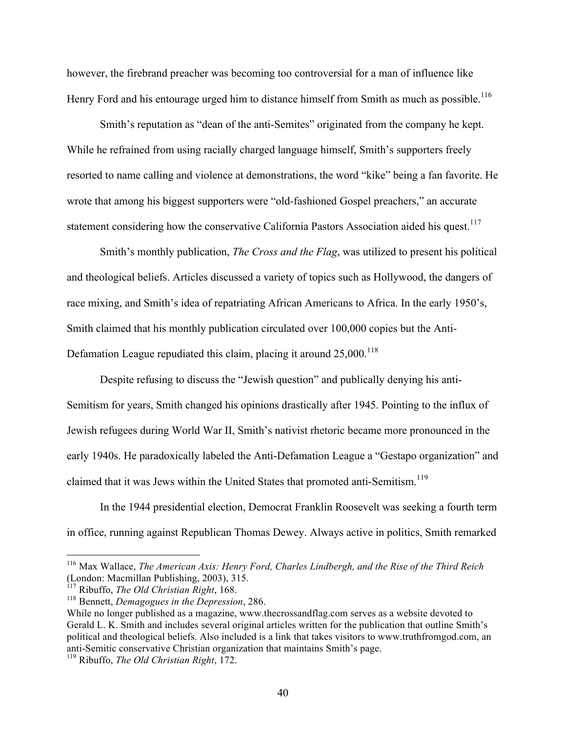however, the firebrand preacher was becoming too controversial for a man of influence like Henry Ford and his entourage urged him to distance himself from Smith as much as possible.[116]

Smith's reputation as "dean of the anti-Semites" originated from the company he kept. While he refrained from using racially charged language himself, Smith's supporters freely resorted to name calling and violence at demonstrations, the word "kike" being a fan favorite. He wrote that among his biggest supporters were "old-fashioned Gospel preachers," an accurate statement considering how the conservative California Pastors Association aided his quest.[117]

Smith's monthly publication, *The Cross and the Flag*, was utilized to present his political and theological beliefs. Articles discussed a variety of topics such as Hollywood, the dangers of race mixing, and Smith's idea of repatriating African Americans to Africa. In the early 1950's, Smith claimed that his monthly publication circulated over 100,000 copies but the Anti-Defamation League repudiated this claim, placing it around 25,000.[118]

Despite refusing to discuss the "Jewish question" and publically denying his anti-Semitism for years, Smith changed his opinions drastically after 1945. Pointing to the influx of Jewish refugees during World War II, Smith's nativist rhetoric became more pronounced in the early 1940s. He paradoxically labeled the Anti-Defamation League a "Gestapo organization" and claimed that it was Jews within the United States that promoted anti-Semitism.[119]

In the 1944 presidential election, Democrat Franklin Roosevelt was seeking a fourth term in office, running against Republican Thomas Dewey. Always active in politics, Smith remarked

---

[116] Max Wallace, *The American Axis: Henry Ford, Charles Lindbergh, and the Rise of the Third Reich* (London: Macmillan Publishing, 2003), 315.

[117] Ribuffo, *The Old Christian Right*, 168.

[118] Bennett, *Demagogues in the Depression*, 286.

While no longer published as a magazine, www.thecrossandflag.com serves as a website devoted to Gerald L. K. Smith and includes several original articles written for the publication that outline Smith's political and theological beliefs. Also included is a link that takes visitors to www.truthfromgod.com, an anti-Semitic conservative Christian organization that maintains Smith's page.

[119] Ribuffo, *The Old Christian Right*, 172.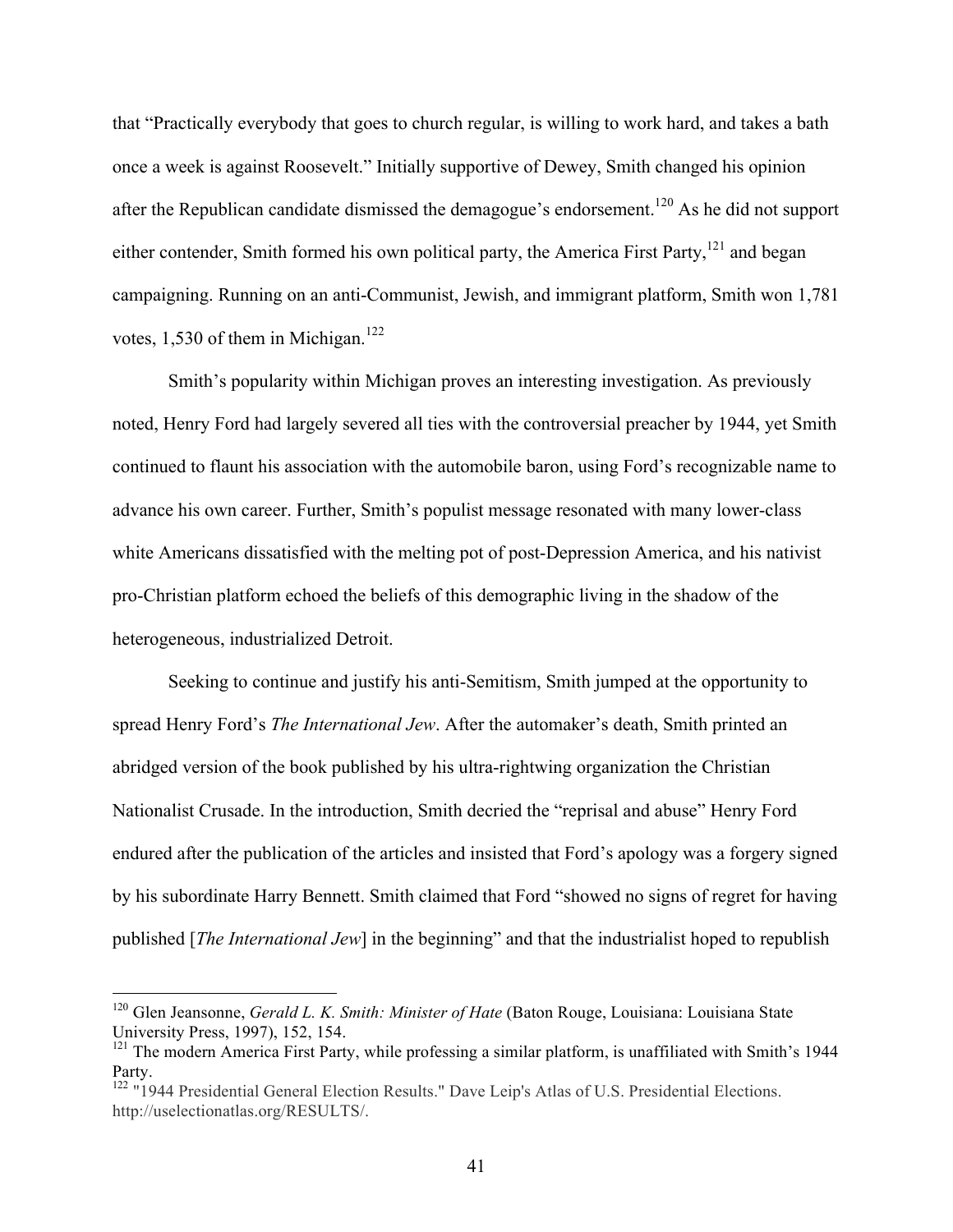that "Practically everybody that goes to church regular, is willing to work hard, and takes a bath once a week is against Roosevelt." Initially supportive of Dewey, Smith changed his opinion after the Republican candidate dismissed the demagogue's endorsement.[120] As he did not support either contender, Smith formed his own political party, the America First Party,[121] and began campaigning. Running on an anti-Communist, Jewish, and immigrant platform, Smith won 1,781 votes, 1,530 of them in Michigan.[122]

Smith's popularity within Michigan proves an interesting investigation. As previously noted, Henry Ford had largely severed all ties with the controversial preacher by 1944, yet Smith continued to flaunt his association with the automobile baron, using Ford's recognizable name to advance his own career. Further, Smith's populist message resonated with many lower-class white Americans dissatisfied with the melting pot of post-Depression America, and his nativist pro-Christian platform echoed the beliefs of this demographic living in the shadow of the heterogeneous, industrialized Detroit.

Seeking to continue and justify his anti-Semitism, Smith jumped at the opportunity to spread Henry Ford's *The International Jew*. After the automaker's death, Smith printed an abridged version of the book published by his ultra-rightwing organization the Christian Nationalist Crusade. In the introduction, Smith decried the "reprisal and abuse" Henry Ford endured after the publication of the articles and insisted that Ford's apology was a forgery signed by his subordinate Harry Bennett. Smith claimed that Ford "showed no signs of regret for having published [*The International Jew*] in the beginning" and that the industrialist hoped to republish

---

[120] Glen Jeansonne, *Gerald L. K. Smith: Minister of Hate* (Baton Rouge, Louisiana: Louisiana State University Press, 1997), 152, 154.

[121] The modern America First Party, while professing a similar platform, is unaffiliated with Smith's 1944 Party.

[122] "1944 Presidential General Election Results." Dave Leip's Atlas of U.S. Presidential Elections. http://uselectionatlas.org/RESULTS/.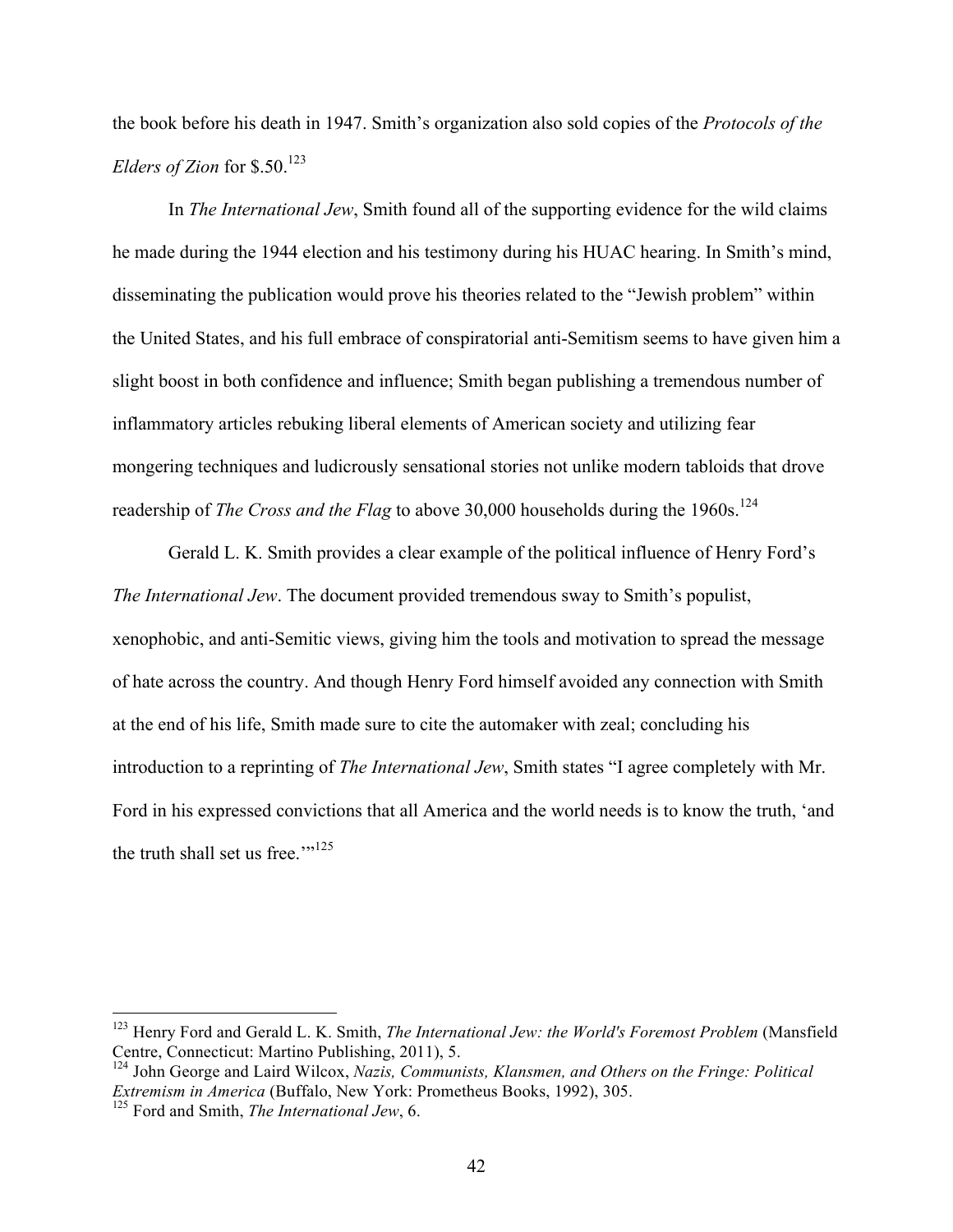the book before his death in 1947. Smith's organization also sold copies of the *Protocols of the Elders of Zion* for $.50.[123]

In *The International Jew*, Smith found all of the supporting evidence for the wild claims he made during the 1944 election and his testimony during his HUAC hearing. In Smith's mind, disseminating the publication would prove his theories related to the "Jewish problem" within the United States, and his full embrace of conspiratorial anti-Semitism seems to have given him a slight boost in both confidence and influence; Smith began publishing a tremendous number of inflammatory articles rebuking liberal elements of American society and utilizing fear mongering techniques and ludicrously sensational stories not unlike modern tabloids that drove readership of *The Cross and the Flag* to above 30,000 households during the 1960s.[124]

Gerald L. K. Smith provides a clear example of the political influence of Henry Ford's *The International Jew*. The document provided tremendous sway to Smith's populist, xenophobic, and anti-Semitic views, giving him the tools and motivation to spread the message of hate across the country. And though Henry Ford himself avoided any connection with Smith at the end of his life, Smith made sure to cite the automaker with zeal; concluding his introduction to a reprinting of *The International Jew*, Smith states "I agree completely with Mr. Ford in his expressed convictions that all America and the world needs is to know the truth, 'and the truth shall set us free.'"[125]

---

[123] Henry Ford and Gerald L. K. Smith, *The International Jew: the World's Foremost Problem* (Mansfield Centre, Connecticut: Martino Publishing, 2011), 5.

[124] John George and Laird Wilcox, *Nazis, Communists, Klansmen, and Others on the Fringe: Political Extremism in America* (Buffalo, New York: Prometheus Books, 1992), 305.

[125] Ford and Smith, *The International Jew*, 6.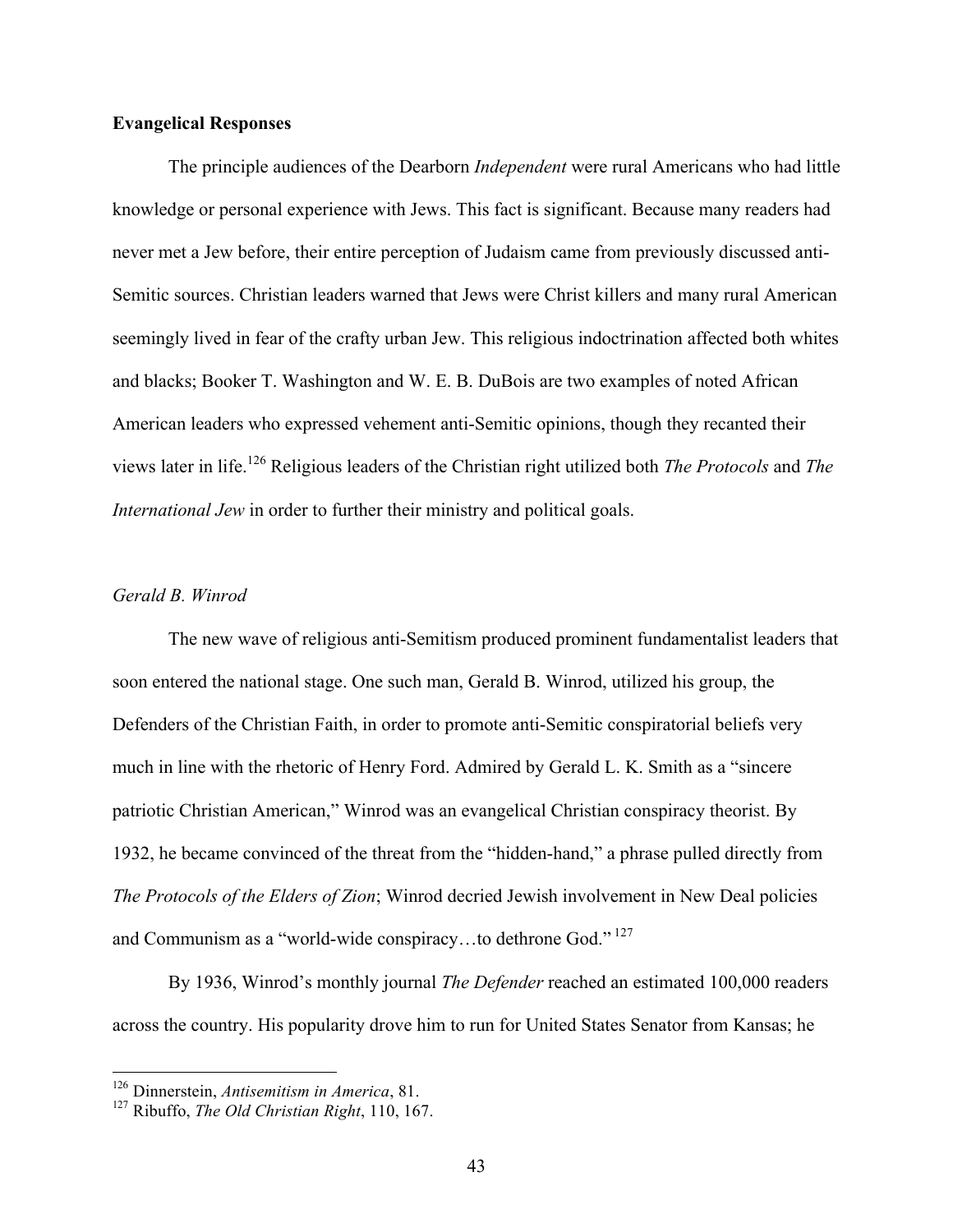**Evangelical Responses**

The principle audiences of the Dearborn *Independent* were rural Americans who had little knowledge or personal experience with Jews. This fact is significant. Because many readers had never met a Jew before, their entire perception of Judaism came from previously discussed anti-Semitic sources. Christian leaders warned that Jews were Christ killers and many rural American seemingly lived in fear of the crafty urban Jew. This religious indoctrination affected both whites and blacks; Booker T. Washington and W. E. B. DuBois are two examples of noted African American leaders who expressed vehement anti-Semitic opinions, though they recanted their views later in life.[126] Religious leaders of the Christian right utilized both *The Protocols* and *The International Jew* in order to further their ministry and political goals.

*Gerald B. Winrod*

The new wave of religious anti-Semitism produced prominent fundamentalist leaders that soon entered the national stage. One such man, Gerald B. Winrod, utilized his group, the Defenders of the Christian Faith, in order to promote anti-Semitic conspiratorial beliefs very much in line with the rhetoric of Henry Ford. Admired by Gerald L. K. Smith as a "sincere patriotic Christian American," Winrod was an evangelical Christian conspiracy theorist. By 1932, he became convinced of the threat from the "hidden-hand," a phrase pulled directly from *The Protocols of the Elders of Zion*; Winrod decried Jewish involvement in New Deal policies and Communism as a "world-wide conspiracy…to dethrone God."[127]

By 1936, Winrod's monthly journal *The Defender* reached an estimated 100,000 readers across the country. His popularity drove him to run for United States Senator from Kansas; he

[126] Dinnerstein, *Antisemitism in America*, 81.
[127] Ribuffo, *The Old Christian Right*, 110, 167.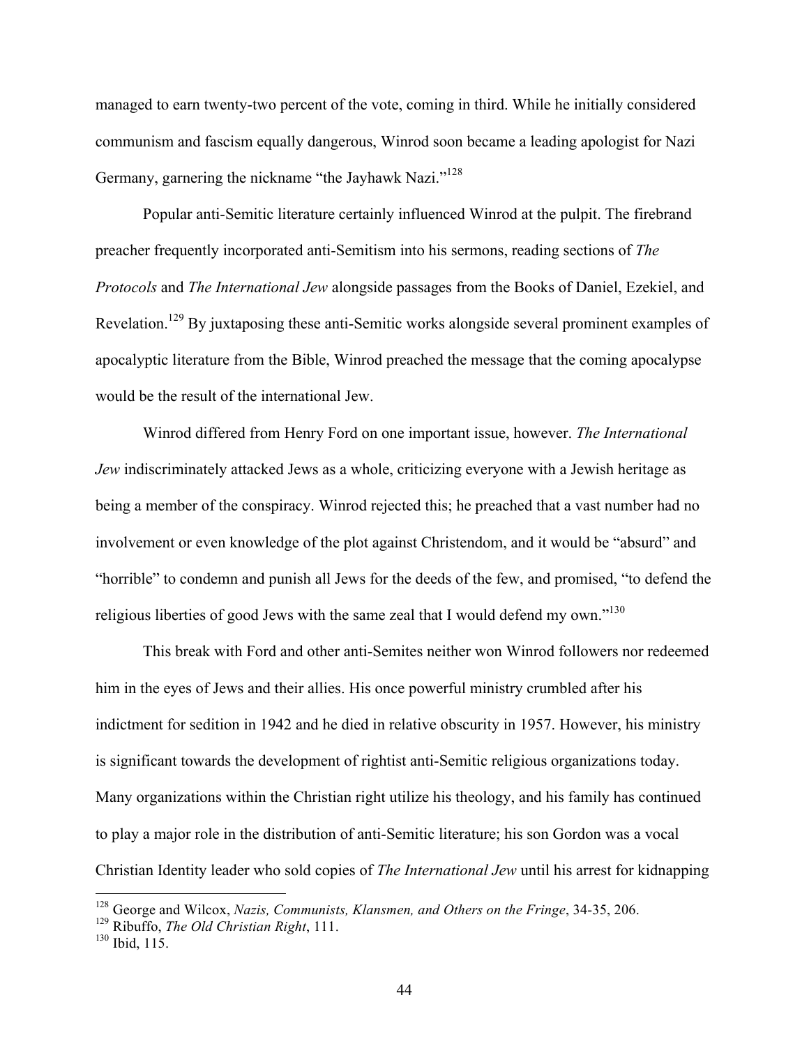managed to earn twenty-two percent of the vote, coming in third. While he initially considered communism and fascism equally dangerous, Winrod soon became a leading apologist for Nazi Germany, garnering the nickname "the Jayhawk Nazi."[128]

Popular anti-Semitic literature certainly influenced Winrod at the pulpit. The firebrand preacher frequently incorporated anti-Semitism into his sermons, reading sections of *The Protocols* and *The International Jew* alongside passages from the Books of Daniel, Ezekiel, and Revelation.[129] By juxtaposing these anti-Semitic works alongside several prominent examples of apocalyptic literature from the Bible, Winrod preached the message that the coming apocalypse would be the result of the international Jew.

Winrod differed from Henry Ford on one important issue, however. *The International Jew* indiscriminately attacked Jews as a whole, criticizing everyone with a Jewish heritage as being a member of the conspiracy. Winrod rejected this; he preached that a vast number had no involvement or even knowledge of the plot against Christendom, and it would be "absurd" and "horrible" to condemn and punish all Jews for the deeds of the few, and promised, "to defend the religious liberties of good Jews with the same zeal that I would defend my own."[130]

This break with Ford and other anti-Semites neither won Winrod followers nor redeemed him in the eyes of Jews and their allies. His once powerful ministry crumbled after his indictment for sedition in 1942 and he died in relative obscurity in 1957. However, his ministry is significant towards the development of rightist anti-Semitic religious organizations today. Many organizations within the Christian right utilize his theology, and his family has continued to play a major role in the distribution of anti-Semitic literature; his son Gordon was a vocal Christian Identity leader who sold copies of *The International Jew* until his arrest for kidnapping

---

[128] George and Wilcox, *Nazis, Communists, Klansmen, and Others on the Fringe*, 34-35, 206.

[129] Ribuffo, *The Old Christian Right*, 111.

[130] Ibid, 115.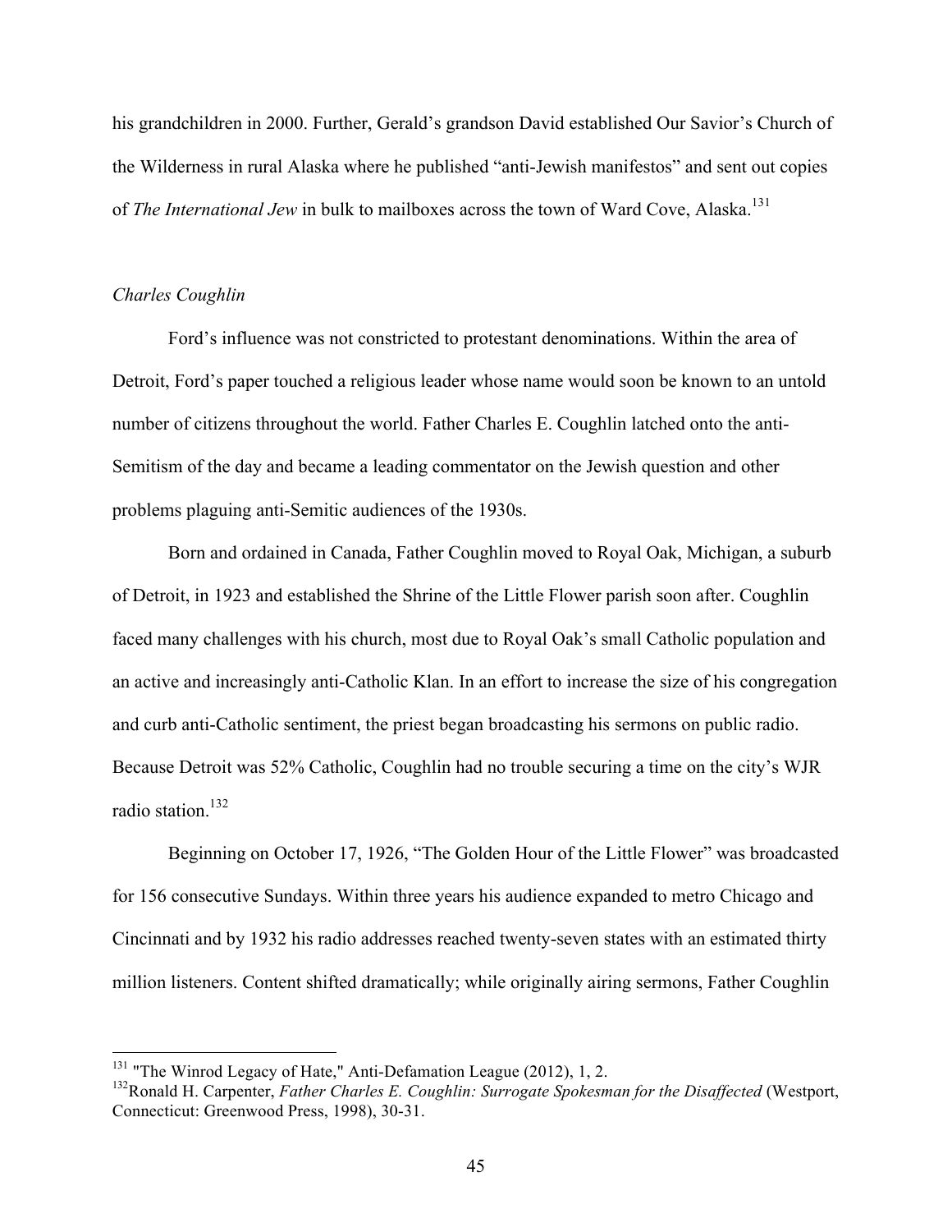his grandchildren in 2000. Further, Gerald's grandson David established Our Savior's Church of the Wilderness in rural Alaska where he published "anti-Jewish manifestos" and sent out copies of *The International Jew* in bulk to mailboxes across the town of Ward Cove, Alaska.[131]

### *Charles Coughlin*

Ford's influence was not constricted to protestant denominations. Within the area of Detroit, Ford's paper touched a religious leader whose name would soon be known to an untold number of citizens throughout the world. Father Charles E. Coughlin latched onto the anti-Semitism of the day and became a leading commentator on the Jewish question and other problems plaguing anti-Semitic audiences of the 1930s.

Born and ordained in Canada, Father Coughlin moved to Royal Oak, Michigan, a suburb of Detroit, in 1923 and established the Shrine of the Little Flower parish soon after. Coughlin faced many challenges with his church, most due to Royal Oak's small Catholic population and an active and increasingly anti-Catholic Klan. In an effort to increase the size of his congregation and curb anti-Catholic sentiment, the priest began broadcasting his sermons on public radio. Because Detroit was 52% Catholic, Coughlin had no trouble securing a time on the city's WJR radio station.[132]

Beginning on October 17, 1926, "The Golden Hour of the Little Flower" was broadcasted for 156 consecutive Sundays. Within three years his audience expanded to metro Chicago and Cincinnati and by 1932 his radio addresses reached twenty-seven states with an estimated thirty million listeners. Content shifted dramatically; while originally airing sermons, Father Coughlin

---

[131] "The Winrod Legacy of Hate," Anti-Defamation League (2012), 1, 2.

[132] Ronald H. Carpenter, *Father Charles E. Coughlin: Surrogate Spokesman for the Disaffected* (Westport, Connecticut: Greenwood Press, 1998), 30-31.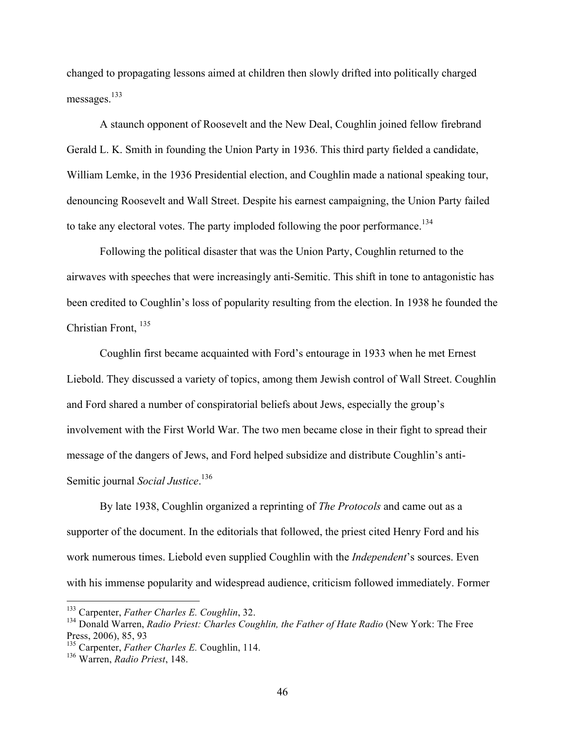changed to propagating lessons aimed at children then slowly drifted into politically charged messages.[133]

A staunch opponent of Roosevelt and the New Deal, Coughlin joined fellow firebrand Gerald L. K. Smith in founding the Union Party in 1936. This third party fielded a candidate, William Lemke, in the 1936 Presidential election, and Coughlin made a national speaking tour, denouncing Roosevelt and Wall Street. Despite his earnest campaigning, the Union Party failed to take any electoral votes. The party imploded following the poor performance.[134]

Following the political disaster that was the Union Party, Coughlin returned to the airwaves with speeches that were increasingly anti-Semitic. This shift in tone to antagonistic has been credited to Coughlin's loss of popularity resulting from the election. In 1938 he founded the Christian Front, [135]

Coughlin first became acquainted with Ford's entourage in 1933 when he met Ernest Liebold. They discussed a variety of topics, among them Jewish control of Wall Street. Coughlin and Ford shared a number of conspiratorial beliefs about Jews, especially the group's involvement with the First World War. The two men became close in their fight to spread their message of the dangers of Jews, and Ford helped subsidize and distribute Coughlin's anti-Semitic journal *Social Justice*.[136]

By late 1938, Coughlin organized a reprinting of *The Protocols* and came out as a supporter of the document. In the editorials that followed, the priest cited Henry Ford and his work numerous times. Liebold even supplied Coughlin with the *Independent*'s sources. Even with his immense popularity and widespread audience, criticism followed immediately. Former

---

[133] Carpenter, *Father Charles E. Coughlin*, 32.

[134] Donald Warren, *Radio Priest: Charles Coughlin, the Father of Hate Radio* (New York: The Free Press, 2006), 85, 93

[135] Carpenter, *Father Charles E.* Coughlin, 114.

[136] Warren, *Radio Priest*, 148.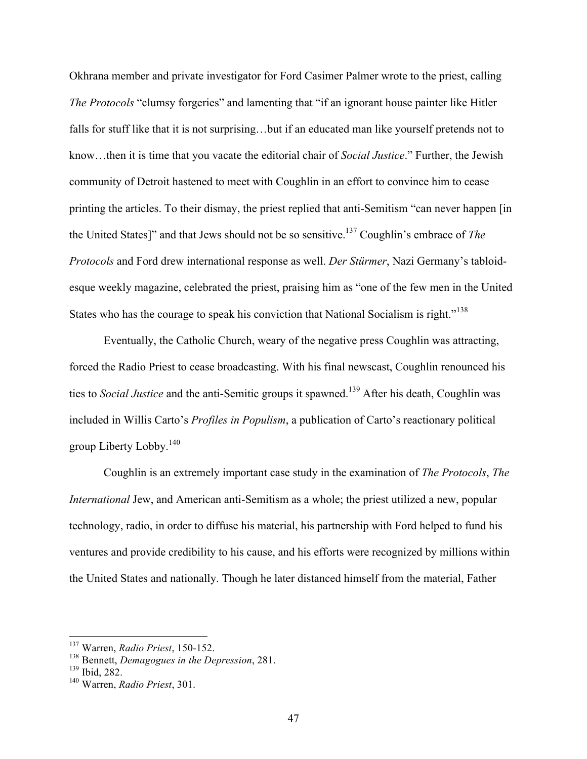Okhrana member and private investigator for Ford Casimer Palmer wrote to the priest, calling *The Protocols* "clumsy forgeries" and lamenting that "if an ignorant house painter like Hitler falls for stuff like that it is not surprising…but if an educated man like yourself pretends not to know…then it is time that you vacate the editorial chair of *Social Justice*." Further, the Jewish community of Detroit hastened to meet with Coughlin in an effort to convince him to cease printing the articles. To their dismay, the priest replied that anti-Semitism "can never happen [in the United States]" and that Jews should not be so sensitive.[137] Coughlin's embrace of *The Protocols* and Ford drew international response as well. *Der Stürmer*, Nazi Germany's tabloid-esque weekly magazine, celebrated the priest, praising him as "one of the few men in the United States who has the courage to speak his conviction that National Socialism is right."[138]

Eventually, the Catholic Church, weary of the negative press Coughlin was attracting, forced the Radio Priest to cease broadcasting. With his final newscast, Coughlin renounced his ties to *Social Justice* and the anti-Semitic groups it spawned.[139] After his death, Coughlin was included in Willis Carto's *Profiles in Populism*, a publication of Carto's reactionary political group Liberty Lobby.[140]

Coughlin is an extremely important case study in the examination of *The Protocols*, *The International* Jew, and American anti-Semitism as a whole; the priest utilized a new, popular technology, radio, in order to diffuse his material, his partnership with Ford helped to fund his ventures and provide credibility to his cause, and his efforts were recognized by millions within the United States and nationally. Though he later distanced himself from the material, Father

---

[137] Warren, *Radio Priest*, 150-152.

[138] Bennett, *Demagogues in the Depression*, 281.

[139] Ibid, 282.

[140] Warren, *Radio Priest*, 301.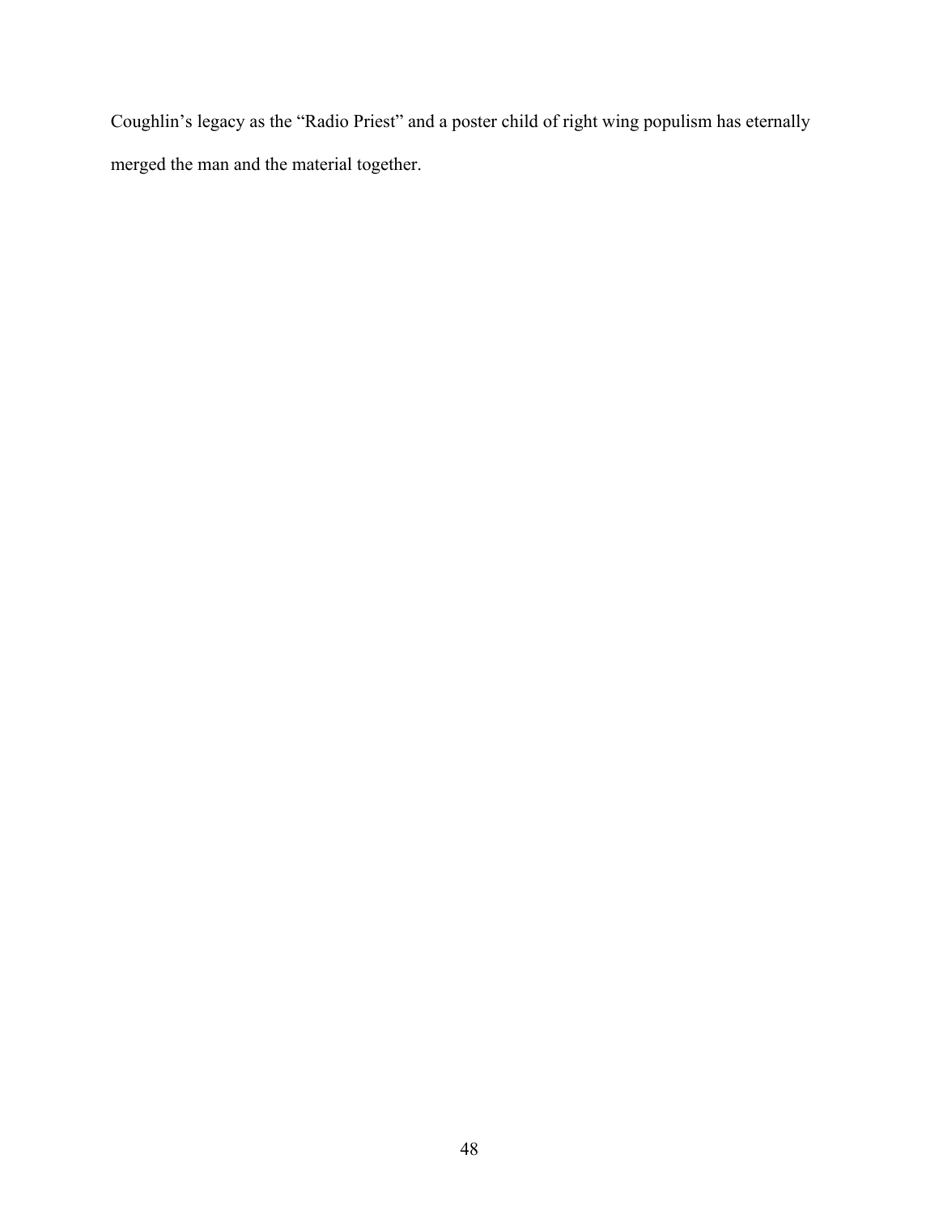Coughlin’s legacy as the “Radio Priest” and a poster child of right wing populism has eternally merged the man and the material together.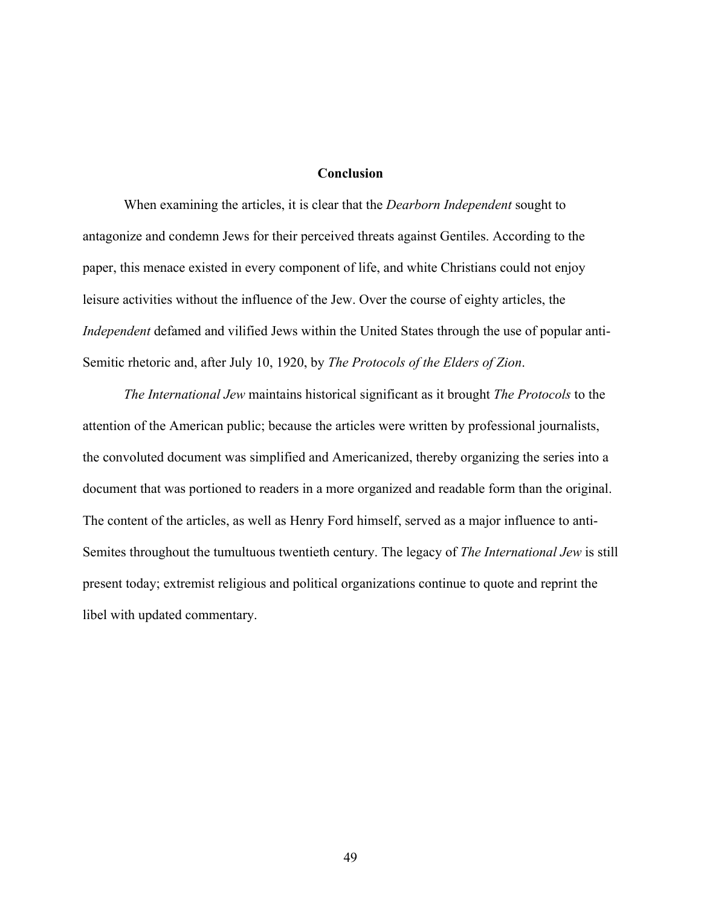## Conclusion

When examining the articles, it is clear that the *Dearborn Independent* sought to antagonize and condemn Jews for their perceived threats against Gentiles. According to the paper, this menace existed in every component of life, and white Christians could not enjoy leisure activities without the influence of the Jew. Over the course of eighty articles, the *Independent* defamed and vilified Jews within the United States through the use of popular anti-Semitic rhetoric and, after July 10, 1920, by *The Protocols of the Elders of Zion*.

*The International Jew* maintains historical significant as it brought *The Protocols* to the attention of the American public; because the articles were written by professional journalists, the convoluted document was simplified and Americanized, thereby organizing the series into a document that was portioned to readers in a more organized and readable form than the original. The content of the articles, as well as Henry Ford himself, served as a major influence to anti-Semites throughout the tumultuous twentieth century. The legacy of *The International Jew* is still present today; extremist religious and political organizations continue to quote and reprint the libel with updated commentary.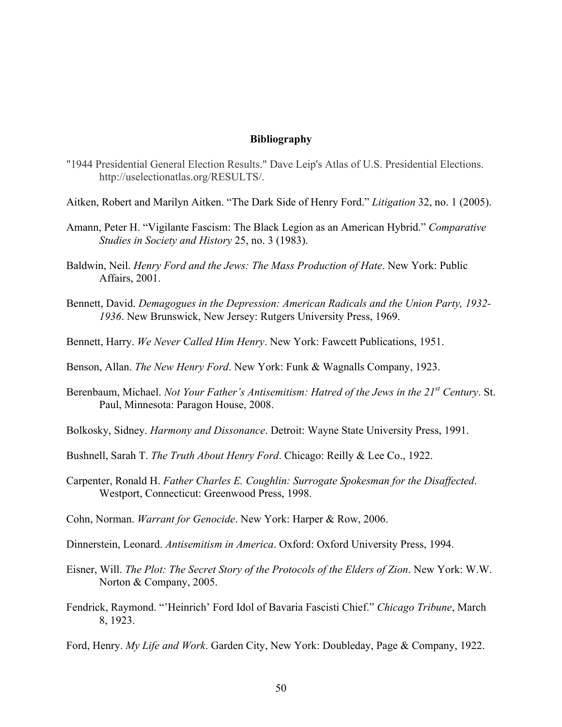# Bibliography

"1944 Presidential General Election Results." Dave Leip's Atlas of U.S. Presidential Elections. http://uselectionatlas.org/RESULTS/.

Aitken, Robert and Marilyn Aitken. "The Dark Side of Henry Ford." *Litigation* 32, no. 1 (2005).

Amann, Peter H. "Vigilante Fascism: The Black Legion as an American Hybrid." *Comparative Studies in Society and History* 25, no. 3 (1983).

Baldwin, Neil. *Henry Ford and the Jews: The Mass Production of Hate*. New York: Public Affairs, 2001.

Bennett, David. *Demagogues in the Depression: American Radicals and the Union Party, 1932-1936*. New Brunswick, New Jersey: Rutgers University Press, 1969.

Bennett, Harry. *We Never Called Him Henry*. New York: Fawcett Publications, 1951.

Benson, Allan. *The New Henry Ford*. New York: Funk & Wagnalls Company, 1923.

Berenbaum, Michael. *Not Your Father's Antisemitism: Hatred of the Jews in the 21st Century*. St. Paul, Minnesota: Paragon House, 2008.

Bolkosky, Sidney. *Harmony and Dissonance*. Detroit: Wayne State University Press, 1991.

Bushnell, Sarah T. *The Truth About Henry Ford*. Chicago: Reilly & Lee Co., 1922.

Carpenter, Ronald H. *Father Charles E. Coughlin: Surrogate Spokesman for the Disaffected*. Westport, Connecticut: Greenwood Press, 1998.

Cohn, Norman. *Warrant for Genocide*. New York: Harper & Row, 2006.

Dinnerstein, Leonard. *Antisemitism in America*. Oxford: Oxford University Press, 1994.

Eisner, Will. *The Plot: The Secret Story of the Protocols of the Elders of Zion*. New York: W.W. Norton & Company, 2005.

Fendrick, Raymond. "'Heinrich' Ford Idol of Bavaria Fascisti Chief." *Chicago Tribune*, March 8, 1923.

Ford, Henry. *My Life and Work*. Garden City, New York: Doubleday, Page & Company, 1922.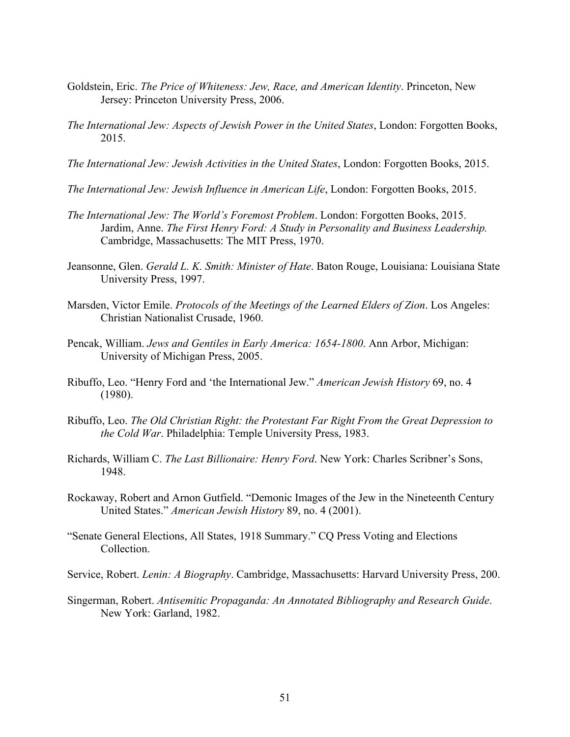Goldstein, Eric. *The Price of Whiteness: Jew, Race, and American Identity*. Princeton, New Jersey: Princeton University Press, 2006.

*The International Jew: Aspects of Jewish Power in the United States*, London: Forgotten Books, 2015.

*The International Jew: Jewish Activities in the United States*, London: Forgotten Books, 2015.

*The International Jew: Jewish Influence in American Life*, London: Forgotten Books, 2015.

*The International Jew: The World's Foremost Problem*. London: Forgotten Books, 2015. Jardim, Anne. *The First Henry Ford: A Study in Personality and Business Leadership.* Cambridge, Massachusetts: The MIT Press, 1970.

Jeansonne, Glen. *Gerald L. K. Smith: Minister of Hate*. Baton Rouge, Louisiana: Louisiana State University Press, 1997.

Marsden, Victor Emile. *Protocols of the Meetings of the Learned Elders of Zion*. Los Angeles: Christian Nationalist Crusade, 1960.

Pencak, William. *Jews and Gentiles in Early America: 1654-1800*. Ann Arbor, Michigan: University of Michigan Press, 2005.

Ribuffo, Leo. "Henry Ford and 'the International Jew." *American Jewish History* 69, no. 4 (1980).

Ribuffo, Leo. *The Old Christian Right: the Protestant Far Right From the Great Depression to the Cold War*. Philadelphia: Temple University Press, 1983.

Richards, William C. *The Last Billionaire: Henry Ford*. New York: Charles Scribner's Sons, 1948.

Rockaway, Robert and Arnon Gutfield. "Demonic Images of the Jew in the Nineteenth Century United States." *American Jewish History* 89, no. 4 (2001).

"Senate General Elections, All States, 1918 Summary." CQ Press Voting and Elections Collection.

Service, Robert. *Lenin: A Biography*. Cambridge, Massachusetts: Harvard University Press, 200.

Singerman, Robert. *Antisemitic Propaganda: An Annotated Bibliography and Research Guide*. New York: Garland, 1982.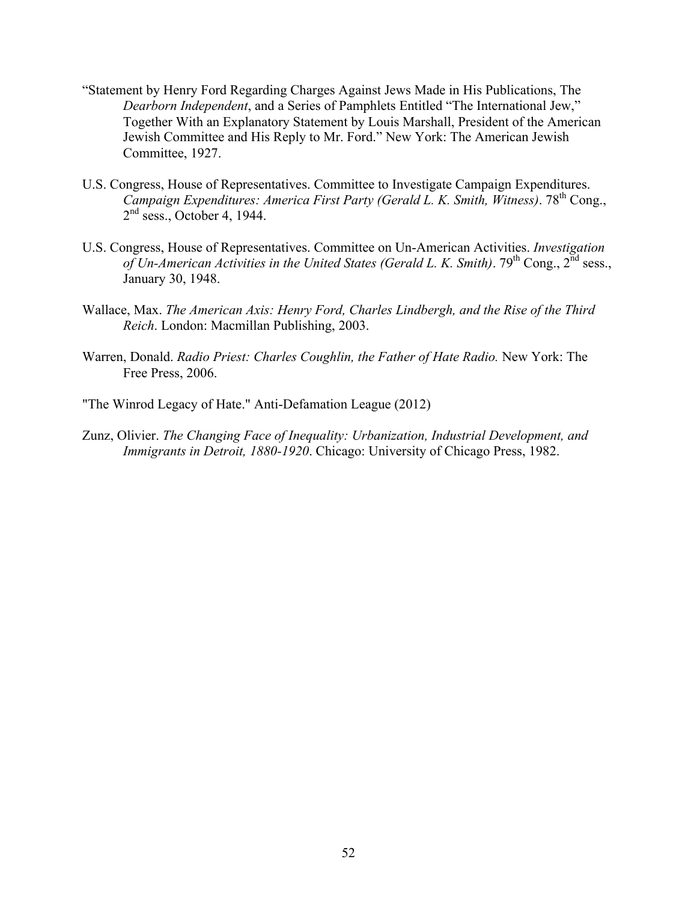"Statement by Henry Ford Regarding Charges Against Jews Made in His Publications, The *Dearborn Independent*, and a Series of Pamphlets Entitled "The International Jew," Together With an Explanatory Statement by Louis Marshall, President of the American Jewish Committee and His Reply to Mr. Ford." New York: The American Jewish Committee, 1927.

U.S. Congress, House of Representatives. Committee to Investigate Campaign Expenditures. *Campaign Expenditures: America First Party (Gerald L. K. Smith, Witness)*. 78th Cong., 2nd sess., October 4, 1944.

U.S. Congress, House of Representatives. Committee on Un-American Activities. *Investigation of Un-American Activities in the United States (Gerald L. K. Smith)*. 79th Cong., 2nd sess., January 30, 1948.

Wallace, Max. *The American Axis: Henry Ford, Charles Lindbergh, and the Rise of the Third Reich*. London: Macmillan Publishing, 2003.

Warren, Donald. *Radio Priest: Charles Coughlin, the Father of Hate Radio.* New York: The Free Press, 2006.

"The Winrod Legacy of Hate." Anti-Defamation League (2012)

Zunz, Olivier. *The Changing Face of Inequality: Urbanization, Industrial Development, and Immigrants in Detroit, 1880-1920*. Chicago: University of Chicago Press, 1982.